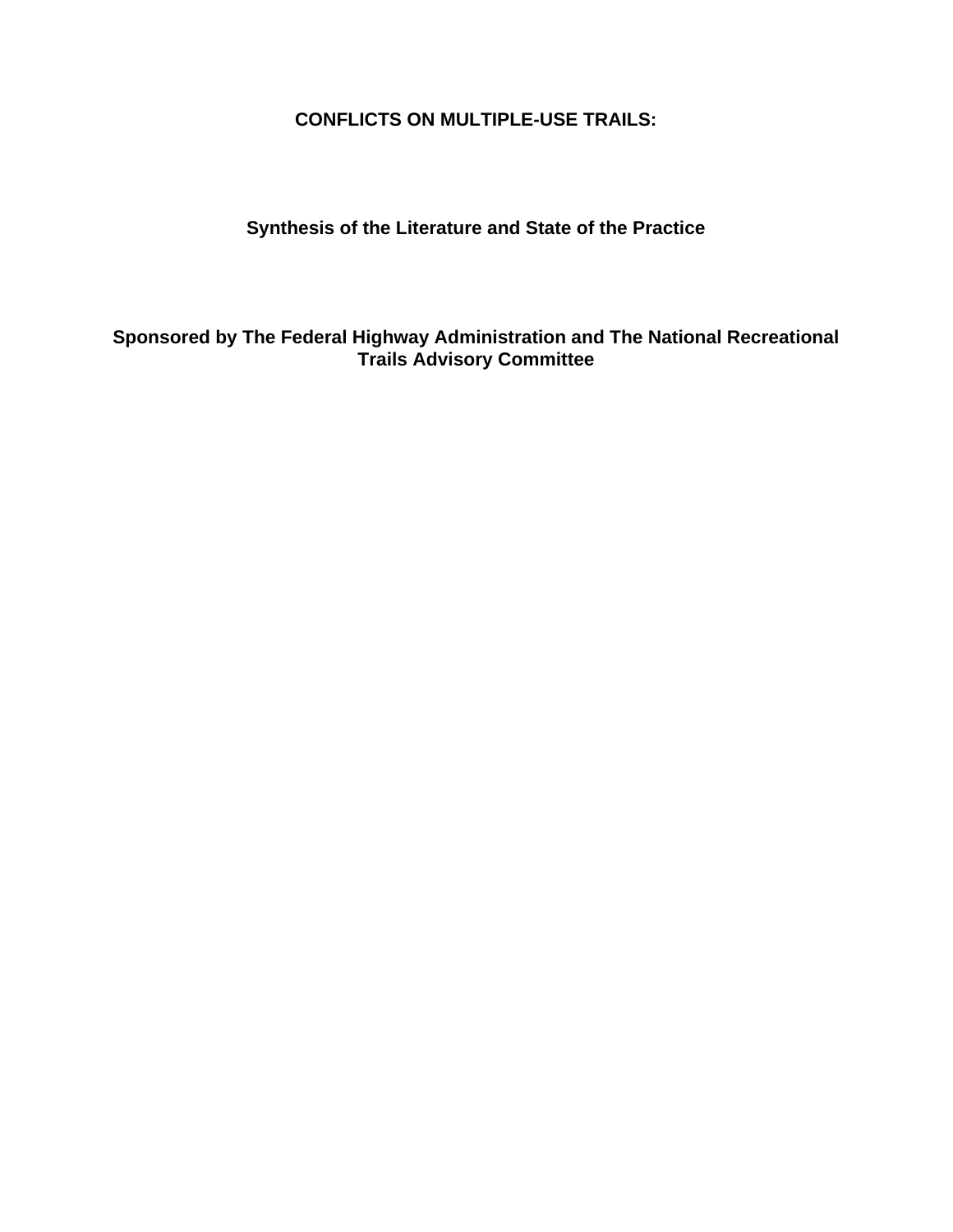# CONFLICTS ON MULTIPLE-USE TRAILS:

## Synthesis of the Literature and State of the Practice

### Sponsored by The Federal Highway Administration and The National Recreational Trails Advisory Committee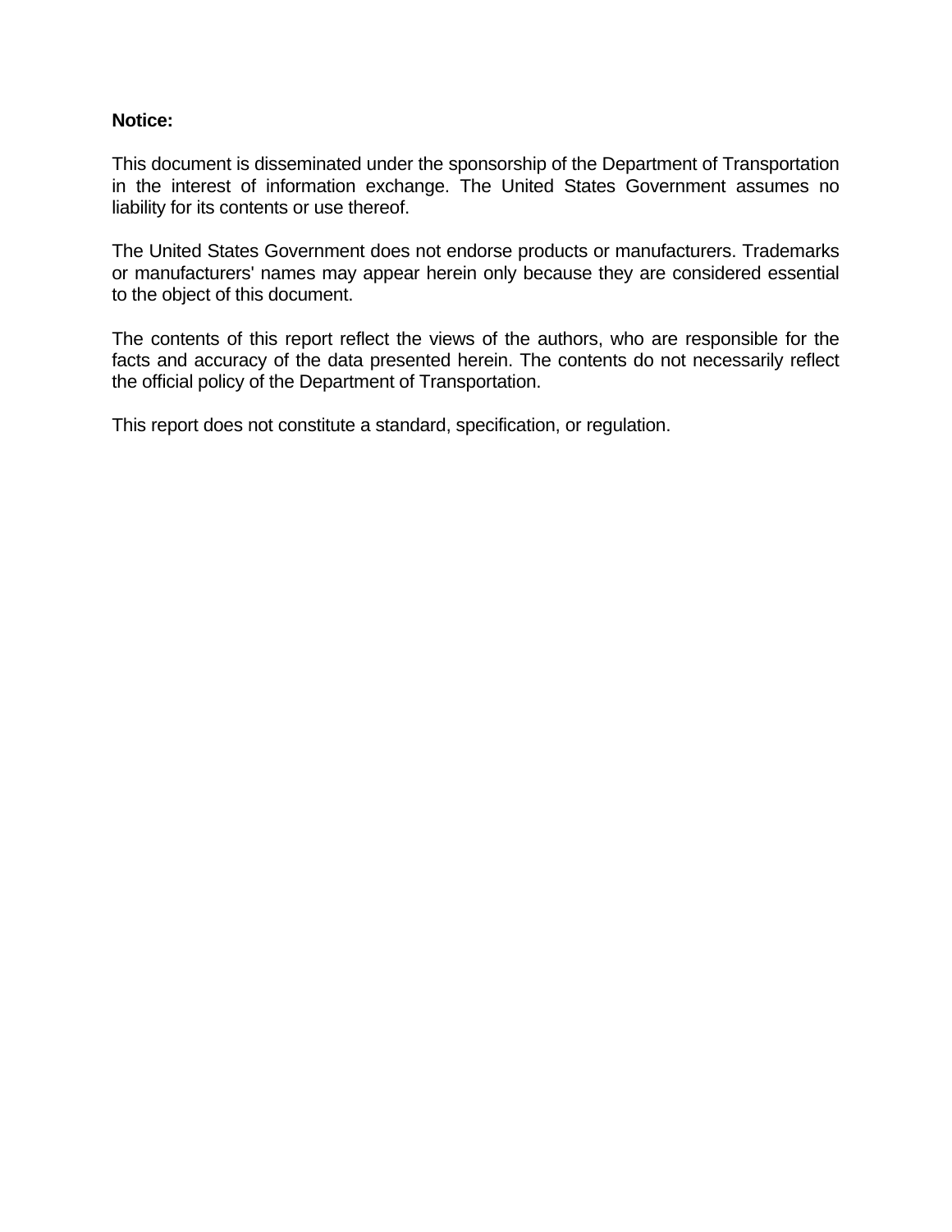**Notice:**

This document is disseminated under the sponsorship of the Department of Transportation in the interest of information exchange. The United States Government assumes no liability for its contents or use thereof.

The United States Government does not endorse products or manufacturers. Trademarks or manufacturers' names may appear herein only because they are considered essential to the object of this document.

The contents of this report reflect the views of the authors, who are responsible for the facts and accuracy of the data presented herein. The contents do not necessarily reflect the official policy of the Department of Transportation.

This report does not constitute a standard, specification, or regulation.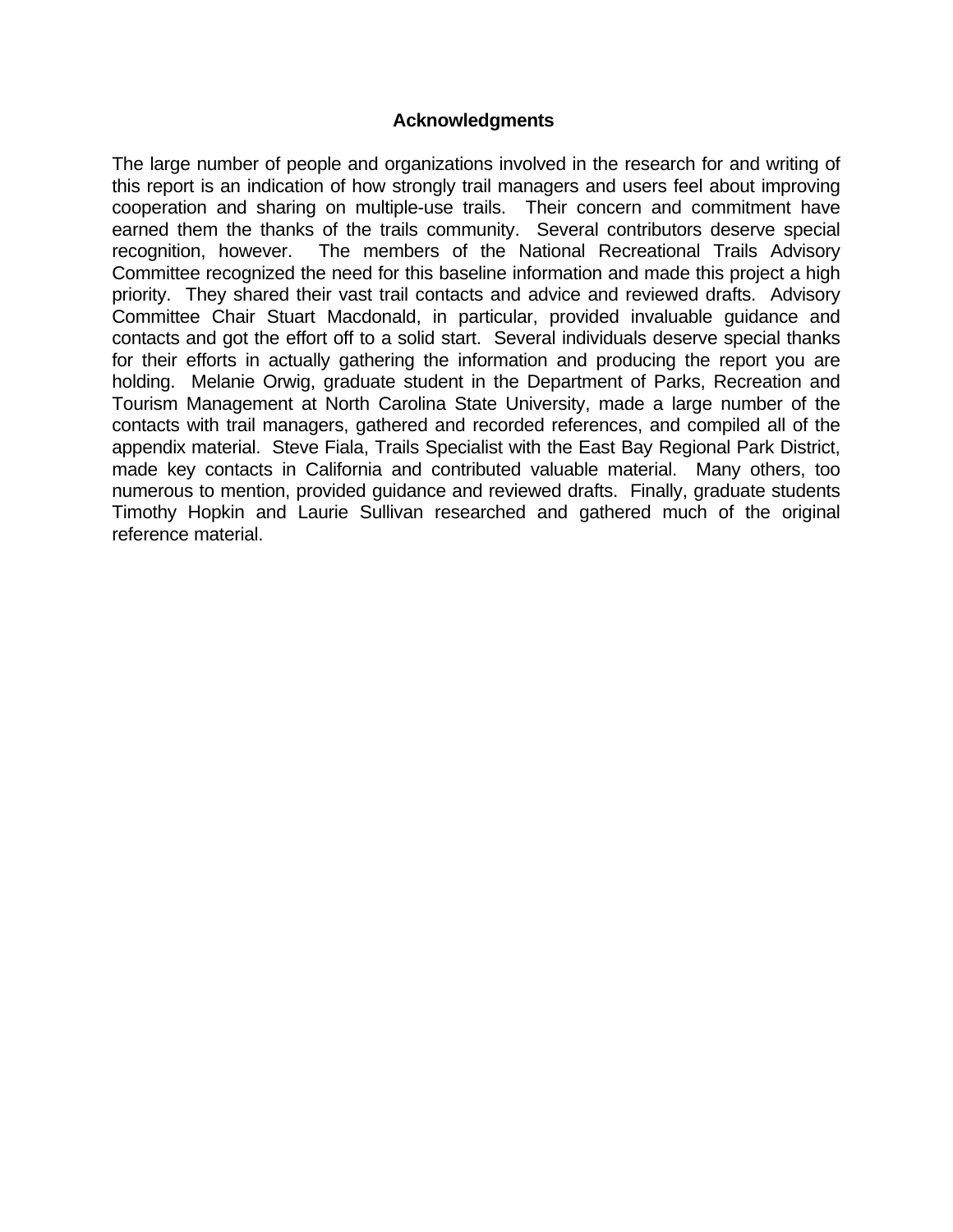# Acknowledgments

The large number of people and organizations involved in the research for and writing of this report is an indication of how strongly trail managers and users feel about improving cooperation and sharing on multiple-use trails. Their concern and commitment have earned them the thanks of the trails community. Several contributors deserve special recognition, however. The members of the National Recreational Trails Advisory Committee recognized the need for this baseline information and made this project a high priority. They shared their vast trail contacts and advice and reviewed drafts. Advisory Committee Chair Stuart Macdonald, in particular, provided invaluable guidance and contacts and got the effort off to a solid start. Several individuals deserve special thanks for their efforts in actually gathering the information and producing the report you are holding. Melanie Orwig, graduate student in the Department of Parks, Recreation and Tourism Management at North Carolina State University, made a large number of the contacts with trail managers, gathered and recorded references, and compiled all of the appendix material. Steve Fiala, Trails Specialist with the East Bay Regional Park District, made key contacts in California and contributed valuable material. Many others, too numerous to mention, provided guidance and reviewed drafts. Finally, graduate students Timothy Hopkin and Laurie Sullivan researched and gathered much of the original reference material.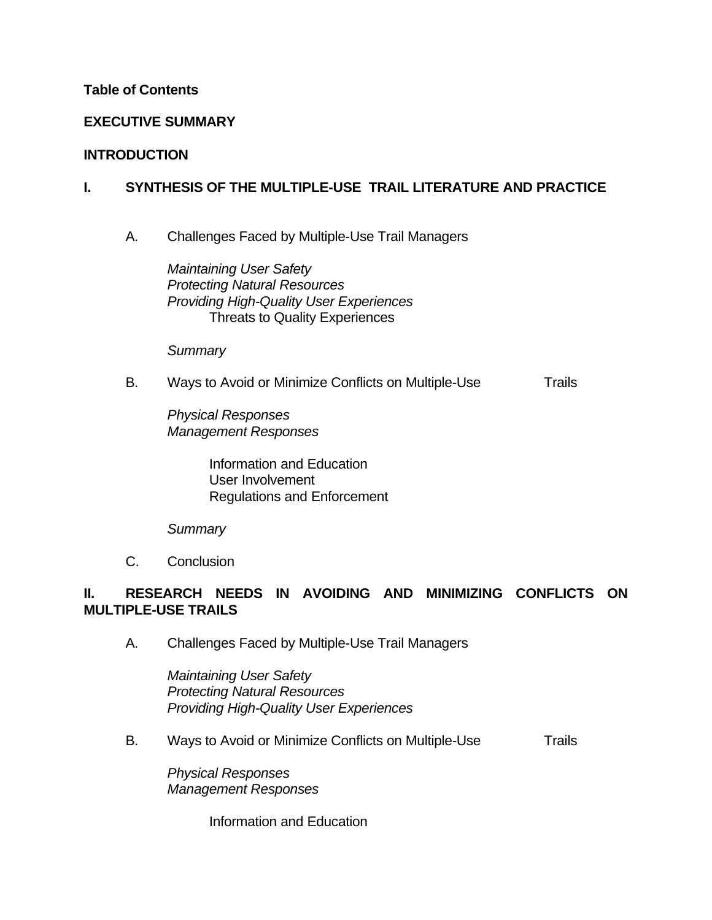**Table of Contents**

**EXECUTIVE SUMMARY**

**INTRODUCTION**

**I. SYNTHESIS OF THE MULTIPLE-USE TRAIL LITERATURE AND PRACTICE**

A. Challenges Faced by Multiple-Use Trail Managers

*Maintaining User Safety*
*Protecting Natural Resources*
*Providing High-Quality User Experiences*
Threats to Quality Experiences

*Summary*

B. Ways to Avoid or Minimize Conflicts on Multiple-Use Trails

*Physical Responses*
*Management Responses*

Information and Education
User Involvement
Regulations and Enforcement

*Summary*

C. Conclusion

**II. RESEARCH NEEDS IN AVOIDING AND MINIMIZING CONFLICTS ON MULTIPLE-USE TRAILS**

A. Challenges Faced by Multiple-Use Trail Managers

*Maintaining User Safety*
*Protecting Natural Resources*
*Providing High-Quality User Experiences*

B. Ways to Avoid or Minimize Conflicts on Multiple-Use Trails

*Physical Responses*
*Management Responses*

Information and Education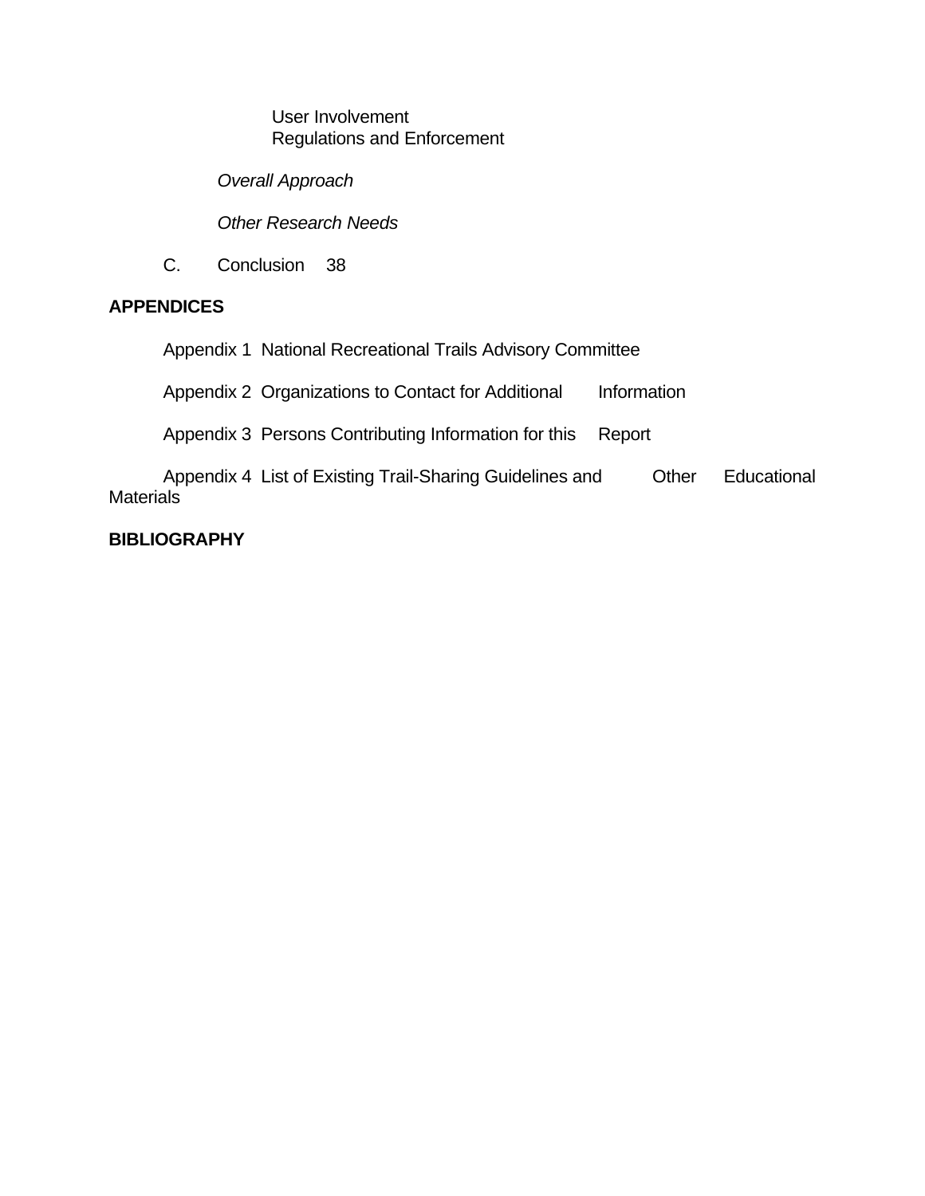User Involvement
Regulations and Enforcement

*Overall Approach*

*Other Research Needs*

C. Conclusion 38

**APPENDICES**

Appendix 1 National Recreational Trails Advisory Committee

Appendix 2 Organizations to Contact for Additional Information

Appendix 3 Persons Contributing Information for this Report

Appendix 4 List of Existing Trail-Sharing Guidelines and Other Educational Materials

**BIBLIOGRAPHY**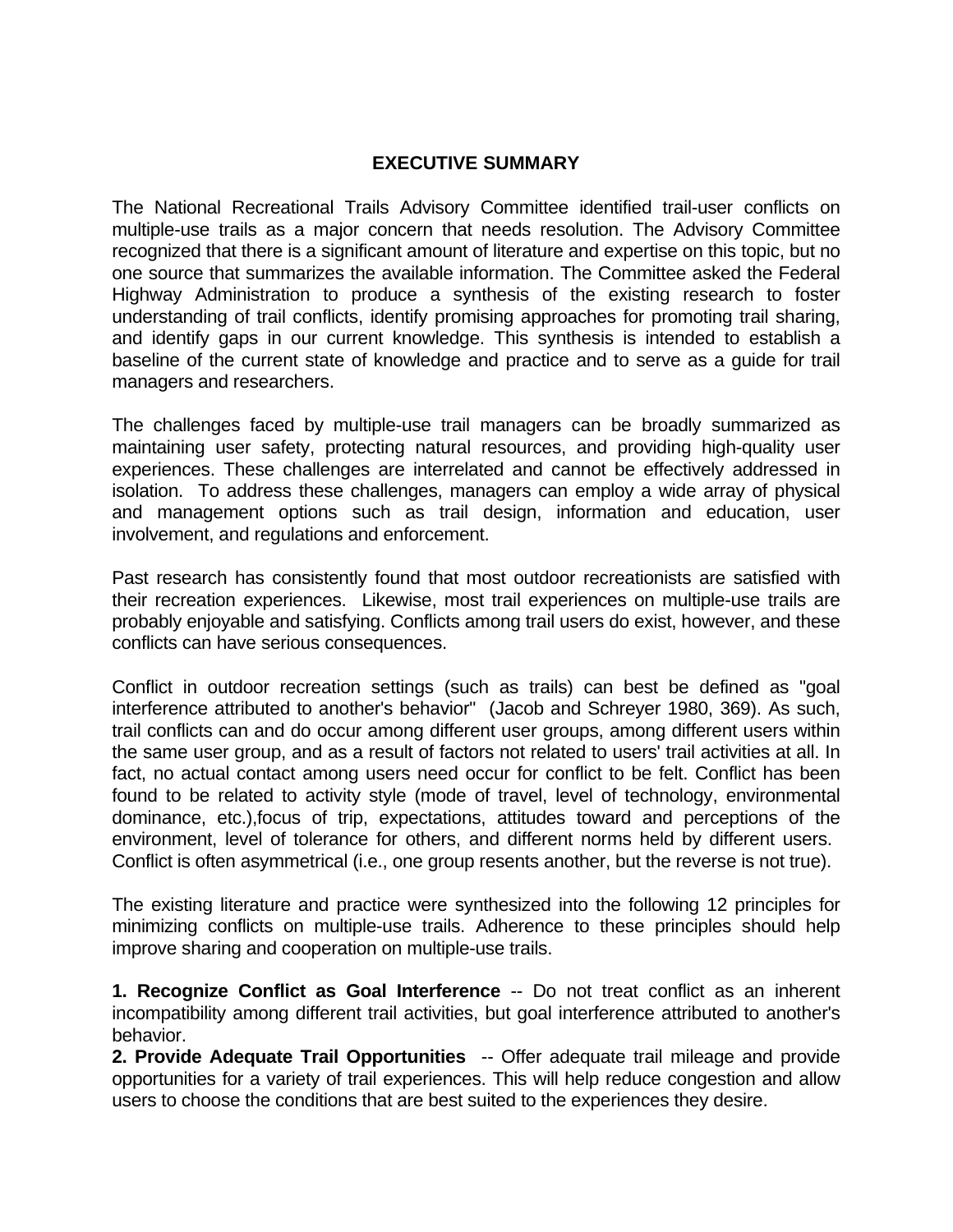# EXECUTIVE SUMMARY

The National Recreational Trails Advisory Committee identified trail-user conflicts on multiple-use trails as a major concern that needs resolution. The Advisory Committee recognized that there is a significant amount of literature and expertise on this topic, but no one source that summarizes the available information. The Committee asked the Federal Highway Administration to produce a synthesis of the existing research to foster understanding of trail conflicts, identify promising approaches for promoting trail sharing, and identify gaps in our current knowledge. This synthesis is intended to establish a baseline of the current state of knowledge and practice and to serve as a guide for trail managers and researchers.

The challenges faced by multiple-use trail managers can be broadly summarized as maintaining user safety, protecting natural resources, and providing high-quality user experiences. These challenges are interrelated and cannot be effectively addressed in isolation. To address these challenges, managers can employ a wide array of physical and management options such as trail design, information and education, user involvement, and regulations and enforcement.

Past research has consistently found that most outdoor recreationists are satisfied with their recreation experiences. Likewise, most trail experiences on multiple-use trails are probably enjoyable and satisfying. Conflicts among trail users do exist, however, and these conflicts can have serious consequences.

Conflict in outdoor recreation settings (such as trails) can best be defined as "goal interference attributed to another's behavior" (Jacob and Schreyer 1980, 369). As such, trail conflicts can and do occur among different user groups, among different users within the same user group, and as a result of factors not related to users' trail activities at all. In fact, no actual contact among users need occur for conflict to be felt. Conflict has been found to be related to activity style (mode of travel, level of technology, environmental dominance, etc.),focus of trip, expectations, attitudes toward and perceptions of the environment, level of tolerance for others, and different norms held by different users. Conflict is often asymmetrical (i.e., one group resents another, but the reverse is not true).

The existing literature and practice were synthesized into the following 12 principles for minimizing conflicts on multiple-use trails. Adherence to these principles should help improve sharing and cooperation on multiple-use trails.

**1. Recognize Conflict as Goal Interference** -- Do not treat conflict as an inherent incompatibility among different trail activities, but goal interference attributed to another's behavior.

**2. Provide Adequate Trail Opportunities** -- Offer adequate trail mileage and provide opportunities for a variety of trail experiences. This will help reduce congestion and allow users to choose the conditions that are best suited to the experiences they desire.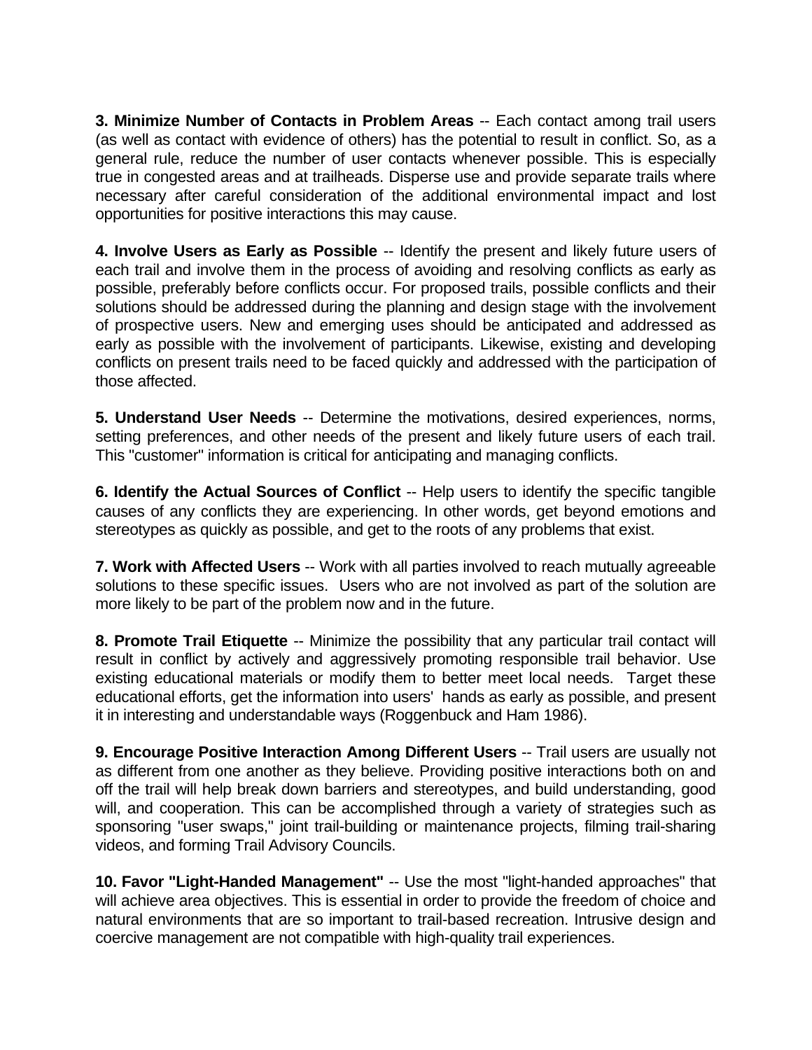**3. Minimize Number of Contacts in Problem Areas** -- Each contact among trail users (as well as contact with evidence of others) has the potential to result in conflict. So, as a general rule, reduce the number of user contacts whenever possible. This is especially true in congested areas and at trailheads. Disperse use and provide separate trails where necessary after careful consideration of the additional environmental impact and lost opportunities for positive interactions this may cause.

**4. Involve Users as Early as Possible** -- Identify the present and likely future users of each trail and involve them in the process of avoiding and resolving conflicts as early as possible, preferably before conflicts occur. For proposed trails, possible conflicts and their solutions should be addressed during the planning and design stage with the involvement of prospective users. New and emerging uses should be anticipated and addressed as early as possible with the involvement of participants. Likewise, existing and developing conflicts on present trails need to be faced quickly and addressed with the participation of those affected.

**5. Understand User Needs** -- Determine the motivations, desired experiences, norms, setting preferences, and other needs of the present and likely future users of each trail. This "customer" information is critical for anticipating and managing conflicts.

**6. Identify the Actual Sources of Conflict** -- Help users to identify the specific tangible causes of any conflicts they are experiencing. In other words, get beyond emotions and stereotypes as quickly as possible, and get to the roots of any problems that exist.

**7. Work with Affected Users** -- Work with all parties involved to reach mutually agreeable solutions to these specific issues. Users who are not involved as part of the solution are more likely to be part of the problem now and in the future.

**8. Promote Trail Etiquette** -- Minimize the possibility that any particular trail contact will result in conflict by actively and aggressively promoting responsible trail behavior. Use existing educational materials or modify them to better meet local needs. Target these educational efforts, get the information into users' hands as early as possible, and present it in interesting and understandable ways (Roggenbuck and Ham 1986).

**9. Encourage Positive Interaction Among Different Users** -- Trail users are usually not as different from one another as they believe. Providing positive interactions both on and off the trail will help break down barriers and stereotypes, and build understanding, good will, and cooperation. This can be accomplished through a variety of strategies such as sponsoring "user swaps," joint trail-building or maintenance projects, filming trail-sharing videos, and forming Trail Advisory Councils.

**10. Favor "Light-Handed Management"** -- Use the most "light-handed approaches" that will achieve area objectives. This is essential in order to provide the freedom of choice and natural environments that are so important to trail-based recreation. Intrusive design and coercive management are not compatible with high-quality trail experiences.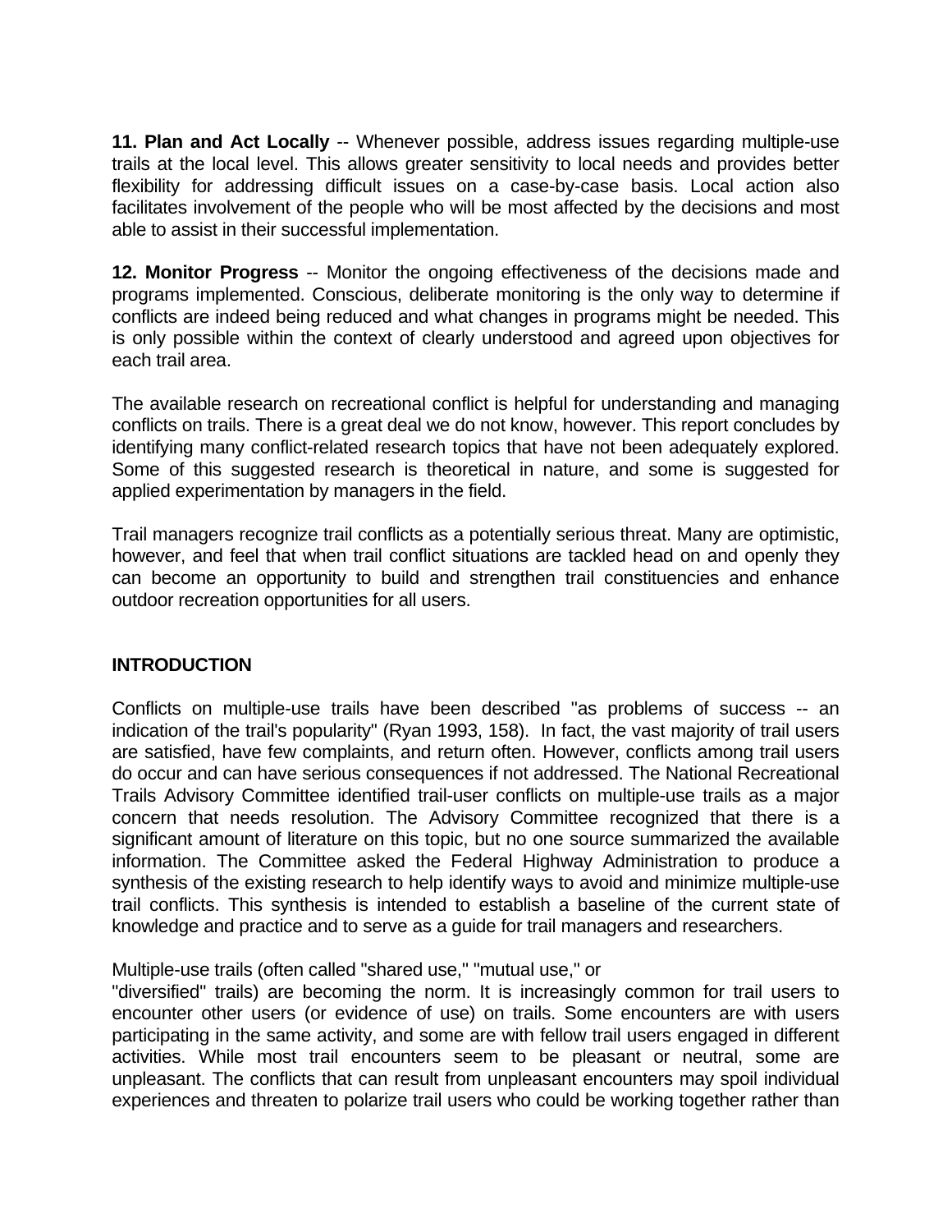**11. Plan and Act Locally** -- Whenever possible, address issues regarding multiple-use trails at the local level. This allows greater sensitivity to local needs and provides better flexibility for addressing difficult issues on a case-by-case basis. Local action also facilitates involvement of the people who will be most affected by the decisions and most able to assist in their successful implementation.

**12. Monitor Progress** -- Monitor the ongoing effectiveness of the decisions made and programs implemented. Conscious, deliberate monitoring is the only way to determine if conflicts are indeed being reduced and what changes in programs might be needed. This is only possible within the context of clearly understood and agreed upon objectives for each trail area.

The available research on recreational conflict is helpful for understanding and managing conflicts on trails. There is a great deal we do not know, however. This report concludes by identifying many conflict-related research topics that have not been adequately explored. Some of this suggested research is theoretical in nature, and some is suggested for applied experimentation by managers in the field.

Trail managers recognize trail conflicts as a potentially serious threat. Many are optimistic, however, and feel that when trail conflict situations are tackled head on and openly they can become an opportunity to build and strengthen trail constituencies and enhance outdoor recreation opportunities for all users.

## INTRODUCTION

Conflicts on multiple-use trails have been described "as problems of success -- an indication of the trail's popularity" (Ryan 1993, 158). In fact, the vast majority of trail users are satisfied, have few complaints, and return often. However, conflicts among trail users do occur and can have serious consequences if not addressed. The National Recreational Trails Advisory Committee identified trail-user conflicts on multiple-use trails as a major concern that needs resolution. The Advisory Committee recognized that there is a significant amount of literature on this topic, but no one source summarized the available information. The Committee asked the Federal Highway Administration to produce a synthesis of the existing research to help identify ways to avoid and minimize multiple-use trail conflicts. This synthesis is intended to establish a baseline of the current state of knowledge and practice and to serve as a guide for trail managers and researchers.

Multiple-use trails (often called "shared use," "mutual use," or "diversified" trails) are becoming the norm. It is increasingly common for trail users to encounter other users (or evidence of use) on trails. Some encounters are with users participating in the same activity, and some are with fellow trail users engaged in different activities. While most trail encounters seem to be pleasant or neutral, some are unpleasant. The conflicts that can result from unpleasant encounters may spoil individual experiences and threaten to polarize trail users who could be working together rather than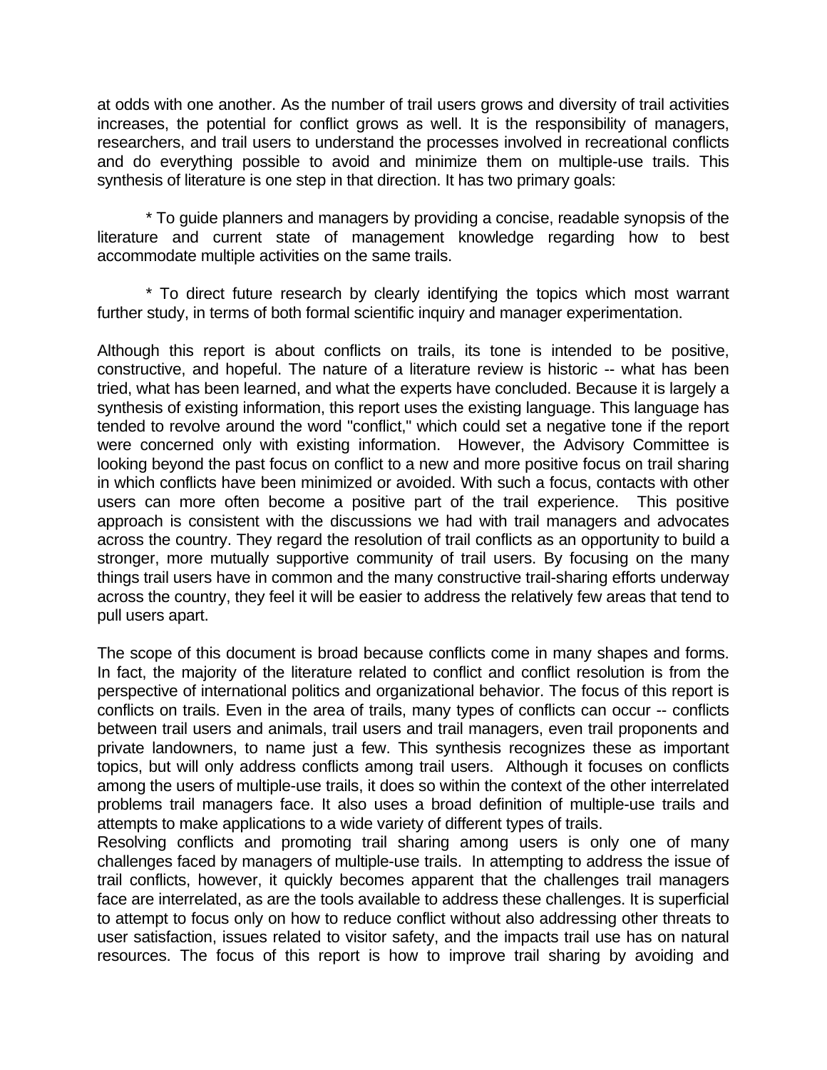at odds with one another. As the number of trail users grows and diversity of trail activities increases, the potential for conflict grows as well. It is the responsibility of managers, researchers, and trail users to understand the processes involved in recreational conflicts and do everything possible to avoid and minimize them on multiple-use trails. This synthesis of literature is one step in that direction. It has two primary goals:

* To guide planners and managers by providing a concise, readable synopsis of the literature and current state of management knowledge regarding how to best accommodate multiple activities on the same trails.

* To direct future research by clearly identifying the topics which most warrant further study, in terms of both formal scientific inquiry and manager experimentation.

Although this report is about conflicts on trails, its tone is intended to be positive, constructive, and hopeful. The nature of a literature review is historic -- what has been tried, what has been learned, and what the experts have concluded. Because it is largely a synthesis of existing information, this report uses the existing language. This language has tended to revolve around the word "conflict," which could set a negative tone if the report were concerned only with existing information. However, the Advisory Committee is looking beyond the past focus on conflict to a new and more positive focus on trail sharing in which conflicts have been minimized or avoided. With such a focus, contacts with other users can more often become a positive part of the trail experience. This positive approach is consistent with the discussions we had with trail managers and advocates across the country. They regard the resolution of trail conflicts as an opportunity to build a stronger, more mutually supportive community of trail users. By focusing on the many things trail users have in common and the many constructive trail-sharing efforts underway across the country, they feel it will be easier to address the relatively few areas that tend to pull users apart.

The scope of this document is broad because conflicts come in many shapes and forms. In fact, the majority of the literature related to conflict and conflict resolution is from the perspective of international politics and organizational behavior. The focus of this report is conflicts on trails. Even in the area of trails, many types of conflicts can occur -- conflicts between trail users and animals, trail users and trail managers, even trail proponents and private landowners, to name just a few. This synthesis recognizes these as important topics, but will only address conflicts among trail users. Although it focuses on conflicts among the users of multiple-use trails, it does so within the context of the other interrelated problems trail managers face. It also uses a broad definition of multiple-use trails and attempts to make applications to a wide variety of different types of trails.

Resolving conflicts and promoting trail sharing among users is only one of many challenges faced by managers of multiple-use trails. In attempting to address the issue of trail conflicts, however, it quickly becomes apparent that the challenges trail managers face are interrelated, as are the tools available to address these challenges. It is superficial to attempt to focus only on how to reduce conflict without also addressing other threats to user satisfaction, issues related to visitor safety, and the impacts trail use has on natural resources. The focus of this report is how to improve trail sharing by avoiding and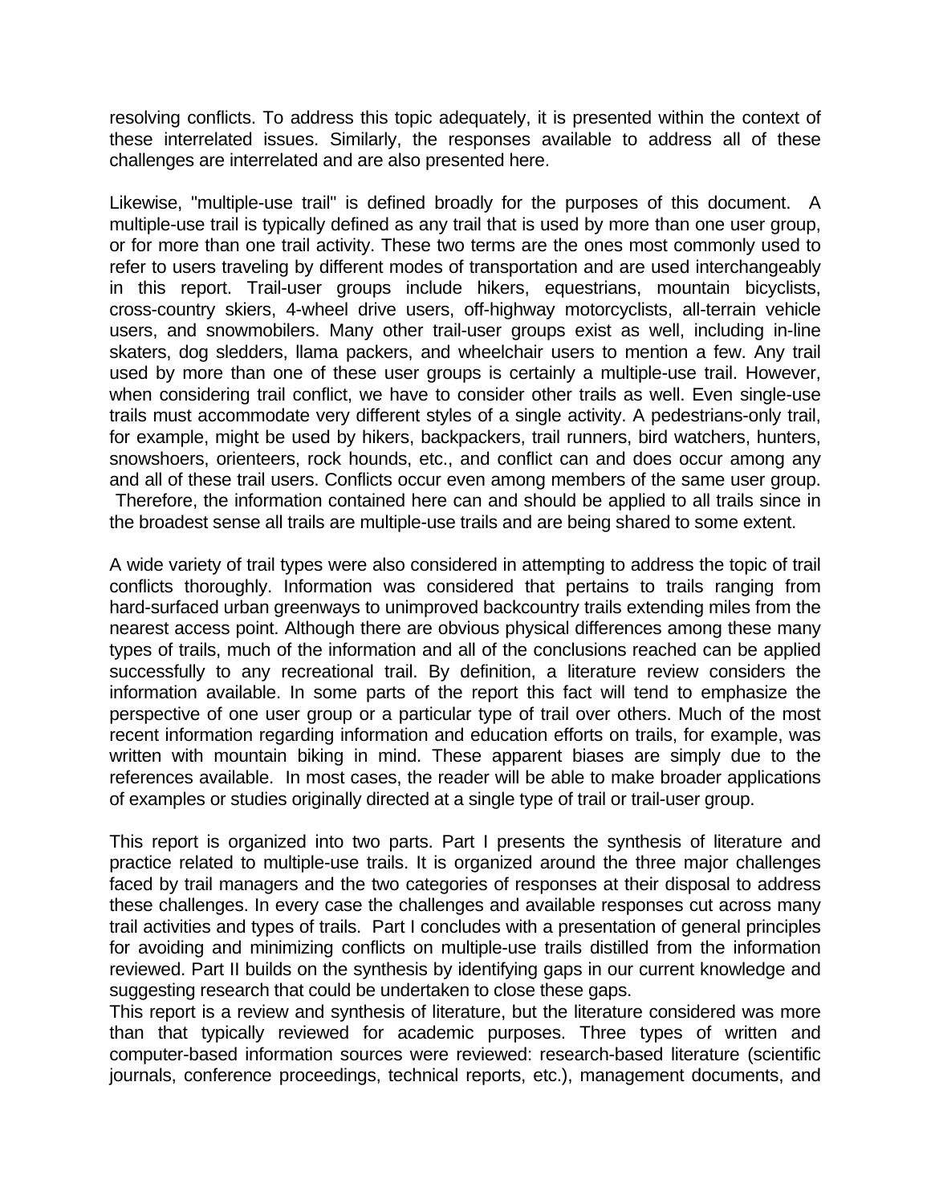resolving conflicts. To address this topic adequately, it is presented within the context of these interrelated issues. Similarly, the responses available to address all of these challenges are interrelated and are also presented here.

Likewise, "multiple-use trail" is defined broadly for the purposes of this document. A multiple-use trail is typically defined as any trail that is used by more than one user group, or for more than one trail activity. These two terms are the ones most commonly used to refer to users traveling by different modes of transportation and are used interchangeably in this report. Trail-user groups include hikers, equestrians, mountain bicyclists, cross-country skiers, 4-wheel drive users, off-highway motorcyclists, all-terrain vehicle users, and snowmobilers. Many other trail-user groups exist as well, including in-line skaters, dog sledders, llama packers, and wheelchair users to mention a few. Any trail used by more than one of these user groups is certainly a multiple-use trail. However, when considering trail conflict, we have to consider other trails as well. Even single-use trails must accommodate very different styles of a single activity. A pedestrians-only trail, for example, might be used by hikers, backpackers, trail runners, bird watchers, hunters, snowshoers, orienteers, rock hounds, etc., and conflict can and does occur among any and all of these trail users. Conflicts occur even among members of the same user group. Therefore, the information contained here can and should be applied to all trails since in the broadest sense all trails are multiple-use trails and are being shared to some extent.

A wide variety of trail types were also considered in attempting to address the topic of trail conflicts thoroughly. Information was considered that pertains to trails ranging from hard-surfaced urban greenways to unimproved backcountry trails extending miles from the nearest access point. Although there are obvious physical differences among these many types of trails, much of the information and all of the conclusions reached can be applied successfully to any recreational trail. By definition, a literature review considers the information available. In some parts of the report this fact will tend to emphasize the perspective of one user group or a particular type of trail over others. Much of the most recent information regarding information and education efforts on trails, for example, was written with mountain biking in mind. These apparent biases are simply due to the references available. In most cases, the reader will be able to make broader applications of examples or studies originally directed at a single type of trail or trail-user group.

This report is organized into two parts. Part I presents the synthesis of literature and practice related to multiple-use trails. It is organized around the three major challenges faced by trail managers and the two categories of responses at their disposal to address these challenges. In every case the challenges and available responses cut across many trail activities and types of trails. Part I concludes with a presentation of general principles for avoiding and minimizing conflicts on multiple-use trails distilled from the information reviewed. Part II builds on the synthesis by identifying gaps in our current knowledge and suggesting research that could be undertaken to close these gaps.

This report is a review and synthesis of literature, but the literature considered was more than that typically reviewed for academic purposes. Three types of written and computer-based information sources were reviewed: research-based literature (scientific journals, conference proceedings, technical reports, etc.), management documents, and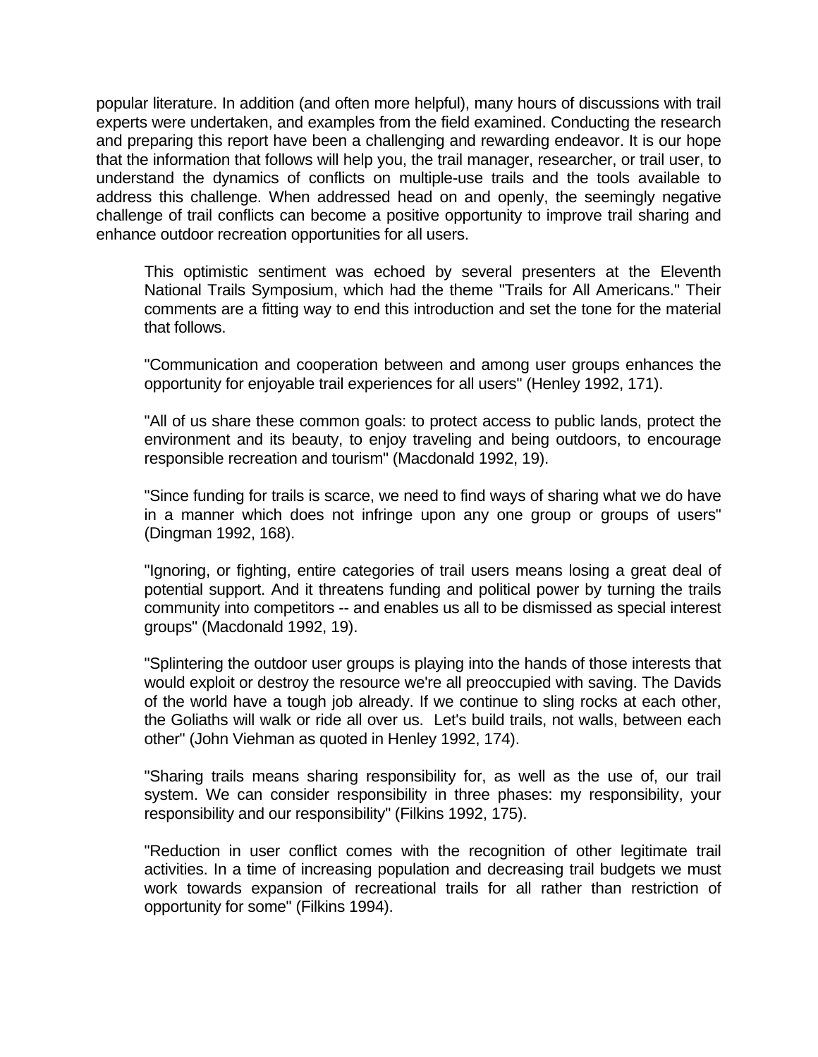popular literature. In addition (and often more helpful), many hours of discussions with trail experts were undertaken, and examples from the field examined. Conducting the research and preparing this report have been a challenging and rewarding endeavor. It is our hope that the information that follows will help you, the trail manager, researcher, or trail user, to understand the dynamics of conflicts on multiple-use trails and the tools available to address this challenge. When addressed head on and openly, the seemingly negative challenge of trail conflicts can become a positive opportunity to improve trail sharing and enhance outdoor recreation opportunities for all users.

> This optimistic sentiment was echoed by several presenters at the Eleventh National Trails Symposium, which had the theme "Trails for All Americans." Their comments are a fitting way to end this introduction and set the tone for the material that follows.
>
> "Communication and cooperation between and among user groups enhances the opportunity for enjoyable trail experiences for all users" (Henley 1992, 171).
>
> "All of us share these common goals: to protect access to public lands, protect the environment and its beauty, to enjoy traveling and being outdoors, to encourage responsible recreation and tourism" (Macdonald 1992, 19).
>
> "Since funding for trails is scarce, we need to find ways of sharing what we do have in a manner which does not infringe upon any one group or groups of users" (Dingman 1992, 168).
>
> "Ignoring, or fighting, entire categories of trail users means losing a great deal of potential support. And it threatens funding and political power by turning the trails community into competitors -- and enables us all to be dismissed as special interest groups" (Macdonald 1992, 19).
>
> "Splintering the outdoor user groups is playing into the hands of those interests that would exploit or destroy the resource we're all preoccupied with saving. The Davids of the world have a tough job already. If we continue to sling rocks at each other, the Goliaths will walk or ride all over us. Let's build trails, not walls, between each other" (John Viehman as quoted in Henley 1992, 174).
>
> "Sharing trails means sharing responsibility for, as well as the use of, our trail system. We can consider responsibility in three phases: my responsibility, your responsibility and our responsibility" (Filkins 1992, 175).
>
> "Reduction in user conflict comes with the recognition of other legitimate trail activities. In a time of increasing population and decreasing trail budgets we must work towards expansion of recreational trails for all rather than restriction of opportunity for some" (Filkins 1994).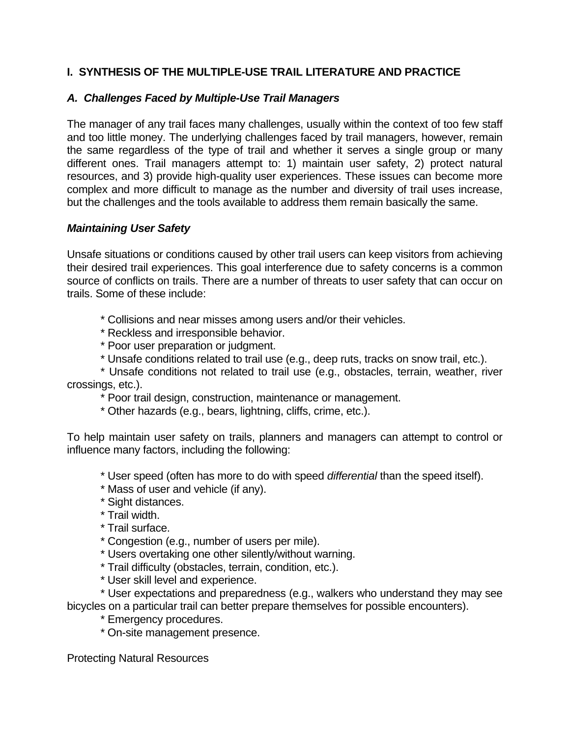# I. SYNTHESIS OF THE MULTIPLE-USE TRAIL LITERATURE AND PRACTICE

## *A. Challenges Faced by Multiple-Use Trail Managers*

The manager of any trail faces many challenges, usually within the context of too few staff and too little money. The underlying challenges faced by trail managers, however, remain the same regardless of the type of trail and whether it serves a single group or many different ones. Trail managers attempt to: 1) maintain user safety, 2) protect natural resources, and 3) provide high-quality user experiences. These issues can become more complex and more difficult to manage as the number and diversity of trail uses increase, but the challenges and the tools available to address them remain basically the same.

### *Maintaining User Safety*

Unsafe situations or conditions caused by other trail users can keep visitors from achieving their desired trail experiences. This goal interference due to safety concerns is a common source of conflicts on trails. There are a number of threats to user safety that can occur on trails. Some of these include:

- Collisions and near misses among users and/or their vehicles.
- Reckless and irresponsible behavior.
- Poor user preparation or judgment.
- Unsafe conditions related to trail use (e.g., deep ruts, tracks on snow trail, etc.).
- Unsafe conditions not related to trail use (e.g., obstacles, terrain, weather, river crossings, etc.).
- Poor trail design, construction, maintenance or management.
- Other hazards (e.g., bears, lightning, cliffs, crime, etc.).

To help maintain user safety on trails, planners and managers can attempt to control or influence many factors, including the following:

- User speed (often has more to do with speed *differential* than the speed itself).
- Mass of user and vehicle (if any).
- Sight distances.
- Trail width.
- Trail surface.
- Congestion (e.g., number of users per mile).
- Users overtaking one other silently/without warning.
- Trail difficulty (obstacles, terrain, condition, etc.).
- User skill level and experience.
- User expectations and preparedness (e.g., walkers who understand they may see bicycles on a particular trail can better prepare themselves for possible encounters).
- Emergency procedures.
- On-site management presence.

Protecting Natural Resources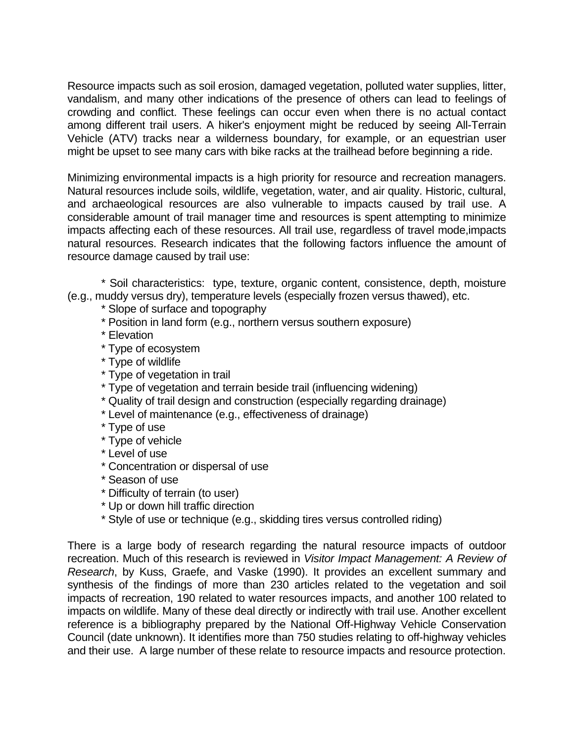Resource impacts such as soil erosion, damaged vegetation, polluted water supplies, litter, vandalism, and many other indications of the presence of others can lead to feelings of crowding and conflict. These feelings can occur even when there is no actual contact among different trail users. A hiker's enjoyment might be reduced by seeing All-Terrain Vehicle (ATV) tracks near a wilderness boundary, for example, or an equestrian user might be upset to see many cars with bike racks at the trailhead before beginning a ride.

Minimizing environmental impacts is a high priority for resource and recreation managers. Natural resources include soils, wildlife, vegetation, water, and air quality. Historic, cultural, and archaeological resources are also vulnerable to impacts caused by trail use. A considerable amount of trail manager time and resources is spent attempting to minimize impacts affecting each of these resources. All trail use, regardless of travel mode,impacts natural resources. Research indicates that the following factors influence the amount of resource damage caused by trail use:

* Soil characteristics: type, texture, organic content, consistence, depth, moisture (e.g., muddy versus dry), temperature levels (especially frozen versus thawed), etc.
* Slope of surface and topography
* Position in land form (e.g., northern versus southern exposure)
* Elevation
* Type of ecosystem
* Type of wildlife
* Type of vegetation in trail
* Type of vegetation and terrain beside trail (influencing widening)
* Quality of trail design and construction (especially regarding drainage)
* Level of maintenance (e.g., effectiveness of drainage)
* Type of use
* Type of vehicle
* Level of use
* Concentration or dispersal of use
* Season of use
* Difficulty of terrain (to user)
* Up or down hill traffic direction
* Style of use or technique (e.g., skidding tires versus controlled riding)

There is a large body of research regarding the natural resource impacts of outdoor recreation. Much of this research is reviewed in *Visitor Impact Management: A Review of Research*, by Kuss, Graefe, and Vaske (1990). It provides an excellent summary and synthesis of the findings of more than 230 articles related to the vegetation and soil impacts of recreation, 190 related to water resources impacts, and another 100 related to impacts on wildlife. Many of these deal directly or indirectly with trail use. Another excellent reference is a bibliography prepared by the National Off-Highway Vehicle Conservation Council (date unknown). It identifies more than 750 studies relating to off-highway vehicles and their use. A large number of these relate to resource impacts and resource protection.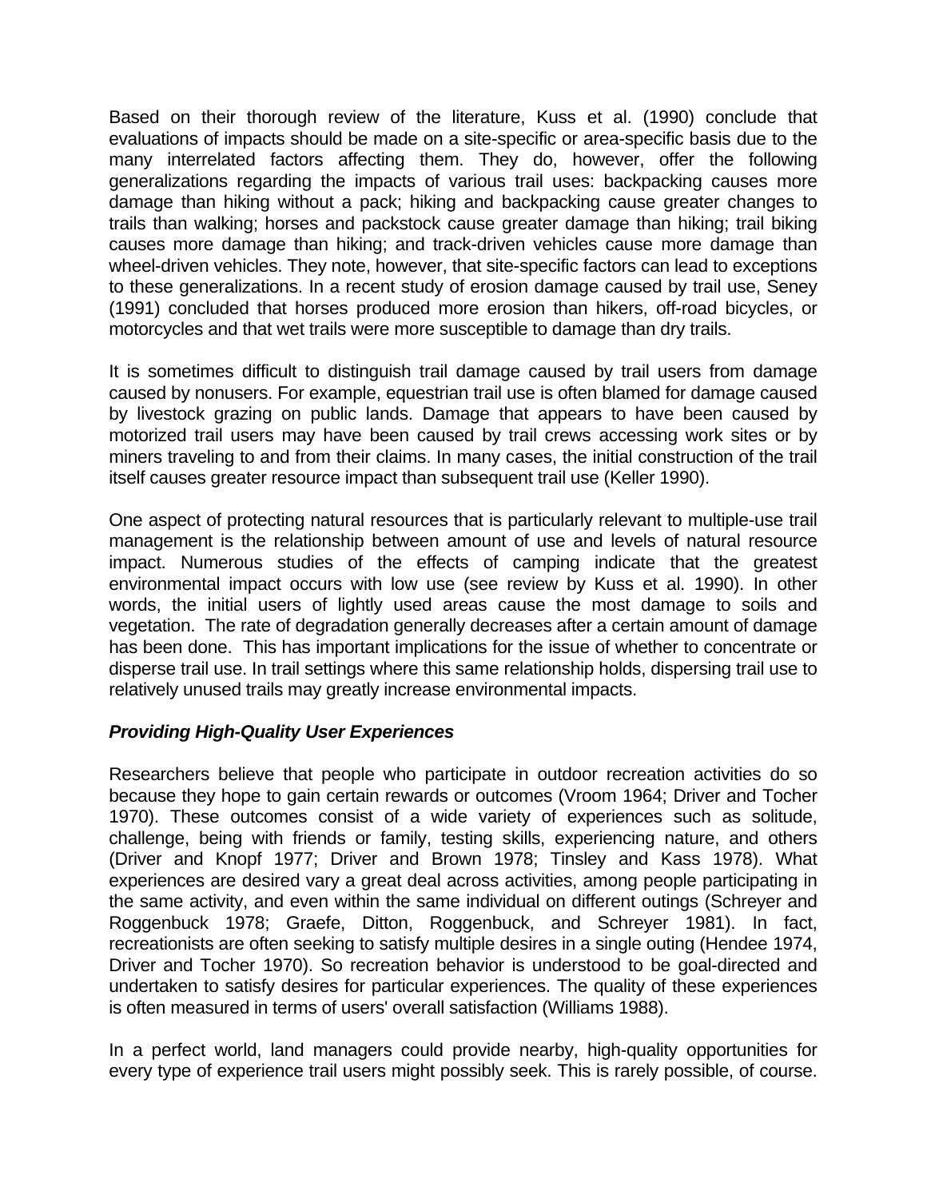Based on their thorough review of the literature, Kuss et al. (1990) conclude that evaluations of impacts should be made on a site-specific or area-specific basis due to the many interrelated factors affecting them. They do, however, offer the following generalizations regarding the impacts of various trail uses: backpacking causes more damage than hiking without a pack; hiking and backpacking cause greater changes to trails than walking; horses and packstock cause greater damage than hiking; trail biking causes more damage than hiking; and track-driven vehicles cause more damage than wheel-driven vehicles. They note, however, that site-specific factors can lead to exceptions to these generalizations. In a recent study of erosion damage caused by trail use, Seney (1991) concluded that horses produced more erosion than hikers, off-road bicycles, or motorcycles and that wet trails were more susceptible to damage than dry trails.

It is sometimes difficult to distinguish trail damage caused by trail users from damage caused by nonusers. For example, equestrian trail use is often blamed for damage caused by livestock grazing on public lands. Damage that appears to have been caused by motorized trail users may have been caused by trail crews accessing work sites or by miners traveling to and from their claims. In many cases, the initial construction of the trail itself causes greater resource impact than subsequent trail use (Keller 1990).

One aspect of protecting natural resources that is particularly relevant to multiple-use trail management is the relationship between amount of use and levels of natural resource impact. Numerous studies of the effects of camping indicate that the greatest environmental impact occurs with low use (see review by Kuss et al. 1990). In other words, the initial users of lightly used areas cause the most damage to soils and vegetation. The rate of degradation generally decreases after a certain amount of damage has been done. This has important implications for the issue of whether to concentrate or disperse trail use. In trail settings where this same relationship holds, dispersing trail use to relatively unused trails may greatly increase environmental impacts.

### *Providing High-Quality User Experiences*

Researchers believe that people who participate in outdoor recreation activities do so because they hope to gain certain rewards or outcomes (Vroom 1964; Driver and Tocher 1970). These outcomes consist of a wide variety of experiences such as solitude, challenge, being with friends or family, testing skills, experiencing nature, and others (Driver and Knopf 1977; Driver and Brown 1978; Tinsley and Kass 1978). What experiences are desired vary a great deal across activities, among people participating in the same activity, and even within the same individual on different outings (Schreyer and Roggenbuck 1978; Graefe, Ditton, Roggenbuck, and Schreyer 1981). In fact, recreationists are often seeking to satisfy multiple desires in a single outing (Hendee 1974, Driver and Tocher 1970). So recreation behavior is understood to be goal-directed and undertaken to satisfy desires for particular experiences. The quality of these experiences is often measured in terms of users' overall satisfaction (Williams 1988).

In a perfect world, land managers could provide nearby, high-quality opportunities for every type of experience trail users might possibly seek. This is rarely possible, of course.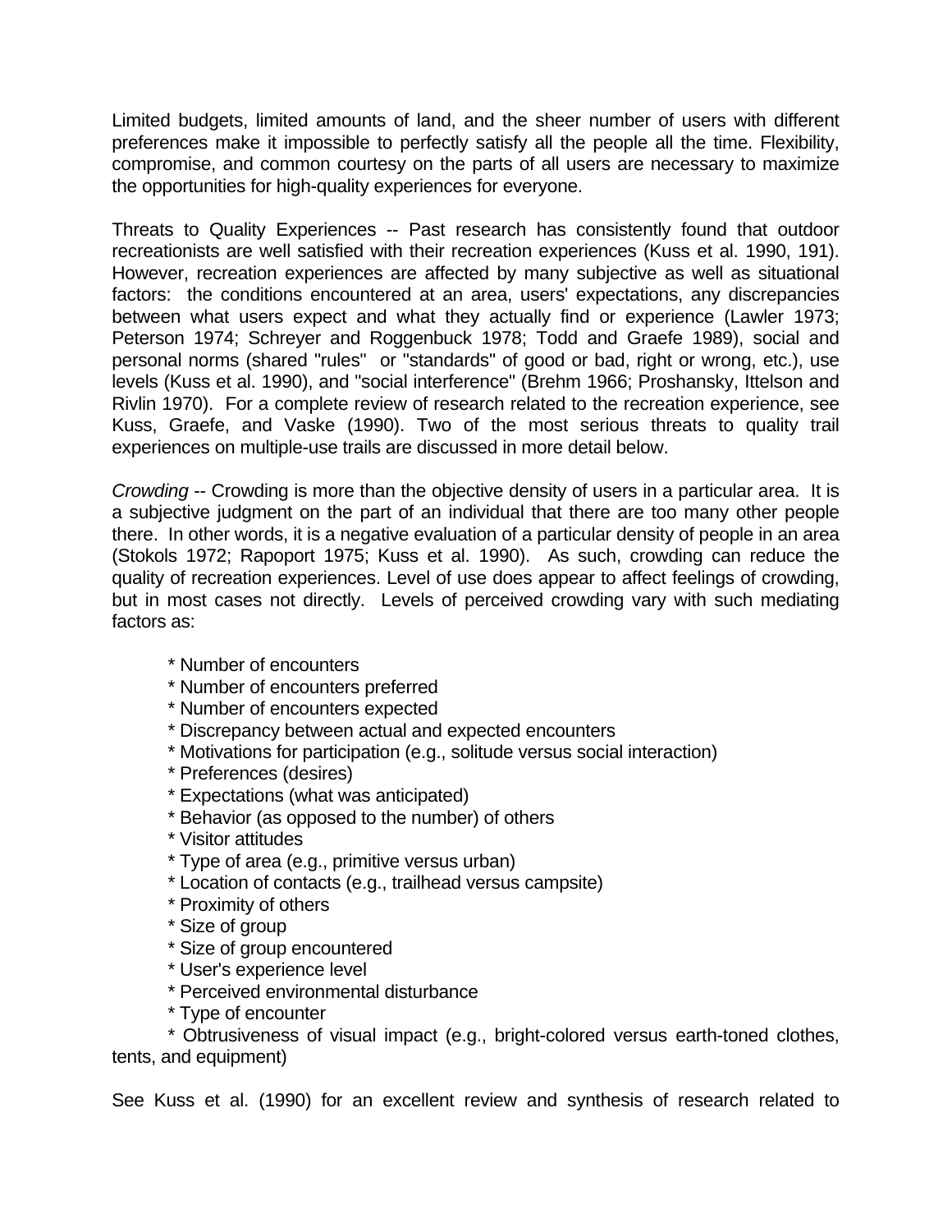Limited budgets, limited amounts of land, and the sheer number of users with different preferences make it impossible to perfectly satisfy all the people all the time. Flexibility, compromise, and common courtesy on the parts of all users are necessary to maximize the opportunities for high-quality experiences for everyone.

Threats to Quality Experiences -- Past research has consistently found that outdoor recreationists are well satisfied with their recreation experiences (Kuss et al. 1990, 191). However, recreation experiences are affected by many subjective as well as situational factors: the conditions encountered at an area, users' expectations, any discrepancies between what users expect and what they actually find or experience (Lawler 1973; Peterson 1974; Schreyer and Roggenbuck 1978; Todd and Graefe 1989), social and personal norms (shared "rules" or "standards" of good or bad, right or wrong, etc.), use levels (Kuss et al. 1990), and "social interference" (Brehm 1966; Proshansky, Ittelson and Rivlin 1970). For a complete review of research related to the recreation experience, see Kuss, Graefe, and Vaske (1990). Two of the most serious threats to quality trail experiences on multiple-use trails are discussed in more detail below.

*Crowding* -- Crowding is more than the objective density of users in a particular area. It is a subjective judgment on the part of an individual that there are too many other people there. In other words, it is a negative evaluation of a particular density of people in an area (Stokols 1972; Rapoport 1975; Kuss et al. 1990). As such, crowding can reduce the quality of recreation experiences. Level of use does appear to affect feelings of crowding, but in most cases not directly. Levels of perceived crowding vary with such mediating factors as:

* Number of encounters
* Number of encounters preferred
* Number of encounters expected
* Discrepancy between actual and expected encounters
* Motivations for participation (e.g., solitude versus social interaction)
* Preferences (desires)
* Expectations (what was anticipated)
* Behavior (as opposed to the number) of others
* Visitor attitudes
* Type of area (e.g., primitive versus urban)
* Location of contacts (e.g., trailhead versus campsite)
* Proximity of others
* Size of group
* Size of group encountered
* User's experience level
* Perceived environmental disturbance
* Type of encounter
* Obtrusiveness of visual impact (e.g., bright-colored versus earth-toned clothes, tents, and equipment)

See Kuss et al. (1990) for an excellent review and synthesis of research related to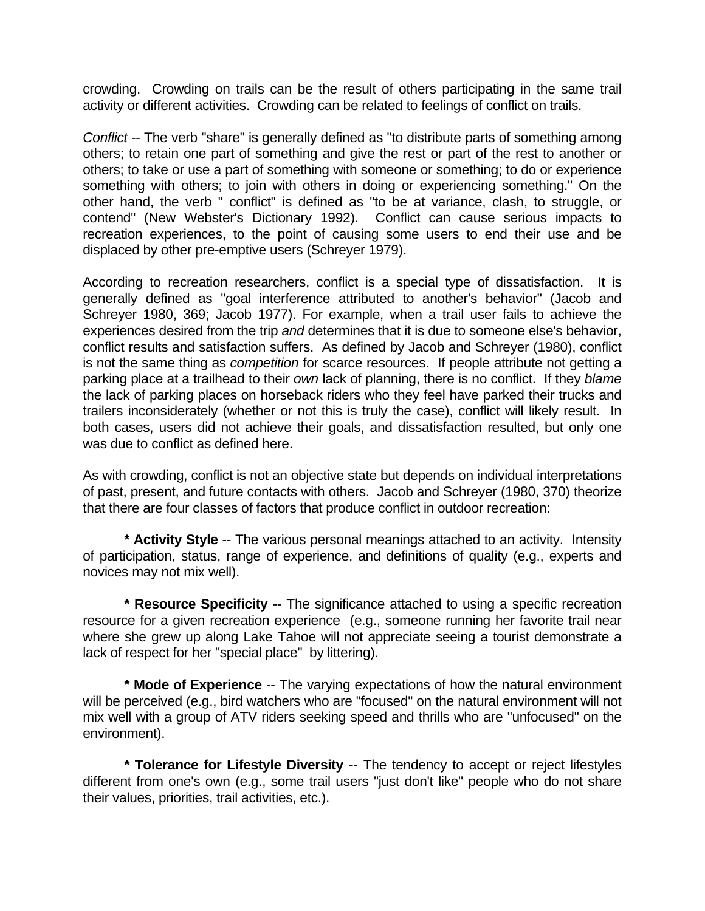crowding. Crowding on trails can be the result of others participating in the same trail activity or different activities. Crowding can be related to feelings of conflict on trails.

*Conflict* -- The verb "share" is generally defined as "to distribute parts of something among others; to retain one part of something and give the rest or part of the rest to another or others; to take or use a part of something with someone or something; to do or experience something with others; to join with others in doing or experiencing something." On the other hand, the verb " conflict" is defined as "to be at variance, clash, to struggle, or contend" (New Webster's Dictionary 1992). Conflict can cause serious impacts to recreation experiences, to the point of causing some users to end their use and be displaced by other pre-emptive users (Schreyer 1979).

According to recreation researchers, conflict is a special type of dissatisfaction. It is generally defined as "goal interference attributed to another's behavior" (Jacob and Schreyer 1980, 369; Jacob 1977). For example, when a trail user fails to achieve the experiences desired from the trip *and* determines that it is due to someone else's behavior, conflict results and satisfaction suffers. As defined by Jacob and Schreyer (1980), conflict is not the same thing as *competition* for scarce resources. If people attribute not getting a parking place at a trailhead to their *own* lack of planning, there is no conflict. If they *blame* the lack of parking places on horseback riders who they feel have parked their trucks and trailers inconsiderately (whether or not this is truly the case), conflict will likely result. In both cases, users did not achieve their goals, and dissatisfaction resulted, but only one was due to conflict as defined here.

As with crowding, conflict is not an objective state but depends on individual interpretations of past, present, and future contacts with others. Jacob and Schreyer (1980, 370) theorize that there are four classes of factors that produce conflict in outdoor recreation:

* **Activity Style** -- The various personal meanings attached to an activity. Intensity of participation, status, range of experience, and definitions of quality (e.g., experts and novices may not mix well).

* **Resource Specificity** -- The significance attached to using a specific recreation resource for a given recreation experience (e.g., someone running her favorite trail near where she grew up along Lake Tahoe will not appreciate seeing a tourist demonstrate a lack of respect for her "special place" by littering).

* **Mode of Experience** -- The varying expectations of how the natural environment will be perceived (e.g., bird watchers who are "focused" on the natural environment will not mix well with a group of ATV riders seeking speed and thrills who are "unfocused" on the environment).

* **Tolerance for Lifestyle Diversity** -- The tendency to accept or reject lifestyles different from one's own (e.g., some trail users "just don't like" people who do not share their values, priorities, trail activities, etc.).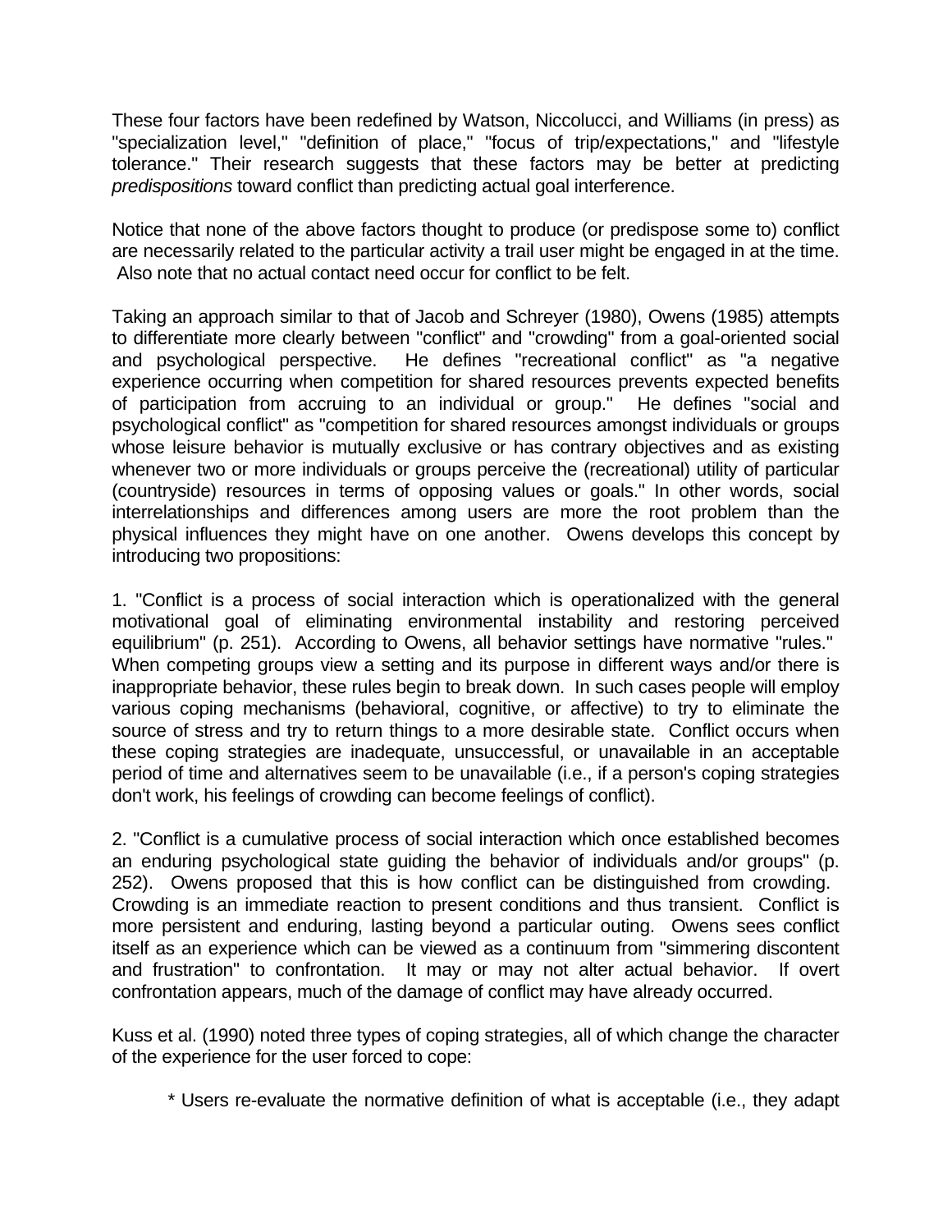These four factors have been redefined by Watson, Niccolucci, and Williams (in press) as "specialization level," "definition of place," "focus of trip/expectations," and "lifestyle tolerance." Their research suggests that these factors may be better at predicting *predispositions* toward conflict than predicting actual goal interference.

Notice that none of the above factors thought to produce (or predispose some to) conflict are necessarily related to the particular activity a trail user might be engaged in at the time. Also note that no actual contact need occur for conflict to be felt.

Taking an approach similar to that of Jacob and Schreyer (1980), Owens (1985) attempts to differentiate more clearly between "conflict" and "crowding" from a goal-oriented social and psychological perspective. He defines "recreational conflict" as "a negative experience occurring when competition for shared resources prevents expected benefits of participation from accruing to an individual or group." He defines "social and psychological conflict" as "competition for shared resources amongst individuals or groups whose leisure behavior is mutually exclusive or has contrary objectives and as existing whenever two or more individuals or groups perceive the (recreational) utility of particular (countryside) resources in terms of opposing values or goals." In other words, social interrelationships and differences among users are more the root problem than the physical influences they might have on one another. Owens develops this concept by introducing two propositions:

1. "Conflict is a process of social interaction which is operationalized with the general motivational goal of eliminating environmental instability and restoring perceived equilibrium" (p. 251). According to Owens, all behavior settings have normative "rules." When competing groups view a setting and its purpose in different ways and/or there is inappropriate behavior, these rules begin to break down. In such cases people will employ various coping mechanisms (behavioral, cognitive, or affective) to try to eliminate the source of stress and try to return things to a more desirable state. Conflict occurs when these coping strategies are inadequate, unsuccessful, or unavailable in an acceptable period of time and alternatives seem to be unavailable (i.e., if a person's coping strategies don't work, his feelings of crowding can become feelings of conflict).

2. "Conflict is a cumulative process of social interaction which once established becomes an enduring psychological state guiding the behavior of individuals and/or groups" (p. 252). Owens proposed that this is how conflict can be distinguished from crowding. Crowding is an immediate reaction to present conditions and thus transient. Conflict is more persistent and enduring, lasting beyond a particular outing. Owens sees conflict itself as an experience which can be viewed as a continuum from "simmering discontent and frustration" to confrontation. It may or may not alter actual behavior. If overt confrontation appears, much of the damage of conflict may have already occurred.

Kuss et al. (1990) noted three types of coping strategies, all of which change the character of the experience for the user forced to cope:

* Users re-evaluate the normative definition of what is acceptable (i.e., they adapt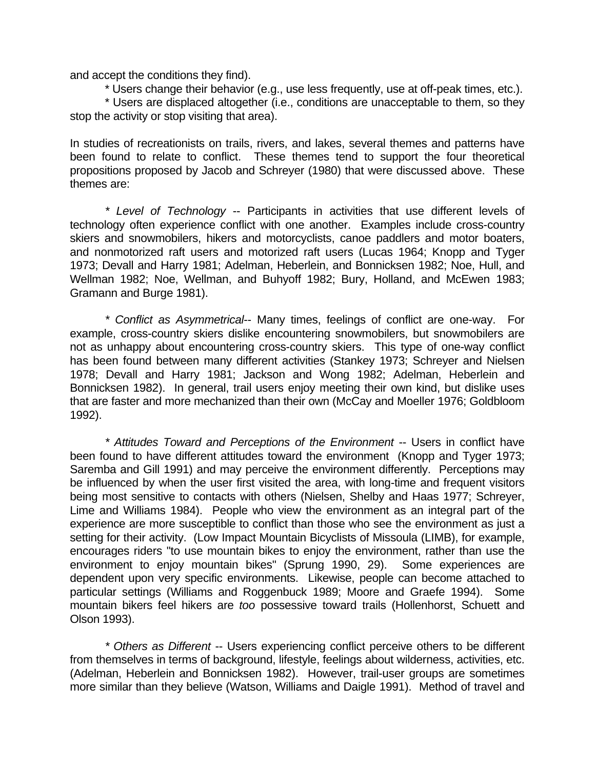and accept the conditions they find).

* Users change their behavior (e.g., use less frequently, use at off-peak times, etc.).

* Users are displaced altogether (i.e., conditions are unacceptable to them, so they stop the activity or stop visiting that area).

In studies of recreationists on trails, rivers, and lakes, several themes and patterns have been found to relate to conflict. These themes tend to support the four theoretical propositions proposed by Jacob and Schreyer (1980) that were discussed above. These themes are:

* *Level of Technology* -- Participants in activities that use different levels of technology often experience conflict with one another. Examples include cross-country skiers and snowmobilers, hikers and motorcyclists, canoe paddlers and motor boaters, and nonmotorized raft users and motorized raft users (Lucas 1964; Knopp and Tyger 1973; Devall and Harry 1981; Adelman, Heberlein, and Bonnicksen 1982; Noe, Hull, and Wellman 1982; Noe, Wellman, and Buhyoff 1982; Bury, Holland, and McEwen 1983; Gramann and Burge 1981).

* *Conflict as Asymmetrical*-- Many times, feelings of conflict are one-way. For example, cross-country skiers dislike encountering snowmobilers, but snowmobilers are not as unhappy about encountering cross-country skiers. This type of one-way conflict has been found between many different activities (Stankey 1973; Schreyer and Nielsen 1978; Devall and Harry 1981; Jackson and Wong 1982; Adelman, Heberlein and Bonnicksen 1982). In general, trail users enjoy meeting their own kind, but dislike uses that are faster and more mechanized than their own (McCay and Moeller 1976; Goldbloom 1992).

* *Attitudes Toward and Perceptions of the Environment* -- Users in conflict have been found to have different attitudes toward the environment (Knopp and Tyger 1973; Saremba and Gill 1991) and may perceive the environment differently. Perceptions may be influenced by when the user first visited the area, with long-time and frequent visitors being most sensitive to contacts with others (Nielsen, Shelby and Haas 1977; Schreyer, Lime and Williams 1984). People who view the environment as an integral part of the experience are more susceptible to conflict than those who see the environment as just a setting for their activity. (Low Impact Mountain Bicyclists of Missoula (LIMB), for example, encourages riders "to use mountain bikes to enjoy the environment, rather than use the environment to enjoy mountain bikes" (Sprung 1990, 29). Some experiences are dependent upon very specific environments. Likewise, people can become attached to particular settings (Williams and Roggenbuck 1989; Moore and Graefe 1994). Some mountain bikers feel hikers are *too* possessive toward trails (Hollenhorst, Schuett and Olson 1993).

* *Others as Different* -- Users experiencing conflict perceive others to be different from themselves in terms of background, lifestyle, feelings about wilderness, activities, etc. (Adelman, Heberlein and Bonnicksen 1982). However, trail-user groups are sometimes more similar than they believe (Watson, Williams and Daigle 1991). Method of travel and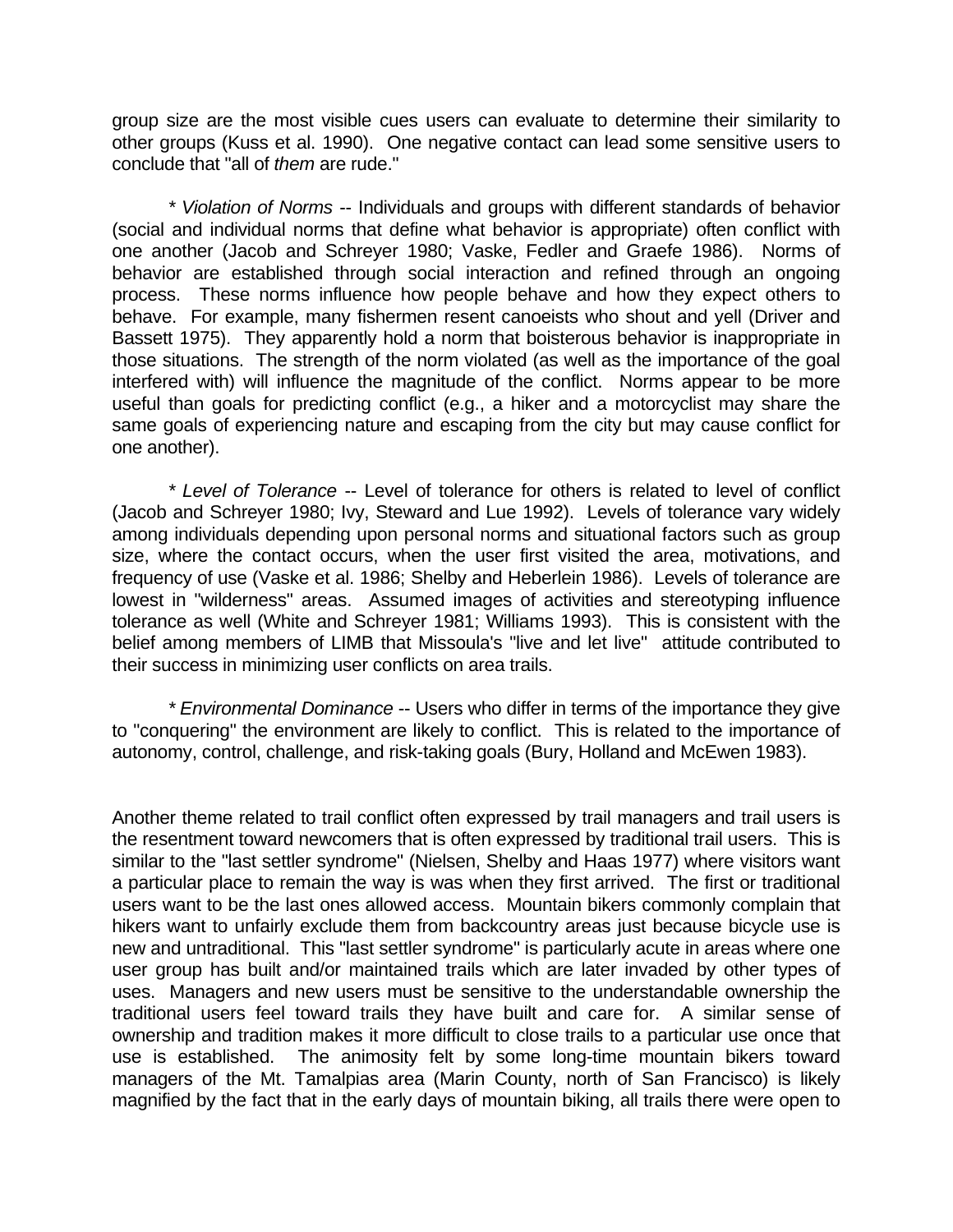group size are the most visible cues users can evaluate to determine their similarity to other groups (Kuss et al. 1990). One negative contact can lead some sensitive users to conclude that "all of *them* are rude."

* *Violation of Norms* -- Individuals and groups with different standards of behavior (social and individual norms that define what behavior is appropriate) often conflict with one another (Jacob and Schreyer 1980; Vaske, Fedler and Graefe 1986). Norms of behavior are established through social interaction and refined through an ongoing process. These norms influence how people behave and how they expect others to behave. For example, many fishermen resent canoeists who shout and yell (Driver and Bassett 1975). They apparently hold a norm that boisterous behavior is inappropriate in those situations. The strength of the norm violated (as well as the importance of the goal interfered with) will influence the magnitude of the conflict. Norms appear to be more useful than goals for predicting conflict (e.g., a hiker and a motorcyclist may share the same goals of experiencing nature and escaping from the city but may cause conflict for one another).

* *Level of Tolerance* -- Level of tolerance for others is related to level of conflict (Jacob and Schreyer 1980; Ivy, Steward and Lue 1992). Levels of tolerance vary widely among individuals depending upon personal norms and situational factors such as group size, where the contact occurs, when the user first visited the area, motivations, and frequency of use (Vaske et al. 1986; Shelby and Heberlein 1986). Levels of tolerance are lowest in "wilderness" areas. Assumed images of activities and stereotyping influence tolerance as well (White and Schreyer 1981; Williams 1993). This is consistent with the belief among members of LIMB that Missoula's "live and let live" attitude contributed to their success in minimizing user conflicts on area trails.

* *Environmental Dominance* -- Users who differ in terms of the importance they give to "conquering" the environment are likely to conflict. This is related to the importance of autonomy, control, challenge, and risk-taking goals (Bury, Holland and McEwen 1983).

Another theme related to trail conflict often expressed by trail managers and trail users is the resentment toward newcomers that is often expressed by traditional trail users. This is similar to the "last settler syndrome" (Nielsen, Shelby and Haas 1977) where visitors want a particular place to remain the way is was when they first arrived. The first or traditional users want to be the last ones allowed access. Mountain bikers commonly complain that hikers want to unfairly exclude them from backcountry areas just because bicycle use is new and untraditional. This "last settler syndrome" is particularly acute in areas where one user group has built and/or maintained trails which are later invaded by other types of uses. Managers and new users must be sensitive to the understandable ownership the traditional users feel toward trails they have built and care for. A similar sense of ownership and tradition makes it more difficult to close trails to a particular use once that use is established. The animosity felt by some long-time mountain bikers toward managers of the Mt. Tamalpias area (Marin County, north of San Francisco) is likely magnified by the fact that in the early days of mountain biking, all trails there were open to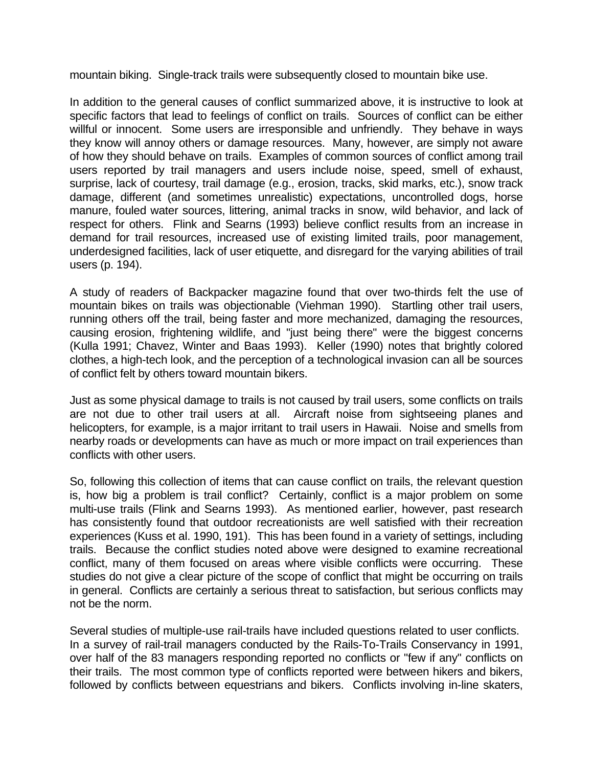mountain biking. Single-track trails were subsequently closed to mountain bike use.

In addition to the general causes of conflict summarized above, it is instructive to look at specific factors that lead to feelings of conflict on trails. Sources of conflict can be either willful or innocent. Some users are irresponsible and unfriendly. They behave in ways they know will annoy others or damage resources. Many, however, are simply not aware of how they should behave on trails. Examples of common sources of conflict among trail users reported by trail managers and users include noise, speed, smell of exhaust, surprise, lack of courtesy, trail damage (e.g., erosion, tracks, skid marks, etc.), snow track damage, different (and sometimes unrealistic) expectations, uncontrolled dogs, horse manure, fouled water sources, littering, animal tracks in snow, wild behavior, and lack of respect for others. Flink and Searns (1993) believe conflict results from an increase in demand for trail resources, increased use of existing limited trails, poor management, underdesigned facilities, lack of user etiquette, and disregard for the varying abilities of trail users (p. 194).

A study of readers of Backpacker magazine found that over two-thirds felt the use of mountain bikes on trails was objectionable (Viehman 1990). Startling other trail users, running others off the trail, being faster and more mechanized, damaging the resources, causing erosion, frightening wildlife, and "just being there" were the biggest concerns (Kulla 1991; Chavez, Winter and Baas 1993). Keller (1990) notes that brightly colored clothes, a high-tech look, and the perception of a technological invasion can all be sources of conflict felt by others toward mountain bikers.

Just as some physical damage to trails is not caused by trail users, some conflicts on trails are not due to other trail users at all. Aircraft noise from sightseeing planes and helicopters, for example, is a major irritant to trail users in Hawaii. Noise and smells from nearby roads or developments can have as much or more impact on trail experiences than conflicts with other users.

So, following this collection of items that can cause conflict on trails, the relevant question is, how big a problem is trail conflict? Certainly, conflict is a major problem on some multi-use trails (Flink and Searns 1993). As mentioned earlier, however, past research has consistently found that outdoor recreationists are well satisfied with their recreation experiences (Kuss et al. 1990, 191). This has been found in a variety of settings, including trails. Because the conflict studies noted above were designed to examine recreational conflict, many of them focused on areas where visible conflicts were occurring. These studies do not give a clear picture of the scope of conflict that might be occurring on trails in general. Conflicts are certainly a serious threat to satisfaction, but serious conflicts may not be the norm.

Several studies of multiple-use rail-trails have included questions related to user conflicts. In a survey of rail-trail managers conducted by the Rails-To-Trails Conservancy in 1991, over half of the 83 managers responding reported no conflicts or "few if any" conflicts on their trails. The most common type of conflicts reported were between hikers and bikers, followed by conflicts between equestrians and bikers. Conflicts involving in-line skaters,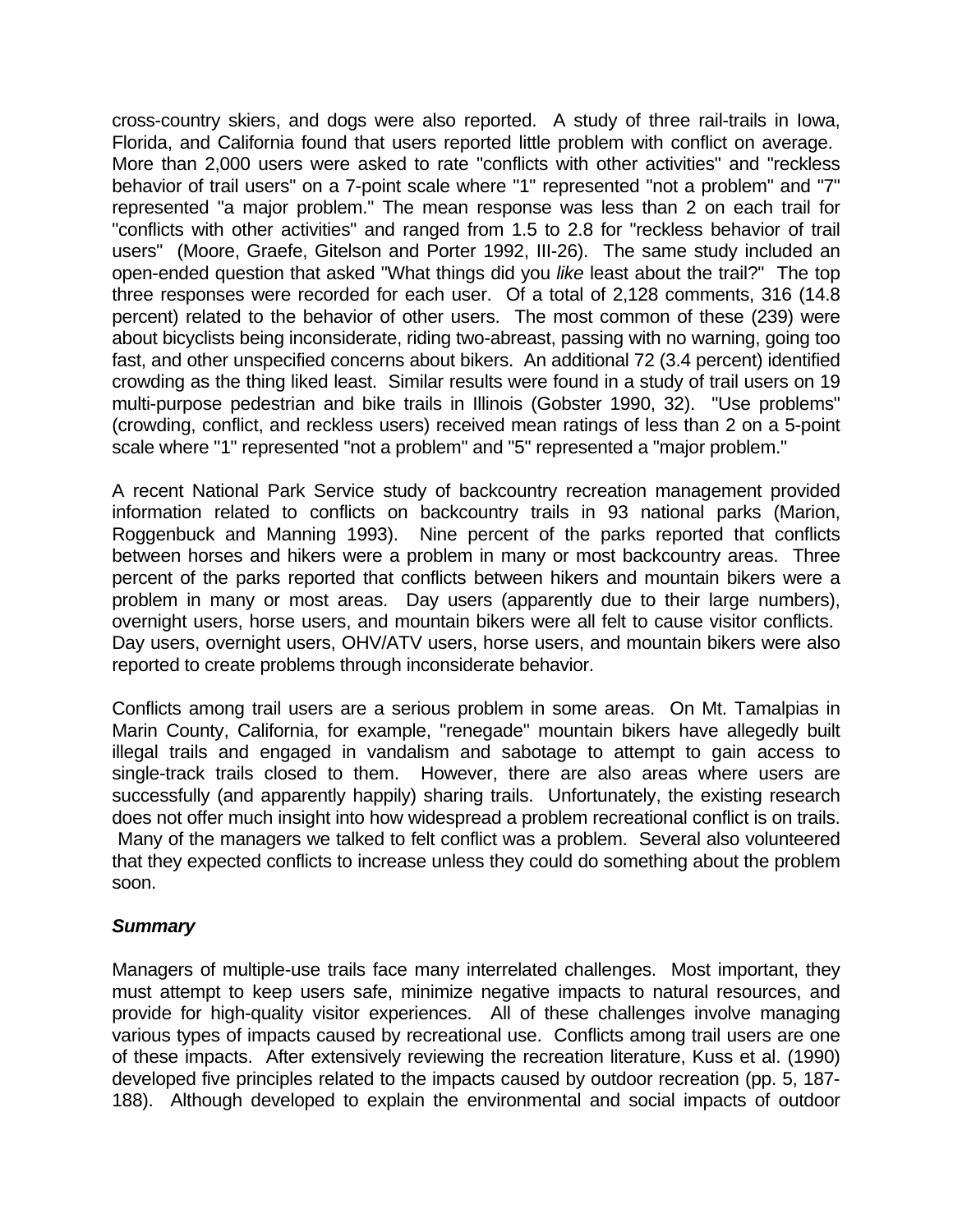cross-country skiers, and dogs were also reported. A study of three rail-trails in Iowa, Florida, and California found that users reported little problem with conflict on average. More than 2,000 users were asked to rate "conflicts with other activities" and "reckless behavior of trail users" on a 7-point scale where "1" represented "not a problem" and "7" represented "a major problem." The mean response was less than 2 on each trail for "conflicts with other activities" and ranged from 1.5 to 2.8 for "reckless behavior of trail users" (Moore, Graefe, Gitelson and Porter 1992, III-26). The same study included an open-ended question that asked "What things did you *like* least about the trail?" The top three responses were recorded for each user. Of a total of 2,128 comments, 316 (14.8 percent) related to the behavior of other users. The most common of these (239) were about bicyclists being inconsiderate, riding two-abreast, passing with no warning, going too fast, and other unspecified concerns about bikers. An additional 72 (3.4 percent) identified crowding as the thing liked least. Similar results were found in a study of trail users on 19 multi-purpose pedestrian and bike trails in Illinois (Gobster 1990, 32). "Use problems" (crowding, conflict, and reckless users) received mean ratings of less than 2 on a 5-point scale where "1" represented "not a problem" and "5" represented a "major problem."

A recent National Park Service study of backcountry recreation management provided information related to conflicts on backcountry trails in 93 national parks (Marion, Roggenbuck and Manning 1993). Nine percent of the parks reported that conflicts between horses and hikers were a problem in many or most backcountry areas. Three percent of the parks reported that conflicts between hikers and mountain bikers were a problem in many or most areas. Day users (apparently due to their large numbers), overnight users, horse users, and mountain bikers were all felt to cause visitor conflicts. Day users, overnight users, OHV/ATV users, horse users, and mountain bikers were also reported to create problems through inconsiderate behavior.

Conflicts among trail users are a serious problem in some areas. On Mt. Tamalpias in Marin County, California, for example, "renegade" mountain bikers have allegedly built illegal trails and engaged in vandalism and sabotage to attempt to gain access to single-track trails closed to them. However, there are also areas where users are successfully (and apparently happily) sharing trails. Unfortunately, the existing research does not offer much insight into how widespread a problem recreational conflict is on trails. Many of the managers we talked to felt conflict was a problem. Several also volunteered that they expected conflicts to increase unless they could do something about the problem soon.

### ***Summary***

Managers of multiple-use trails face many interrelated challenges. Most important, they must attempt to keep users safe, minimize negative impacts to natural resources, and provide for high-quality visitor experiences. All of these challenges involve managing various types of impacts caused by recreational use. Conflicts among trail users are one of these impacts. After extensively reviewing the recreation literature, Kuss et al. (1990) developed five principles related to the impacts caused by outdoor recreation (pp. 5, 187-188). Although developed to explain the environmental and social impacts of outdoor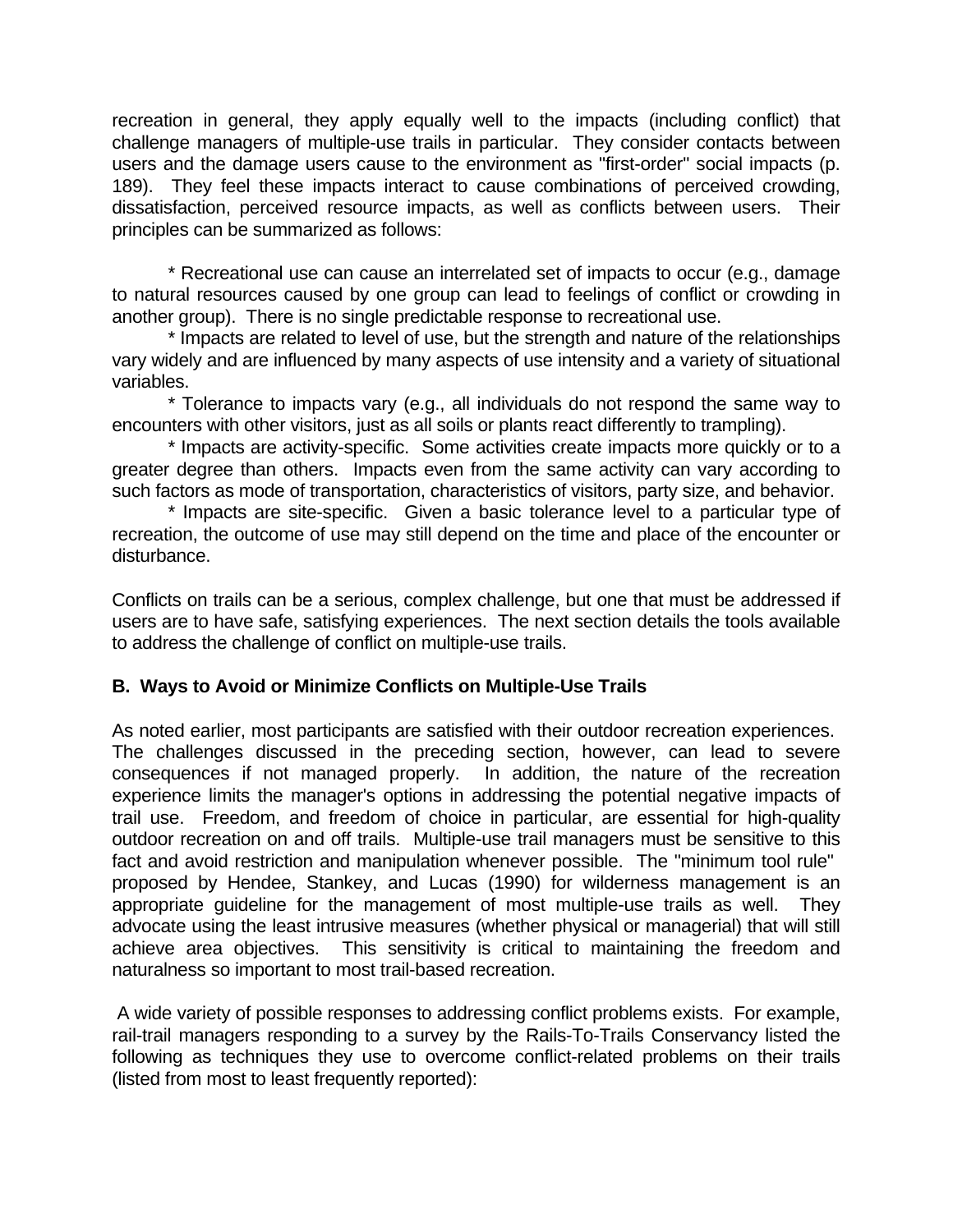recreation in general, they apply equally well to the impacts (including conflict) that challenge managers of multiple-use trails in particular. They consider contacts between users and the damage users cause to the environment as "first-order" social impacts (p. 189). They feel these impacts interact to cause combinations of perceived crowding, dissatisfaction, perceived resource impacts, as well as conflicts between users. Their principles can be summarized as follows:

* Recreational use can cause an interrelated set of impacts to occur (e.g., damage to natural resources caused by one group can lead to feelings of conflict or crowding in another group). There is no single predictable response to recreational use.
* Impacts are related to level of use, but the strength and nature of the relationships vary widely and are influenced by many aspects of use intensity and a variety of situational variables.
* Tolerance to impacts vary (e.g., all individuals do not respond the same way to encounters with other visitors, just as all soils or plants react differently to trampling).
* Impacts are activity-specific. Some activities create impacts more quickly or to a greater degree than others. Impacts even from the same activity can vary according to such factors as mode of transportation, characteristics of visitors, party size, and behavior.
* Impacts are site-specific. Given a basic tolerance level to a particular type of recreation, the outcome of use may still depend on the time and place of the encounter or disturbance.

Conflicts on trails can be a serious, complex challenge, but one that must be addressed if users are to have safe, satisfying experiences. The next section details the tools available to address the challenge of conflict on multiple-use trails.

**B. Ways to Avoid or Minimize Conflicts on Multiple-Use Trails**

As noted earlier, most participants are satisfied with their outdoor recreation experiences. The challenges discussed in the preceding section, however, can lead to severe consequences if not managed properly. In addition, the nature of the recreation experience limits the manager's options in addressing the potential negative impacts of trail use. Freedom, and freedom of choice in particular, are essential for high-quality outdoor recreation on and off trails. Multiple-use trail managers must be sensitive to this fact and avoid restriction and manipulation whenever possible. The "minimum tool rule" proposed by Hendee, Stankey, and Lucas (1990) for wilderness management is an appropriate guideline for the management of most multiple-use trails as well. They advocate using the least intrusive measures (whether physical or managerial) that will still achieve area objectives. This sensitivity is critical to maintaining the freedom and naturalness so important to most trail-based recreation.

A wide variety of possible responses to addressing conflict problems exists. For example, rail-trail managers responding to a survey by the Rails-To-Trails Conservancy listed the following as techniques they use to overcome conflict-related problems on their trails (listed from most to least frequently reported):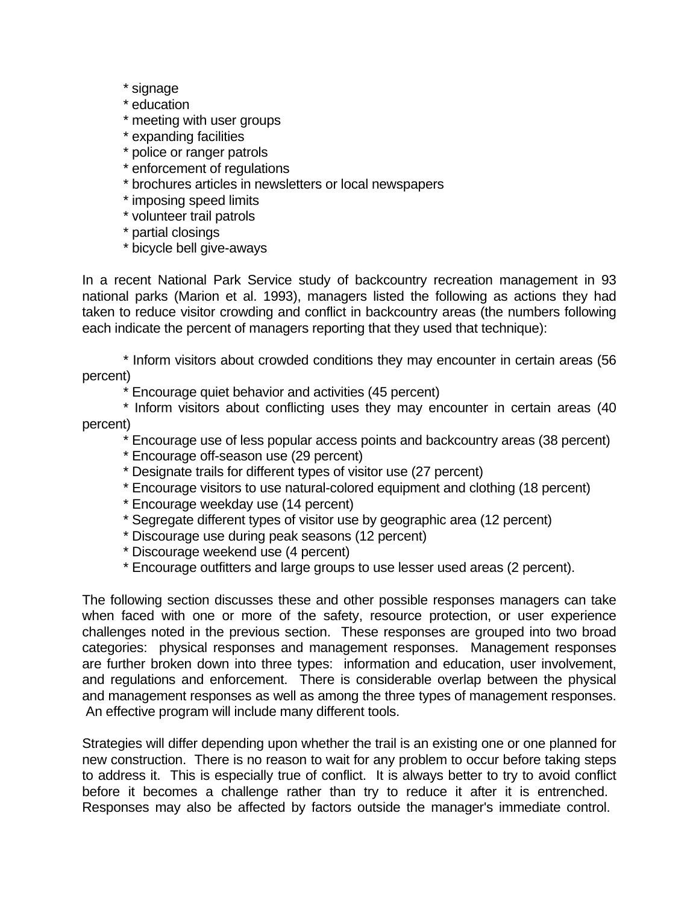* signage
* education
* meeting with user groups
* expanding facilities
* police or ranger patrols
* enforcement of regulations
* brochures articles in newsletters or local newspapers
* imposing speed limits
* volunteer trail patrols
* partial closings
* bicycle bell give-aways

In a recent National Park Service study of backcountry recreation management in 93 national parks (Marion et al. 1993), managers listed the following as actions they had taken to reduce visitor crowding and conflict in backcountry areas (the numbers following each indicate the percent of managers reporting that they used that technique):

* Inform visitors about crowded conditions they may encounter in certain areas (56 percent)
* Encourage quiet behavior and activities (45 percent)
* Inform visitors about conflicting uses they may encounter in certain areas (40 percent)
* Encourage use of less popular access points and backcountry areas (38 percent)
* Encourage off-season use (29 percent)
* Designate trails for different types of visitor use (27 percent)
* Encourage visitors to use natural-colored equipment and clothing (18 percent)
* Encourage weekday use (14 percent)
* Segregate different types of visitor use by geographic area (12 percent)
* Discourage use during peak seasons (12 percent)
* Discourage weekend use (4 percent)
* Encourage outfitters and large groups to use lesser used areas (2 percent).

The following section discusses these and other possible responses managers can take when faced with one or more of the safety, resource protection, or user experience challenges noted in the previous section. These responses are grouped into two broad categories: physical responses and management responses. Management responses are further broken down into three types: information and education, user involvement, and regulations and enforcement. There is considerable overlap between the physical and management responses as well as among the three types of management responses. An effective program will include many different tools.

Strategies will differ depending upon whether the trail is an existing one or one planned for new construction. There is no reason to wait for any problem to occur before taking steps to address it. This is especially true of conflict. It is always better to try to avoid conflict before it becomes a challenge rather than try to reduce it after it is entrenched. Responses may also be affected by factors outside the manager's immediate control.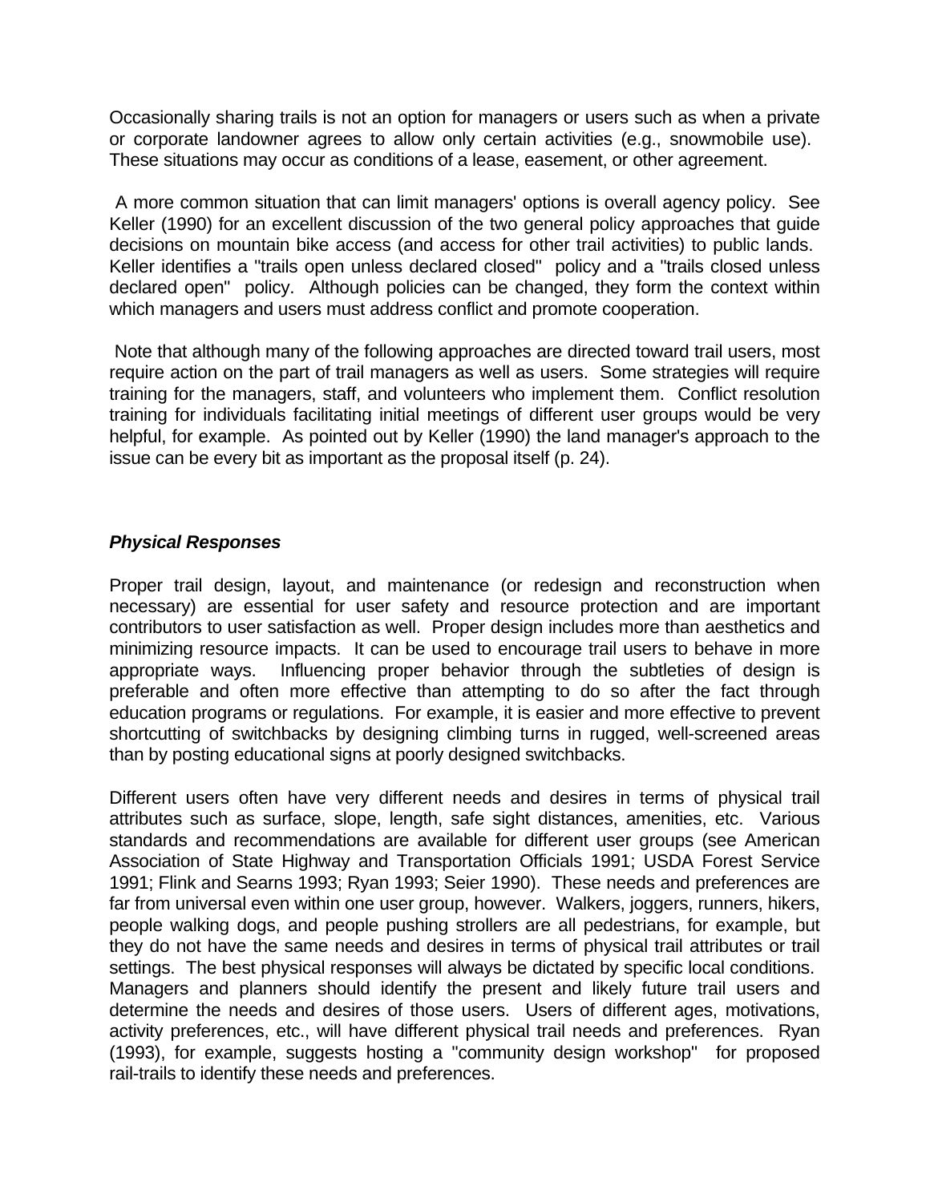Occasionally sharing trails is not an option for managers or users such as when a private or corporate landowner agrees to allow only certain activities (e.g., snowmobile use). These situations may occur as conditions of a lease, easement, or other agreement.

A more common situation that can limit managers' options is overall agency policy. See Keller (1990) for an excellent discussion of the two general policy approaches that guide decisions on mountain bike access (and access for other trail activities) to public lands. Keller identifies a "trails open unless declared closed" policy and a "trails closed unless declared open" policy. Although policies can be changed, they form the context within which managers and users must address conflict and promote cooperation.

Note that although many of the following approaches are directed toward trail users, most require action on the part of trail managers as well as users. Some strategies will require training for the managers, staff, and volunteers who implement them. Conflict resolution training for individuals facilitating initial meetings of different user groups would be very helpful, for example. As pointed out by Keller (1990) the land manager's approach to the issue can be every bit as important as the proposal itself (p. 24).

### ***Physical Responses***

Proper trail design, layout, and maintenance (or redesign and reconstruction when necessary) are essential for user safety and resource protection and are important contributors to user satisfaction as well. Proper design includes more than aesthetics and minimizing resource impacts. It can be used to encourage trail users to behave in more appropriate ways. Influencing proper behavior through the subtleties of design is preferable and often more effective than attempting to do so after the fact through education programs or regulations. For example, it is easier and more effective to prevent shortcutting of switchbacks by designing climbing turns in rugged, well-screened areas than by posting educational signs at poorly designed switchbacks.

Different users often have very different needs and desires in terms of physical trail attributes such as surface, slope, length, safe sight distances, amenities, etc. Various standards and recommendations are available for different user groups (see American Association of State Highway and Transportation Officials 1991; USDA Forest Service 1991; Flink and Searns 1993; Ryan 1993; Seier 1990). These needs and preferences are far from universal even within one user group, however. Walkers, joggers, runners, hikers, people walking dogs, and people pushing strollers are all pedestrians, for example, but they do not have the same needs and desires in terms of physical trail attributes or trail settings. The best physical responses will always be dictated by specific local conditions. Managers and planners should identify the present and likely future trail users and determine the needs and desires of those users. Users of different ages, motivations, activity preferences, etc., will have different physical trail needs and preferences. Ryan (1993), for example, suggests hosting a "community design workshop" for proposed rail-trails to identify these needs and preferences.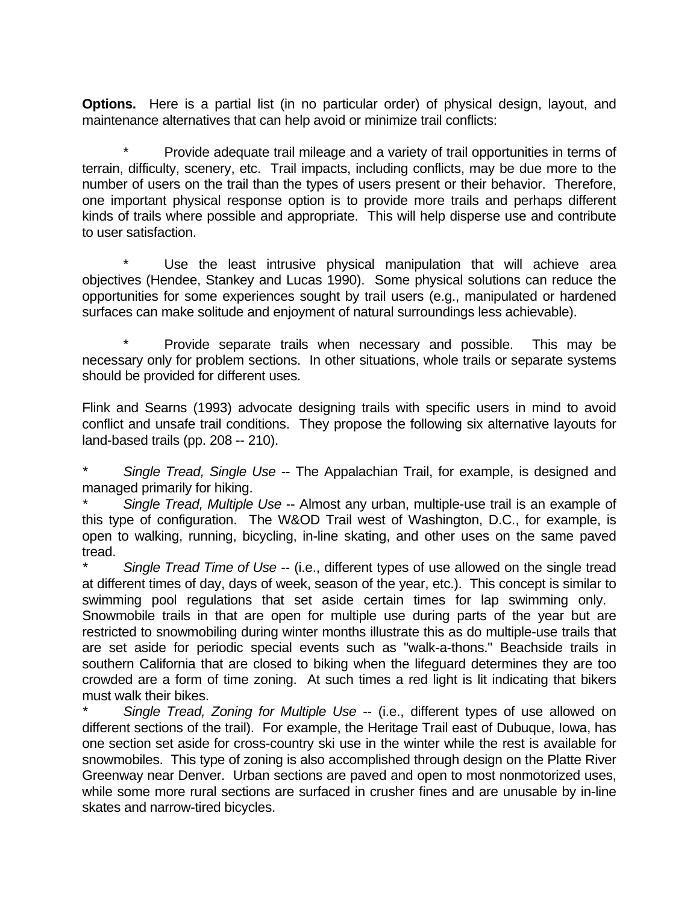**Options.** Here is a partial list (in no particular order) of physical design, layout, and maintenance alternatives that can help avoid or minimize trail conflicts:

* Provide adequate trail mileage and a variety of trail opportunities in terms of terrain, difficulty, scenery, etc. Trail impacts, including conflicts, may be due more to the number of users on the trail than the types of users present or their behavior. Therefore, one important physical response option is to provide more trails and perhaps different kinds of trails where possible and appropriate. This will help disperse use and contribute to user satisfaction.

* Use the least intrusive physical manipulation that will achieve area objectives (Hendee, Stankey and Lucas 1990). Some physical solutions can reduce the opportunities for some experiences sought by trail users (e.g., manipulated or hardened surfaces can make solitude and enjoyment of natural surroundings less achievable).

* Provide separate trails when necessary and possible. This may be necessary only for problem sections. In other situations, whole trails or separate systems should be provided for different uses.

Flink and Searns (1993) advocate designing trails with specific users in mind to avoid conflict and unsafe trail conditions. They propose the following six alternative layouts for land-based trails (pp. 208 -- 210).

* *Single Tread, Single Use* -- The Appalachian Trail, for example, is designed and managed primarily for hiking.
* *Single Tread, Multiple Use* -- Almost any urban, multiple-use trail is an example of this type of configuration. The W&OD Trail west of Washington, D.C., for example, is open to walking, running, bicycling, in-line skating, and other uses on the same paved tread.
* *Single Tread Time of Use* -- (i.e., different types of use allowed on the single tread at different times of day, days of week, season of the year, etc.). This concept is similar to swimming pool regulations that set aside certain times for lap swimming only. Snowmobile trails in that are open for multiple use during parts of the year but are restricted to snowmobiling during winter months illustrate this as do multiple-use trails that are set aside for periodic special events such as "walk-a-thons." Beachside trails in southern California that are closed to biking when the lifeguard determines they are too crowded are a form of time zoning. At such times a red light is lit indicating that bikers must walk their bikes.
* *Single Tread, Zoning for Multiple Use* -- (i.e., different types of use allowed on different sections of the trail). For example, the Heritage Trail east of Dubuque, Iowa, has one section set aside for cross-country ski use in the winter while the rest is available for snowmobiles. This type of zoning is also accomplished through design on the Platte River Greenway near Denver. Urban sections are paved and open to most nonmotorized uses, while some more rural sections are surfaced in crusher fines and are unusable by in-line skates and narrow-tired bicycles.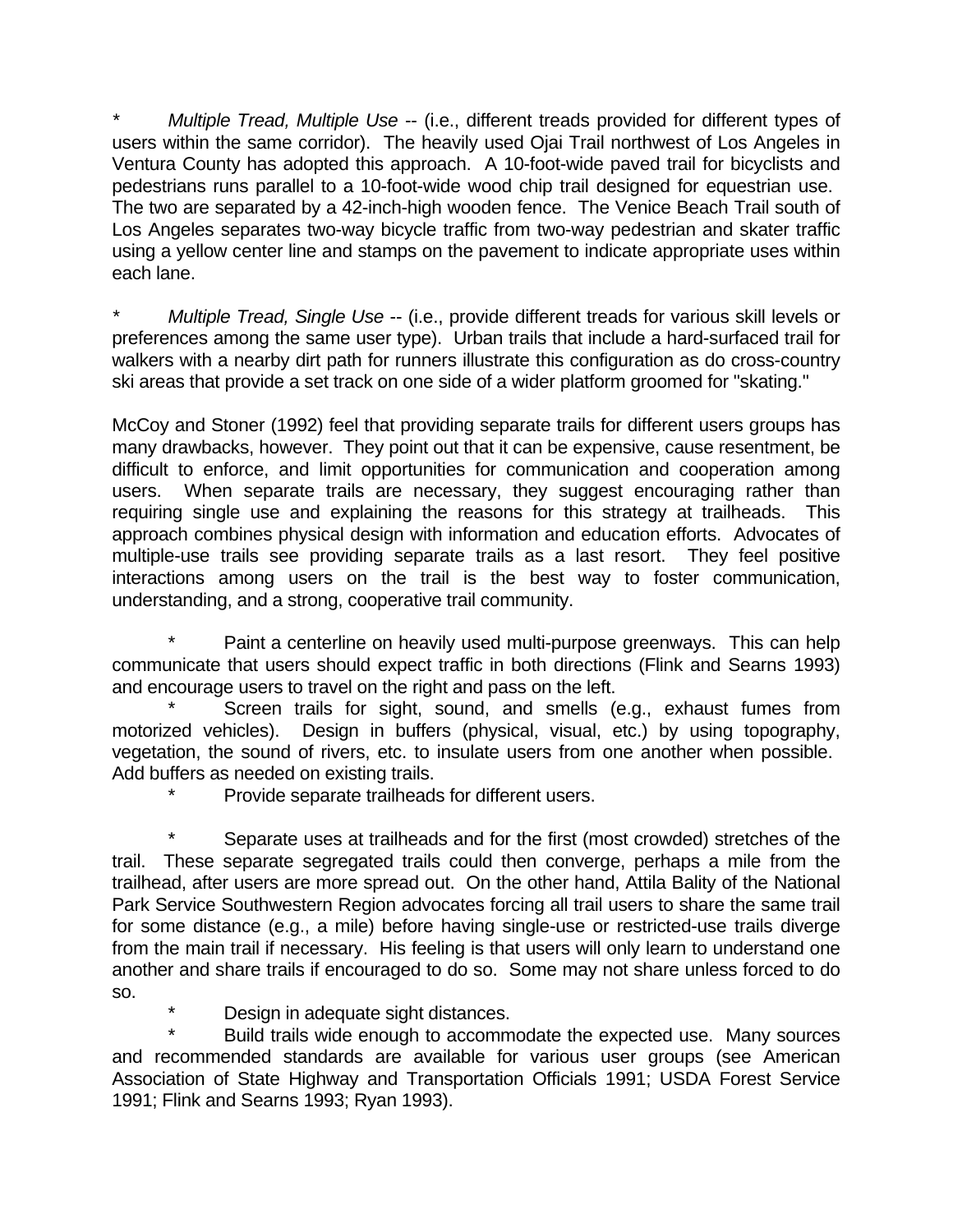* *Multiple Tread, Multiple Use* -- (i.e., different treads provided for different types of users within the same corridor). The heavily used Ojai Trail northwest of Los Angeles in Ventura County has adopted this approach. A 10-foot-wide paved trail for bicyclists and pedestrians runs parallel to a 10-foot-wide wood chip trail designed for equestrian use. The two are separated by a 42-inch-high wooden fence. The Venice Beach Trail south of Los Angeles separates two-way bicycle traffic from two-way pedestrian and skater traffic using a yellow center line and stamps on the pavement to indicate appropriate uses within each lane.

* *Multiple Tread, Single Use* -- (i.e., provide different treads for various skill levels or preferences among the same user type). Urban trails that include a hard-surfaced trail for walkers with a nearby dirt path for runners illustrate this configuration as do cross-country ski areas that provide a set track on one side of a wider platform groomed for "skating."

McCoy and Stoner (1992) feel that providing separate trails for different users groups has many drawbacks, however. They point out that it can be expensive, cause resentment, be difficult to enforce, and limit opportunities for communication and cooperation among users. When separate trails are necessary, they suggest encouraging rather than requiring single use and explaining the reasons for this strategy at trailheads. This approach combines physical design with information and education efforts. Advocates of multiple-use trails see providing separate trails as a last resort. They feel positive interactions among users on the trail is the best way to foster communication, understanding, and a strong, cooperative trail community.

* Paint a centerline on heavily used multi-purpose greenways. This can help communicate that users should expect traffic in both directions (Flink and Searns 1993) and encourage users to travel on the right and pass on the left.
* Screen trails for sight, sound, and smells (e.g., exhaust fumes from motorized vehicles). Design in buffers (physical, visual, etc.) by using topography, vegetation, the sound of rivers, etc. to insulate users from one another when possible. Add buffers as needed on existing trails.
* Provide separate trailheads for different users.

* Separate uses at trailheads and for the first (most crowded) stretches of the trail. These separate segregated trails could then converge, perhaps a mile from the trailhead, after users are more spread out. On the other hand, Attila Bality of the National Park Service Southwestern Region advocates forcing all trail users to share the same trail for some distance (e.g., a mile) before having single-use or restricted-use trails diverge from the main trail if necessary. His feeling is that users will only learn to understand one another and share trails if encouraged to do so. Some may not share unless forced to do so.
* Design in adequate sight distances.
* Build trails wide enough to accommodate the expected use. Many sources and recommended standards are available for various user groups (see American Association of State Highway and Transportation Officials 1991; USDA Forest Service 1991; Flink and Searns 1993; Ryan 1993).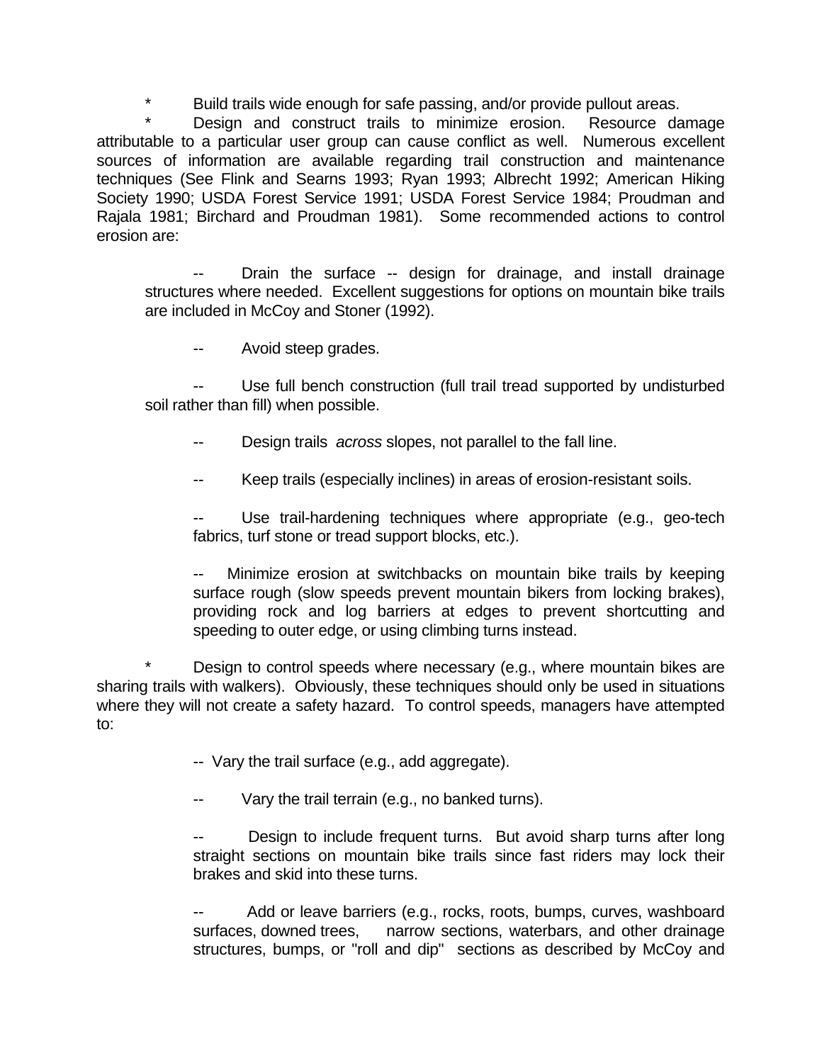* Build trails wide enough for safe passing, and/or provide pullout areas.

* Design and construct trails to minimize erosion. Resource damage attributable to a particular user group can cause conflict as well. Numerous excellent sources of information are available regarding trail construction and maintenance techniques (See Flink and Searns 1993; Ryan 1993; Albrecht 1992; American Hiking Society 1990; USDA Forest Service 1991; USDA Forest Service 1984; Proudman and Rajala 1981; Birchard and Proudman 1981). Some recommended actions to control erosion are:

> -- Drain the surface -- design for drainage, and install drainage structures where needed. Excellent suggestions for options on mountain bike trails are included in McCoy and Stoner (1992).
>
> -- Avoid steep grades.
>
> -- Use full bench construction (full trail tread supported by undisturbed soil rather than fill) when possible.
>
> -- Design trails *across* slopes, not parallel to the fall line.
>
> -- Keep trails (especially inclines) in areas of erosion-resistant soils.
>
> -- Use trail-hardening techniques where appropriate (e.g., geo-tech fabrics, turf stone or tread support blocks, etc.).
>
> -- Minimize erosion at switchbacks on mountain bike trails by keeping surface rough (slow speeds prevent mountain bikers from locking brakes), providing rock and log barriers at edges to prevent shortcutting and speeding to outer edge, or using climbing turns instead.

* Design to control speeds where necessary (e.g., where mountain bikes are sharing trails with walkers). Obviously, these techniques should only be used in situations where they will not create a safety hazard. To control speeds, managers have attempted to:

> -- Vary the trail surface (e.g., add aggregate).
>
> -- Vary the trail terrain (e.g., no banked turns).
>
> -- Design to include frequent turns. But avoid sharp turns after long straight sections on mountain bike trails since fast riders may lock their brakes and skid into these turns.
>
> -- Add or leave barriers (e.g., rocks, roots, bumps, curves, washboard surfaces, downed trees, narrow sections, waterbars, and other drainage structures, bumps, or "roll and dip" sections as described by McCoy and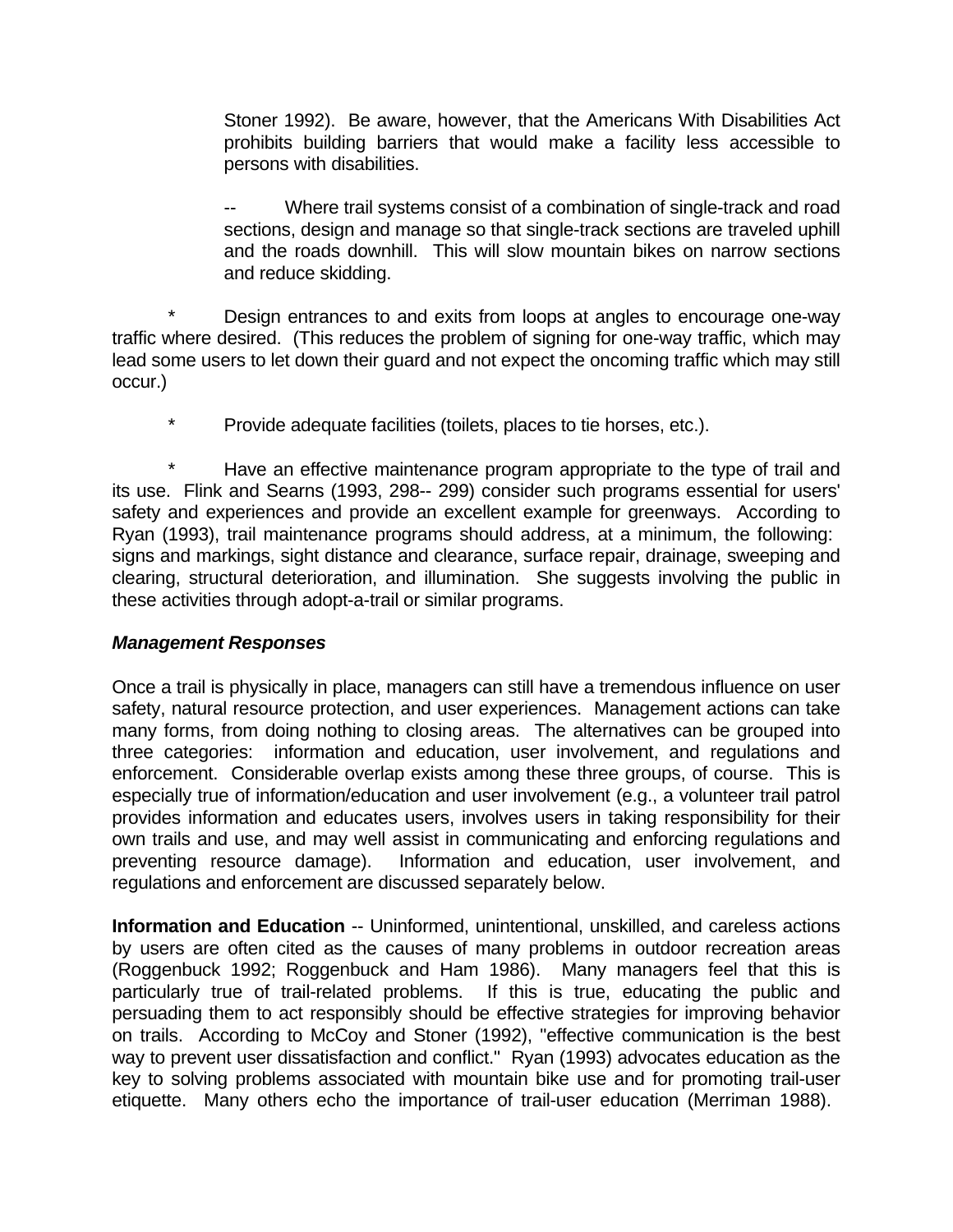Stoner 1992). Be aware, however, that the Americans With Disabilities Act prohibits building barriers that would make a facility less accessible to persons with disabilities.

-- Where trail systems consist of a combination of single-track and road sections, design and manage so that single-track sections are traveled uphill and the roads downhill. This will slow mountain bikes on narrow sections and reduce skidding.

* Design entrances to and exits from loops at angles to encourage one-way traffic where desired. (This reduces the problem of signing for one-way traffic, which may lead some users to let down their guard and not expect the oncoming traffic which may still occur.)

* Provide adequate facilities (toilets, places to tie horses, etc.).

* Have an effective maintenance program appropriate to the type of trail and its use. Flink and Searns (1993, 298-- 299) consider such programs essential for users' safety and experiences and provide an excellent example for greenways. According to Ryan (1993), trail maintenance programs should address, at a minimum, the following: signs and markings, sight distance and clearance, surface repair, drainage, sweeping and clearing, structural deterioration, and illumination. She suggests involving the public in these activities through adopt-a-trail or similar programs.

***Management Responses***

Once a trail is physically in place, managers can still have a tremendous influence on user safety, natural resource protection, and user experiences. Management actions can take many forms, from doing nothing to closing areas. The alternatives can be grouped into three categories: information and education, user involvement, and regulations and enforcement. Considerable overlap exists among these three groups, of course. This is especially true of information/education and user involvement (e.g., a volunteer trail patrol provides information and educates users, involves users in taking responsibility for their own trails and use, and may well assist in communicating and enforcing regulations and preventing resource damage). Information and education, user involvement, and regulations and enforcement are discussed separately below.

**Information and Education** -- Uninformed, unintentional, unskilled, and careless actions by users are often cited as the causes of many problems in outdoor recreation areas (Roggenbuck 1992; Roggenbuck and Ham 1986). Many managers feel that this is particularly true of trail-related problems. If this is true, educating the public and persuading them to act responsibly should be effective strategies for improving behavior on trails. According to McCoy and Stoner (1992), "effective communication is the best way to prevent user dissatisfaction and conflict." Ryan (1993) advocates education as the key to solving problems associated with mountain bike use and for promoting trail-user etiquette. Many others echo the importance of trail-user education (Merriman 1988).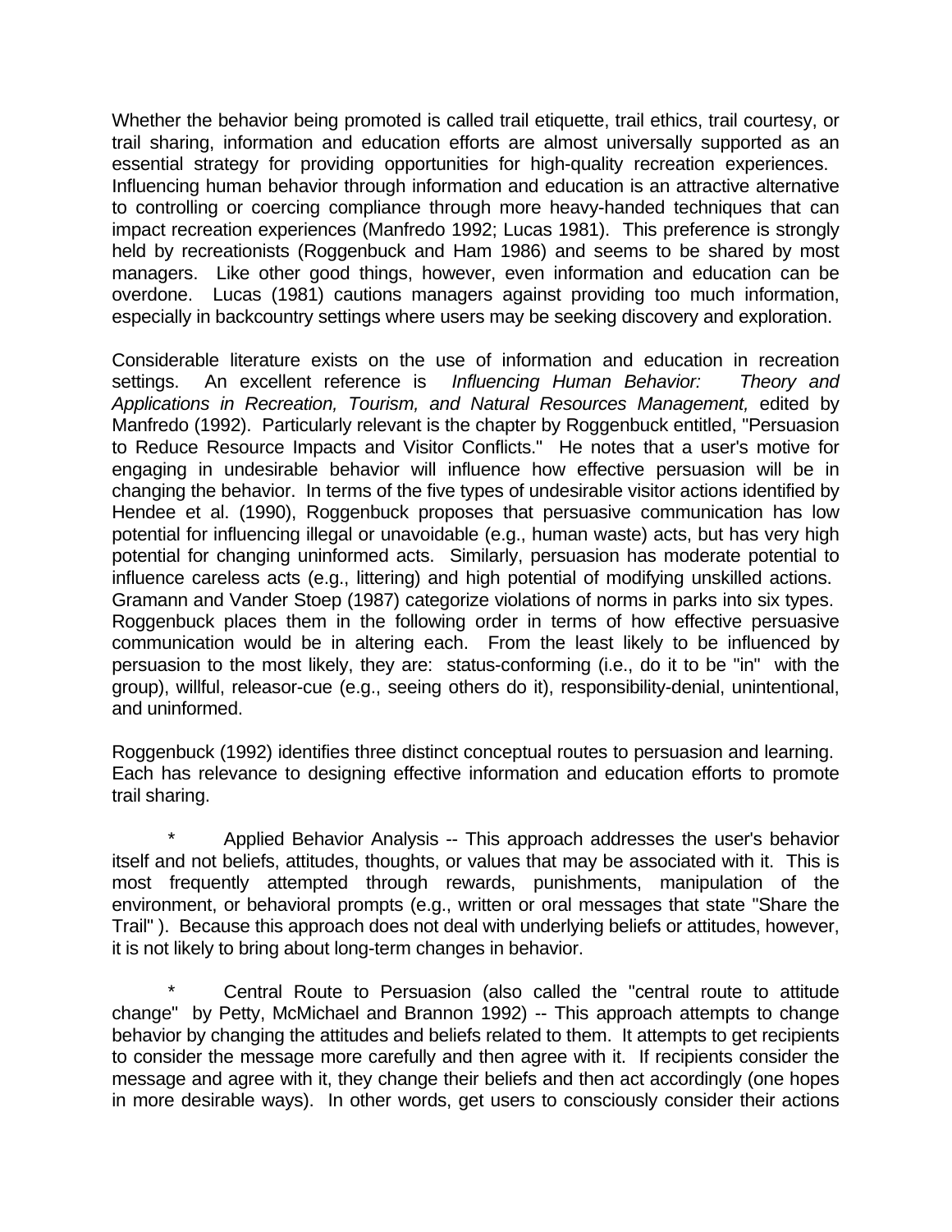Whether the behavior being promoted is called trail etiquette, trail ethics, trail courtesy, or trail sharing, information and education efforts are almost universally supported as an essential strategy for providing opportunities for high-quality recreation experiences. Influencing human behavior through information and education is an attractive alternative to controlling or coercing compliance through more heavy-handed techniques that can impact recreation experiences (Manfredo 1992; Lucas 1981). This preference is strongly held by recreationists (Roggenbuck and Ham 1986) and seems to be shared by most managers. Like other good things, however, even information and education can be overdone. Lucas (1981) cautions managers against providing too much information, especially in backcountry settings where users may be seeking discovery and exploration.

Considerable literature exists on the use of information and education in recreation settings. An excellent reference is *Influencing Human Behavior: Theory and Applications in Recreation, Tourism, and Natural Resources Management,* edited by Manfredo (1992). Particularly relevant is the chapter by Roggenbuck entitled, "Persuasion to Reduce Resource Impacts and Visitor Conflicts." He notes that a user's motive for engaging in undesirable behavior will influence how effective persuasion will be in changing the behavior. In terms of the five types of undesirable visitor actions identified by Hendee et al. (1990), Roggenbuck proposes that persuasive communication has low potential for influencing illegal or unavoidable (e.g., human waste) acts, but has very high potential for changing uninformed acts. Similarly, persuasion has moderate potential to influence careless acts (e.g., littering) and high potential of modifying unskilled actions. Gramann and Vander Stoep (1987) categorize violations of norms in parks into six types. Roggenbuck places them in the following order in terms of how effective persuasive communication would be in altering each. From the least likely to be influenced by persuasion to the most likely, they are: status-conforming (i.e., do it to be "in" with the group), willful, releasor-cue (e.g., seeing others do it), responsibility-denial, unintentional, and uninformed.

Roggenbuck (1992) identifies three distinct conceptual routes to persuasion and learning. Each has relevance to designing effective information and education efforts to promote trail sharing.

* Applied Behavior Analysis -- This approach addresses the user's behavior itself and not beliefs, attitudes, thoughts, or values that may be associated with it. This is most frequently attempted through rewards, punishments, manipulation of the environment, or behavioral prompts (e.g., written or oral messages that state "Share the Trail" ). Because this approach does not deal with underlying beliefs or attitudes, however, it is not likely to bring about long-term changes in behavior.

* Central Route to Persuasion (also called the "central route to attitude change" by Petty, McMichael and Brannon 1992) -- This approach attempts to change behavior by changing the attitudes and beliefs related to them. It attempts to get recipients to consider the message more carefully and then agree with it. If recipients consider the message and agree with it, they change their beliefs and then act accordingly (one hopes in more desirable ways). In other words, get users to consciously consider their actions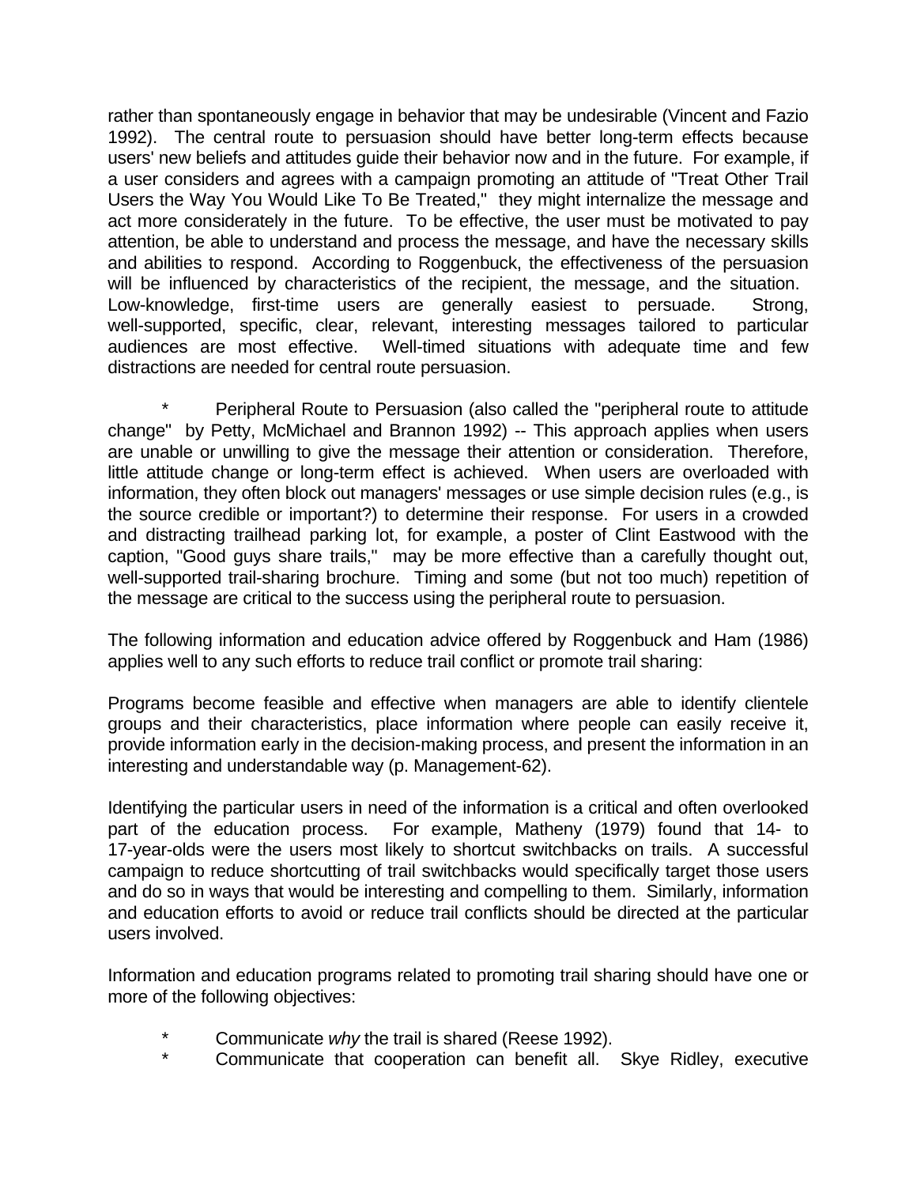rather than spontaneously engage in behavior that may be undesirable (Vincent and Fazio 1992). The central route to persuasion should have better long-term effects because users' new beliefs and attitudes guide their behavior now and in the future. For example, if a user considers and agrees with a campaign promoting an attitude of "Treat Other Trail Users the Way You Would Like To Be Treated," they might internalize the message and act more considerately in the future. To be effective, the user must be motivated to pay attention, be able to understand and process the message, and have the necessary skills and abilities to respond. According to Roggenbuck, the effectiveness of the persuasion will be influenced by characteristics of the recipient, the message, and the situation. Low-knowledge, first-time users are generally easiest to persuade. Strong, well-supported, specific, clear, relevant, interesting messages tailored to particular audiences are most effective. Well-timed situations with adequate time and few distractions are needed for central route persuasion.

* Peripheral Route to Persuasion (also called the "peripheral route to attitude change" by Petty, McMichael and Brannon 1992) -- This approach applies when users are unable or unwilling to give the message their attention or consideration. Therefore, little attitude change or long-term effect is achieved. When users are overloaded with information, they often block out managers' messages or use simple decision rules (e.g., is the source credible or important?) to determine their response. For users in a crowded and distracting trailhead parking lot, for example, a poster of Clint Eastwood with the caption, "Good guys share trails," may be more effective than a carefully thought out, well-supported trail-sharing brochure. Timing and some (but not too much) repetition of the message are critical to the success using the peripheral route to persuasion.

The following information and education advice offered by Roggenbuck and Ham (1986) applies well to any such efforts to reduce trail conflict or promote trail sharing:

Programs become feasible and effective when managers are able to identify clientele groups and their characteristics, place information where people can easily receive it, provide information early in the decision-making process, and present the information in an interesting and understandable way (p. Management-62).

Identifying the particular users in need of the information is a critical and often overlooked part of the education process. For example, Matheny (1979) found that 14- to 17-year-olds were the users most likely to shortcut switchbacks on trails. A successful campaign to reduce shortcutting of trail switchbacks would specifically target those users and do so in ways that would be interesting and compelling to them. Similarly, information and education efforts to avoid or reduce trail conflicts should be directed at the particular users involved.

Information and education programs related to promoting trail sharing should have one or more of the following objectives:

* Communicate *why* the trail is shared (Reese 1992).
* Communicate that cooperation can benefit all. Skye Ridley, executive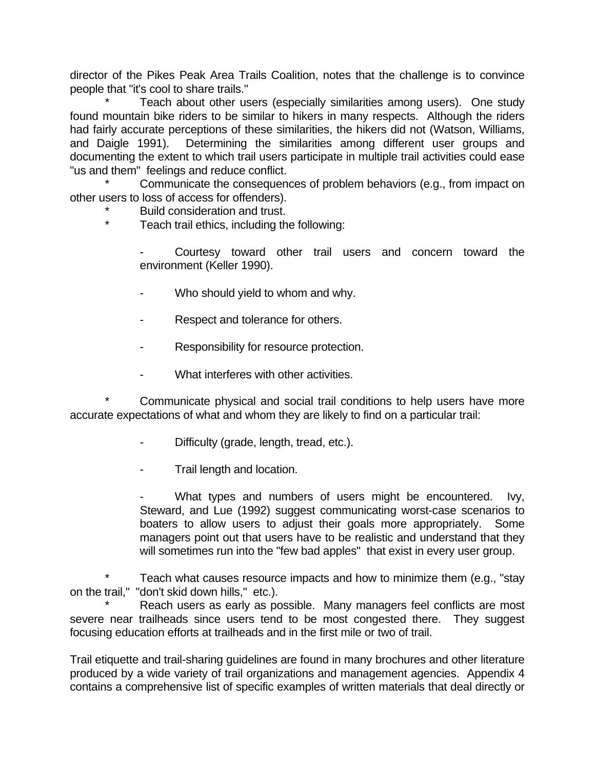director of the Pikes Peak Area Trails Coalition, notes that the challenge is to convince people that "it's cool to share trails."

* Teach about other users (especially similarities among users). One study found mountain bike riders to be similar to hikers in many respects. Although the riders had fairly accurate perceptions of these similarities, the hikers did not (Watson, Williams, and Daigle 1991). Determining the similarities among different user groups and documenting the extent to which trail users participate in multiple trail activities could ease "us and them" feelings and reduce conflict.
* Communicate the consequences of problem behaviors (e.g., from impact on other users to loss of access for offenders).
* Build consideration and trust.
* Teach trail ethics, including the following:

    - Courtesy toward other trail users and concern toward the environment (Keller 1990).

    - Who should yield to whom and why.

    - Respect and tolerance for others.

    - Responsibility for resource protection.

    - What interferes with other activities.

* Communicate physical and social trail conditions to help users have more accurate expectations of what and whom they are likely to find on a particular trail:

    - Difficulty (grade, length, tread, etc.).

    - Trail length and location.

    - What types and numbers of users might be encountered. Ivy, Steward, and Lue (1992) suggest communicating worst-case scenarios to boaters to allow users to adjust their goals more appropriately. Some managers point out that users have to be realistic and understand that they will sometimes run into the "few bad apples" that exist in every user group.

* Teach what causes resource impacts and how to minimize them (e.g., "stay on the trail," "don't skid down hills," etc.).
* Reach users as early as possible. Many managers feel conflicts are most severe near trailheads since users tend to be most congested there. They suggest focusing education efforts at trailheads and in the first mile or two of trail.

Trail etiquette and trail-sharing guidelines are found in many brochures and other literature produced by a wide variety of trail organizations and management agencies. Appendix 4 contains a comprehensive list of specific examples of written materials that deal directly or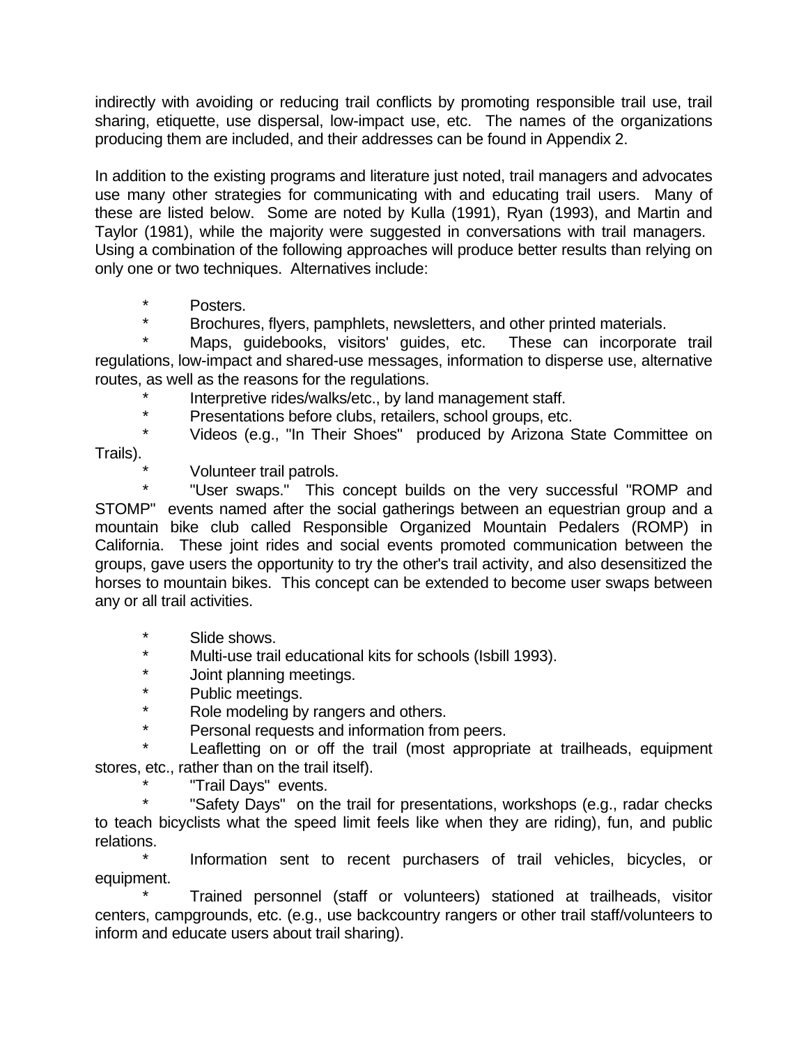indirectly with avoiding or reducing trail conflicts by promoting responsible trail use, trail sharing, etiquette, use dispersal, low-impact use, etc. The names of the organizations producing them are included, and their addresses can be found in Appendix 2.

In addition to the existing programs and literature just noted, trail managers and advocates use many other strategies for communicating with and educating trail users. Many of these are listed below. Some are noted by Kulla (1991), Ryan (1993), and Martin and Taylor (1981), while the majority were suggested in conversations with trail managers. Using a combination of the following approaches will produce better results than relying on only one or two techniques. Alternatives include:

* Posters.
* Brochures, flyers, pamphlets, newsletters, and other printed materials.
* Maps, guidebooks, visitors' guides, etc. These can incorporate trail regulations, low-impact and shared-use messages, information to disperse use, alternative routes, as well as the reasons for the regulations.
* Interpretive rides/walks/etc., by land management staff.
* Presentations before clubs, retailers, school groups, etc.
* Videos (e.g., "In Their Shoes" produced by Arizona State Committee on Trails).
* Volunteer trail patrols.
* "User swaps." This concept builds on the very successful "ROMP and STOMP" events named after the social gatherings between an equestrian group and a mountain bike club called Responsible Organized Mountain Pedalers (ROMP) in California. These joint rides and social events promoted communication between the groups, gave users the opportunity to try the other's trail activity, and also desensitized the horses to mountain bikes. This concept can be extended to become user swaps between any or all trail activities.

* Slide shows.
* Multi-use trail educational kits for schools (Isbill 1993).
* Joint planning meetings.
* Public meetings.
* Role modeling by rangers and others.
* Personal requests and information from peers.
* Leafletting on or off the trail (most appropriate at trailheads, equipment stores, etc., rather than on the trail itself).
* "Trail Days" events.
* "Safety Days" on the trail for presentations, workshops (e.g., radar checks to teach bicyclists what the speed limit feels like when they are riding), fun, and public relations.
* Information sent to recent purchasers of trail vehicles, bicycles, or equipment.
* Trained personnel (staff or volunteers) stationed at trailheads, visitor centers, campgrounds, etc. (e.g., use backcountry rangers or other trail staff/volunteers to inform and educate users about trail sharing).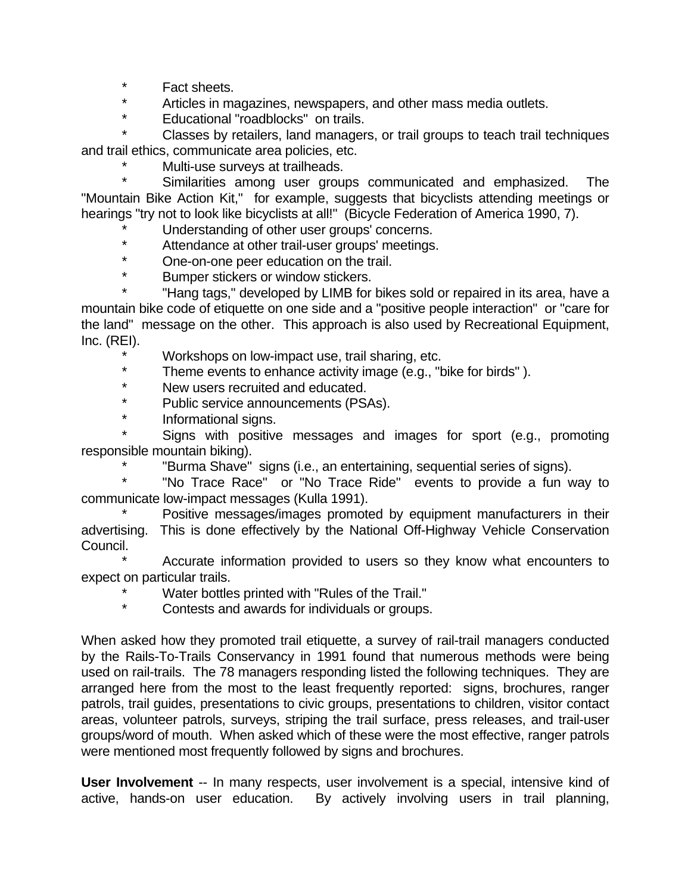* Fact sheets.
* Articles in magazines, newspapers, and other mass media outlets.
* Educational "roadblocks" on trails.
* Classes by retailers, land managers, or trail groups to teach trail techniques and trail ethics, communicate area policies, etc.
* Multi-use surveys at trailheads.
* Similarities among user groups communicated and emphasized. The "Mountain Bike Action Kit," for example, suggests that bicyclists attending meetings or hearings "try not to look like bicyclists at all!" (Bicycle Federation of America 1990, 7).
* Understanding of other user groups' concerns.
* Attendance at other trail-user groups' meetings.
* One-on-one peer education on the trail.
* Bumper stickers or window stickers.
* "Hang tags," developed by LIMB for bikes sold or repaired in its area, have a mountain bike code of etiquette on one side and a "positive people interaction" or "care for the land" message on the other. This approach is also used by Recreational Equipment, Inc. (REI).
* Workshops on low-impact use, trail sharing, etc.
* Theme events to enhance activity image (e.g., "bike for birds" ).
* New users recruited and educated.
* Public service announcements (PSAs).
* Informational signs.
* Signs with positive messages and images for sport (e.g., promoting responsible mountain biking).
* "Burma Shave" signs (i.e., an entertaining, sequential series of signs).
* "No Trace Race" or "No Trace Ride" events to provide a fun way to communicate low-impact messages (Kulla 1991).
* Positive messages/images promoted by equipment manufacturers in their advertising. This is done effectively by the National Off-Highway Vehicle Conservation Council.
* Accurate information provided to users so they know what encounters to expect on particular trails.
* Water bottles printed with "Rules of the Trail."
* Contests and awards for individuals or groups.

When asked how they promoted trail etiquette, a survey of rail-trail managers conducted by the Rails-To-Trails Conservancy in 1991 found that numerous methods were being used on rail-trails. The 78 managers responding listed the following techniques. They are arranged here from the most to the least frequently reported: signs, brochures, ranger patrols, trail guides, presentations to civic groups, presentations to children, visitor contact areas, volunteer patrols, surveys, striping the trail surface, press releases, and trail-user groups/word of mouth. When asked which of these were the most effective, ranger patrols were mentioned most frequently followed by signs and brochures.

**User Involvement** -- In many respects, user involvement is a special, intensive kind of active, hands-on user education. By actively involving users in trail planning,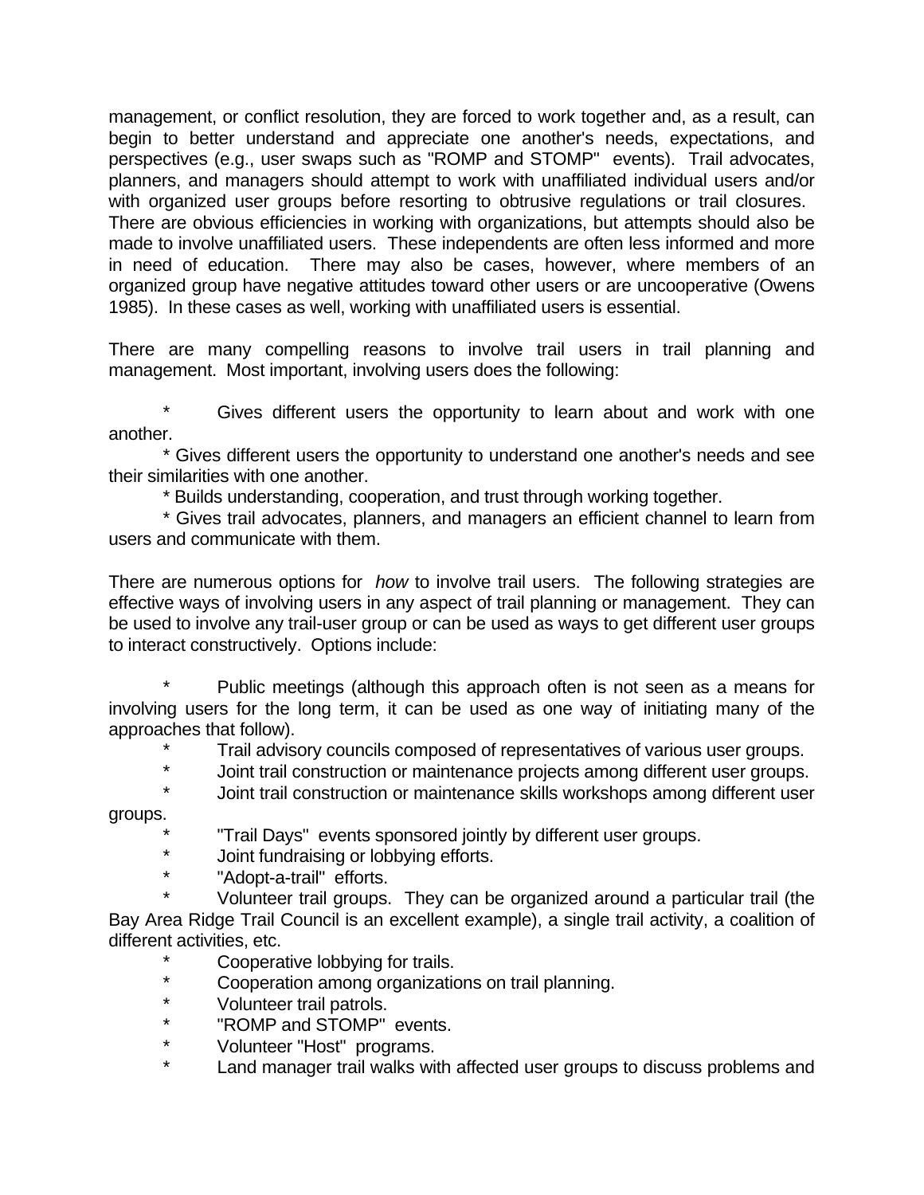management, or conflict resolution, they are forced to work together and, as a result, can begin to better understand and appreciate one another's needs, expectations, and perspectives (e.g., user swaps such as "ROMP and STOMP" events). Trail advocates, planners, and managers should attempt to work with unaffiliated individual users and/or with organized user groups before resorting to obtrusive regulations or trail closures. There are obvious efficiencies in working with organizations, but attempts should also be made to involve unaffiliated users. These independents are often less informed and more in need of education. There may also be cases, however, where members of an organized group have negative attitudes toward other users or are uncooperative (Owens 1985). In these cases as well, working with unaffiliated users is essential.

There are many compelling reasons to involve trail users in trail planning and management. Most important, involving users does the following:

* Gives different users the opportunity to learn about and work with one another.
* Gives different users the opportunity to understand one another's needs and see their similarities with one another.
* Builds understanding, cooperation, and trust through working together.
* Gives trail advocates, planners, and managers an efficient channel to learn from users and communicate with them.

There are numerous options for *how* to involve trail users. The following strategies are effective ways of involving users in any aspect of trail planning or management. They can be used to involve any trail-user group or can be used as ways to get different user groups to interact constructively. Options include:

* Public meetings (although this approach often is not seen as a means for involving users for the long term, it can be used as one way of initiating many of the approaches that follow).
* Trail advisory councils composed of representatives of various user groups.
* Joint trail construction or maintenance projects among different user groups.
* Joint trail construction or maintenance skills workshops among different user groups.
* "Trail Days" events sponsored jointly by different user groups.
* Joint fundraising or lobbying efforts.
* "Adopt-a-trail" efforts.
* Volunteer trail groups. They can be organized around a particular trail (the Bay Area Ridge Trail Council is an excellent example), a single trail activity, a coalition of different activities, etc.
* Cooperative lobbying for trails.
* Cooperation among organizations on trail planning.
* Volunteer trail patrols.
* "ROMP and STOMP" events.
* Volunteer "Host" programs.
* Land manager trail walks with affected user groups to discuss problems and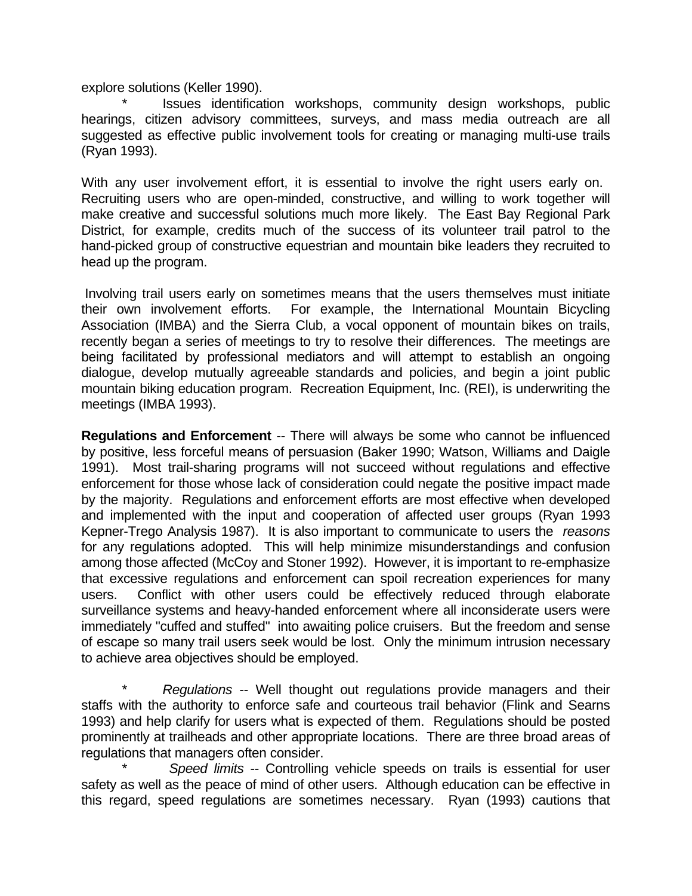explore solutions (Keller 1990).

* Issues identification workshops, community design workshops, public hearings, citizen advisory committees, surveys, and mass media outreach are all suggested as effective public involvement tools for creating or managing multi-use trails (Ryan 1993).

With any user involvement effort, it is essential to involve the right users early on. Recruiting users who are open-minded, constructive, and willing to work together will make creative and successful solutions much more likely. The East Bay Regional Park District, for example, credits much of the success of its volunteer trail patrol to the hand-picked group of constructive equestrian and mountain bike leaders they recruited to head up the program.

Involving trail users early on sometimes means that the users themselves must initiate their own involvement efforts. For example, the International Mountain Bicycling Association (IMBA) and the Sierra Club, a vocal opponent of mountain bikes on trails, recently began a series of meetings to try to resolve their differences. The meetings are being facilitated by professional mediators and will attempt to establish an ongoing dialogue, develop mutually agreeable standards and policies, and begin a joint public mountain biking education program. Recreation Equipment, Inc. (REI), is underwriting the meetings (IMBA 1993).

**Regulations and Enforcement** -- There will always be some who cannot be influenced by positive, less forceful means of persuasion (Baker 1990; Watson, Williams and Daigle 1991). Most trail-sharing programs will not succeed without regulations and effective enforcement for those whose lack of consideration could negate the positive impact made by the majority. Regulations and enforcement efforts are most effective when developed and implemented with the input and cooperation of affected user groups (Ryan 1993 Kepner-Trego Analysis 1987). It is also important to communicate to users the *reasons* for any regulations adopted. This will help minimize misunderstandings and confusion among those affected (McCoy and Stoner 1992). However, it is important to re-emphasize that excessive regulations and enforcement can spoil recreation experiences for many users. Conflict with other users could be effectively reduced through elaborate surveillance systems and heavy-handed enforcement where all inconsiderate users were immediately "cuffed and stuffed" into awaiting police cruisers. But the freedom and sense of escape so many trail users seek would be lost. Only the minimum intrusion necessary to achieve area objectives should be employed.

* *Regulations* -- Well thought out regulations provide managers and their staffs with the authority to enforce safe and courteous trail behavior (Flink and Searns 1993) and help clarify for users what is expected of them. Regulations should be posted prominently at trailheads and other appropriate locations. There are three broad areas of regulations that managers often consider.

* *Speed limits* -- Controlling vehicle speeds on trails is essential for user safety as well as the peace of mind of other users. Although education can be effective in this regard, speed regulations are sometimes necessary. Ryan (1993) cautions that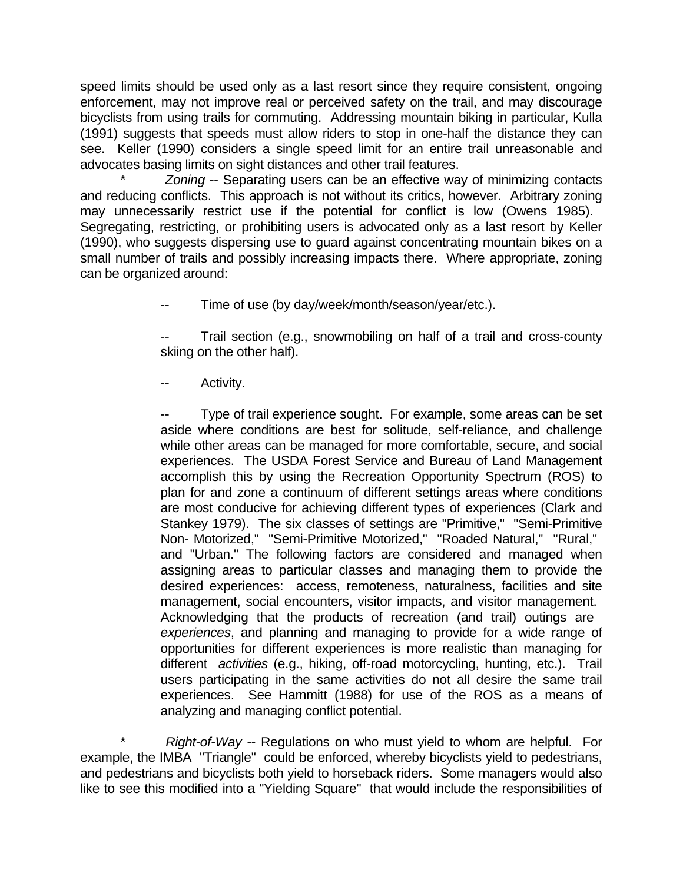speed limits should be used only as a last resort since they require consistent, ongoing enforcement, may not improve real or perceived safety on the trail, and may discourage bicyclists from using trails for commuting. Addressing mountain biking in particular, Kulla (1991) suggests that speeds must allow riders to stop in one-half the distance they can see. Keller (1990) considers a single speed limit for an entire trail unreasonable and advocates basing limits on sight distances and other trail features.

\* *Zoning* -- Separating users can be an effective way of minimizing contacts and reducing conflicts. This approach is not without its critics, however. Arbitrary zoning may unnecessarily restrict use if the potential for conflict is low (Owens 1985). Segregating, restricting, or prohibiting users is advocated only as a last resort by Keller (1990), who suggests dispersing use to guard against concentrating mountain bikes on a small number of trails and possibly increasing impacts there. Where appropriate, zoning can be organized around:

> -- Time of use (by day/week/month/season/year/etc.).
>
> -- Trail section (e.g., snowmobiling on half of a trail and cross-county skiing on the other half).
>
> -- Activity.
>
> -- Type of trail experience sought. For example, some areas can be set aside where conditions are best for solitude, self-reliance, and challenge while other areas can be managed for more comfortable, secure, and social experiences. The USDA Forest Service and Bureau of Land Management accomplish this by using the Recreation Opportunity Spectrum (ROS) to plan for and zone a continuum of different settings areas where conditions are most conducive for achieving different types of experiences (Clark and Stankey 1979). The six classes of settings are "Primitive," "Semi-Primitive Non- Motorized," "Semi-Primitive Motorized," "Roaded Natural," "Rural," and "Urban." The following factors are considered and managed when assigning areas to particular classes and managing them to provide the desired experiences: access, remoteness, naturalness, facilities and site management, social encounters, visitor impacts, and visitor management. Acknowledging that the products of recreation (and trail) outings are *experiences*, and planning and managing to provide for a wide range of opportunities for different experiences is more realistic than managing for different *activities* (e.g., hiking, off-road motorcycling, hunting, etc.). Trail users participating in the same activities do not all desire the same trail experiences. See Hammitt (1988) for use of the ROS as a means of analyzing and managing conflict potential.

\* *Right-of-Way* -- Regulations on who must yield to whom are helpful. For example, the IMBA "Triangle" could be enforced, whereby bicyclists yield to pedestrians, and pedestrians and bicyclists both yield to horseback riders. Some managers would also like to see this modified into a "Yielding Square" that would include the responsibilities of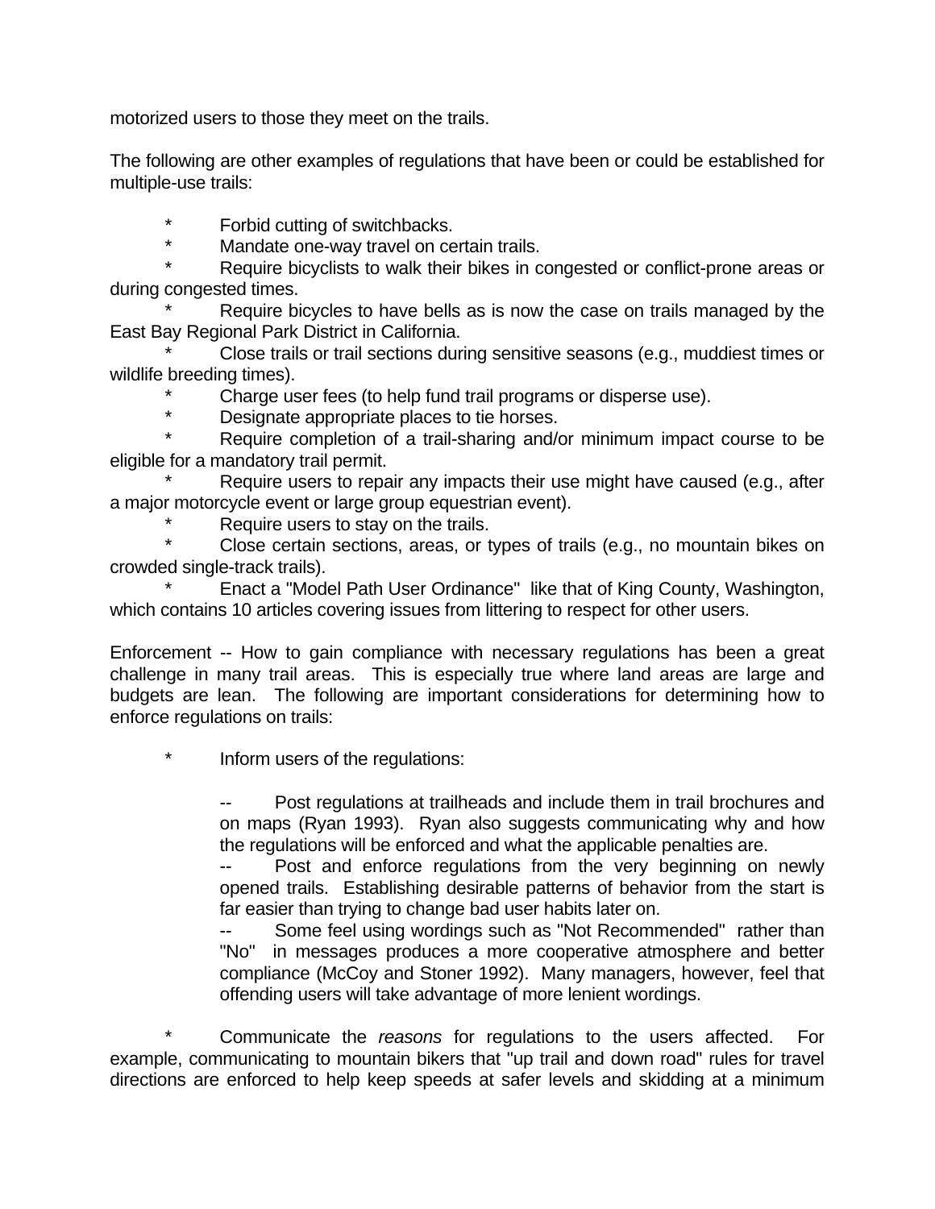motorized users to those they meet on the trails.

The following are other examples of regulations that have been or could be established for multiple-use trails:

* Forbid cutting of switchbacks.
* Mandate one-way travel on certain trails.
* Require bicyclists to walk their bikes in congested or conflict-prone areas or during congested times.
* Require bicycles to have bells as is now the case on trails managed by the East Bay Regional Park District in California.
* Close trails or trail sections during sensitive seasons (e.g., muddiest times or wildlife breeding times).
* Charge user fees (to help fund trail programs or disperse use).
* Designate appropriate places to tie horses.
* Require completion of a trail-sharing and/or minimum impact course to be eligible for a mandatory trail permit.
* Require users to repair any impacts their use might have caused (e.g., after a major motorcycle event or large group equestrian event).
* Require users to stay on the trails.
* Close certain sections, areas, or types of trails (e.g., no mountain bikes on crowded single-track trails).
* Enact a "Model Path User Ordinance" like that of King County, Washington, which contains 10 articles covering issues from littering to respect for other users.

Enforcement -- How to gain compliance with necessary regulations has been a great challenge in many trail areas. This is especially true where land areas are large and budgets are lean. The following are important considerations for determining how to enforce regulations on trails:

* Inform users of the regulations:
    - Post regulations at trailheads and include them in trail brochures and on maps (Ryan 1993). Ryan also suggests communicating why and how the regulations will be enforced and what the applicable penalties are.
    - Post and enforce regulations from the very beginning on newly opened trails. Establishing desirable patterns of behavior from the start is far easier than trying to change bad user habits later on.
    - Some feel using wordings such as "Not Recommended" rather than "No" in messages produces a more cooperative atmosphere and better compliance (McCoy and Stoner 1992). Many managers, however, feel that offending users will take advantage of more lenient wordings.

* Communicate the *reasons* for regulations to the users affected. For example, communicating to mountain bikers that "up trail and down road" rules for travel directions are enforced to help keep speeds at safer levels and skidding at a minimum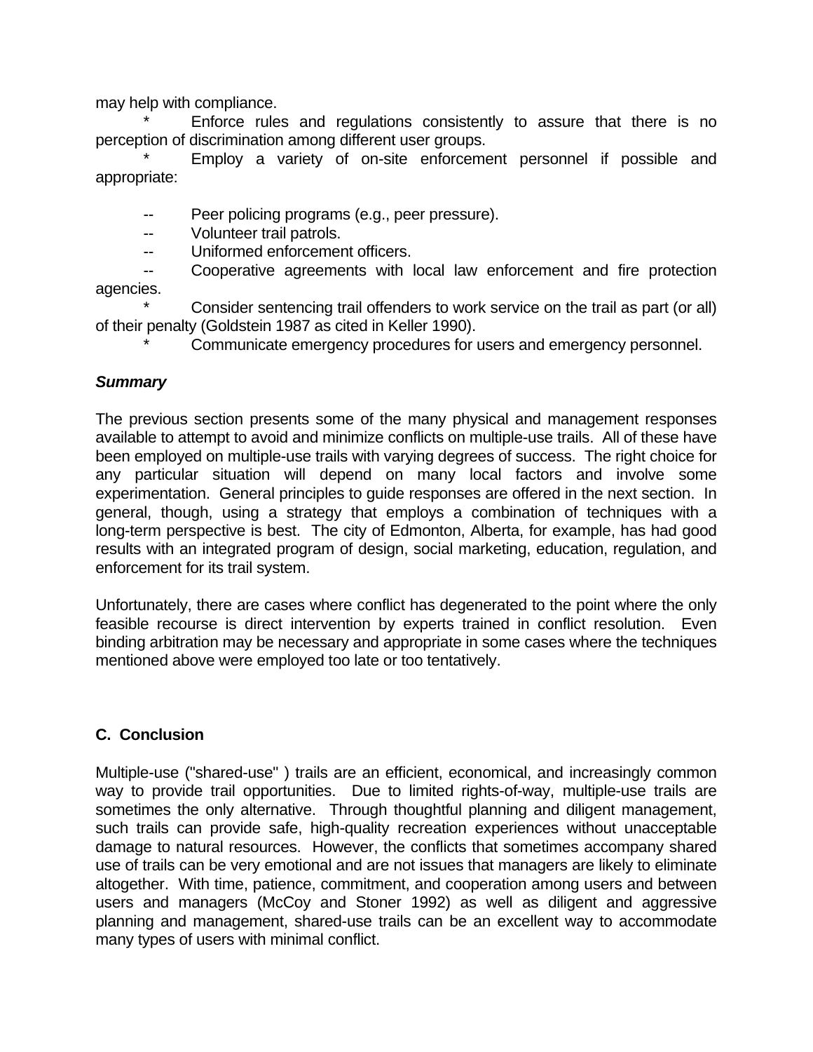may help with compliance.

* Enforce rules and regulations consistently to assure that there is no perception of discrimination among different user groups.
* Employ a variety of on-site enforcement personnel if possible and appropriate:

  -- Peer policing programs (e.g., peer pressure).
  -- Volunteer trail patrols.
  -- Uniformed enforcement officers.
  -- Cooperative agreements with local law enforcement and fire protection agencies.
* Consider sentencing trail offenders to work service on the trail as part (or all) of their penalty (Goldstein 1987 as cited in Keller 1990).
* Communicate emergency procedures for users and emergency personnel.

### *Summary*

The previous section presents some of the many physical and management responses available to attempt to avoid and minimize conflicts on multiple-use trails. All of these have been employed on multiple-use trails with varying degrees of success. The right choice for any particular situation will depend on many local factors and involve some experimentation. General principles to guide responses are offered in the next section. In general, though, using a strategy that employs a combination of techniques with a long-term perspective is best. The city of Edmonton, Alberta, for example, has had good results with an integrated program of design, social marketing, education, regulation, and enforcement for its trail system.

Unfortunately, there are cases where conflict has degenerated to the point where the only feasible recourse is direct intervention by experts trained in conflict resolution. Even binding arbitration may be necessary and appropriate in some cases where the techniques mentioned above were employed too late or too tentatively.

## C. Conclusion

Multiple-use ("shared-use" ) trails are an efficient, economical, and increasingly common way to provide trail opportunities. Due to limited rights-of-way, multiple-use trails are sometimes the only alternative. Through thoughtful planning and diligent management, such trails can provide safe, high-quality recreation experiences without unacceptable damage to natural resources. However, the conflicts that sometimes accompany shared use of trails can be very emotional and are not issues that managers are likely to eliminate altogether. With time, patience, commitment, and cooperation among users and between users and managers (McCoy and Stoner 1992) as well as diligent and aggressive planning and management, shared-use trails can be an excellent way to accommodate many types of users with minimal conflict.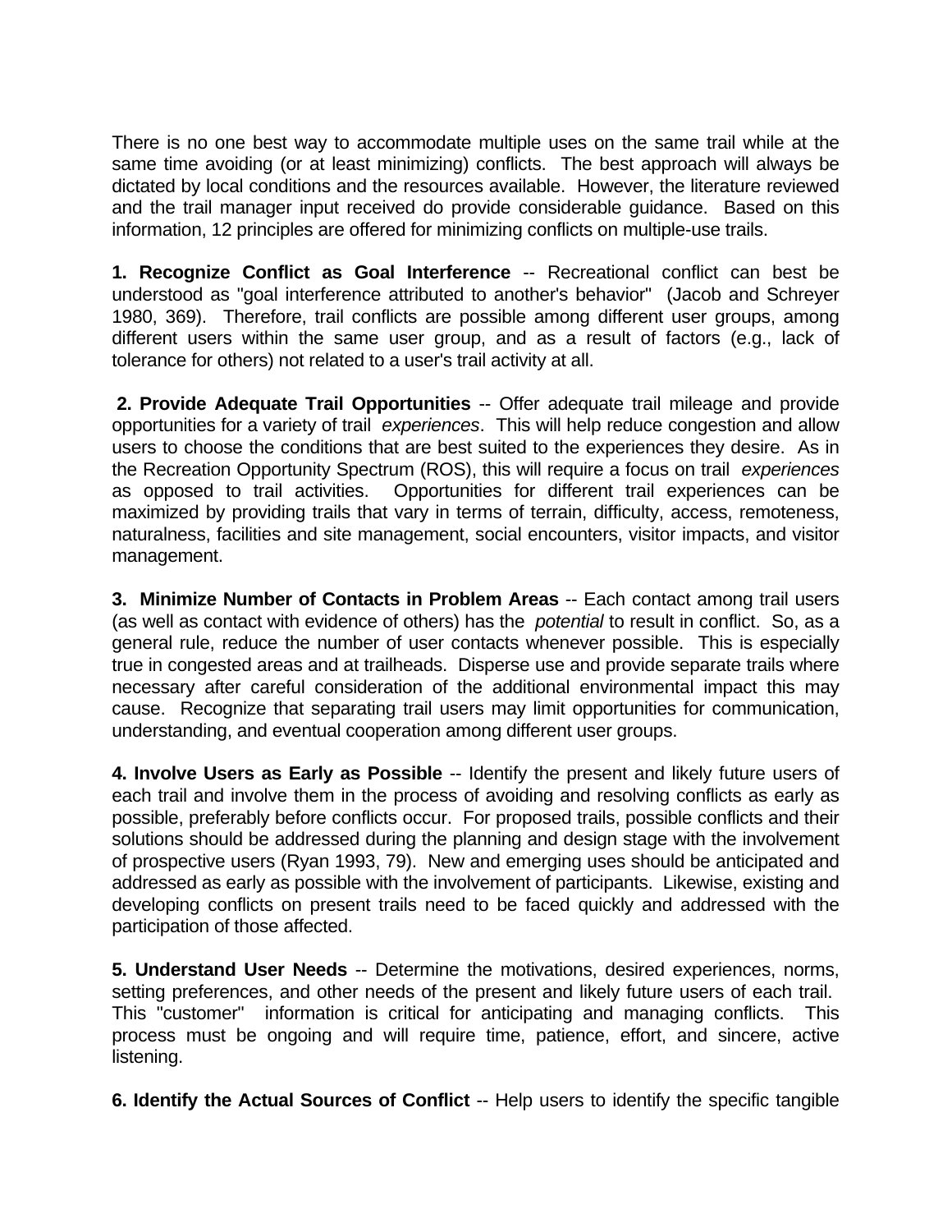There is no one best way to accommodate multiple uses on the same trail while at the same time avoiding (or at least minimizing) conflicts. The best approach will always be dictated by local conditions and the resources available. However, the literature reviewed and the trail manager input received do provide considerable guidance. Based on this information, 12 principles are offered for minimizing conflicts on multiple-use trails.

**1. Recognize Conflict as Goal Interference** -- Recreational conflict can best be understood as "goal interference attributed to another's behavior" (Jacob and Schreyer 1980, 369). Therefore, trail conflicts are possible among different user groups, among different users within the same user group, and as a result of factors (e.g., lack of tolerance for others) not related to a user's trail activity at all.

**2. Provide Adequate Trail Opportunities** -- Offer adequate trail mileage and provide opportunities for a variety of trail *experiences*. This will help reduce congestion and allow users to choose the conditions that are best suited to the experiences they desire. As in the Recreation Opportunity Spectrum (ROS), this will require a focus on trail *experiences* as opposed to trail activities. Opportunities for different trail experiences can be maximized by providing trails that vary in terms of terrain, difficulty, access, remoteness, naturalness, facilities and site management, social encounters, visitor impacts, and visitor management.

**3. Minimize Number of Contacts in Problem Areas** -- Each contact among trail users (as well as contact with evidence of others) has the *potential* to result in conflict. So, as a general rule, reduce the number of user contacts whenever possible. This is especially true in congested areas and at trailheads. Disperse use and provide separate trails where necessary after careful consideration of the additional environmental impact this may cause. Recognize that separating trail users may limit opportunities for communication, understanding, and eventual cooperation among different user groups.

**4. Involve Users as Early as Possible** -- Identify the present and likely future users of each trail and involve them in the process of avoiding and resolving conflicts as early as possible, preferably before conflicts occur. For proposed trails, possible conflicts and their solutions should be addressed during the planning and design stage with the involvement of prospective users (Ryan 1993, 79). New and emerging uses should be anticipated and addressed as early as possible with the involvement of participants. Likewise, existing and developing conflicts on present trails need to be faced quickly and addressed with the participation of those affected.

**5. Understand User Needs** -- Determine the motivations, desired experiences, norms, setting preferences, and other needs of the present and likely future users of each trail. This "customer" information is critical for anticipating and managing conflicts. This process must be ongoing and will require time, patience, effort, and sincere, active listening.

**6. Identify the Actual Sources of Conflict** -- Help users to identify the specific tangible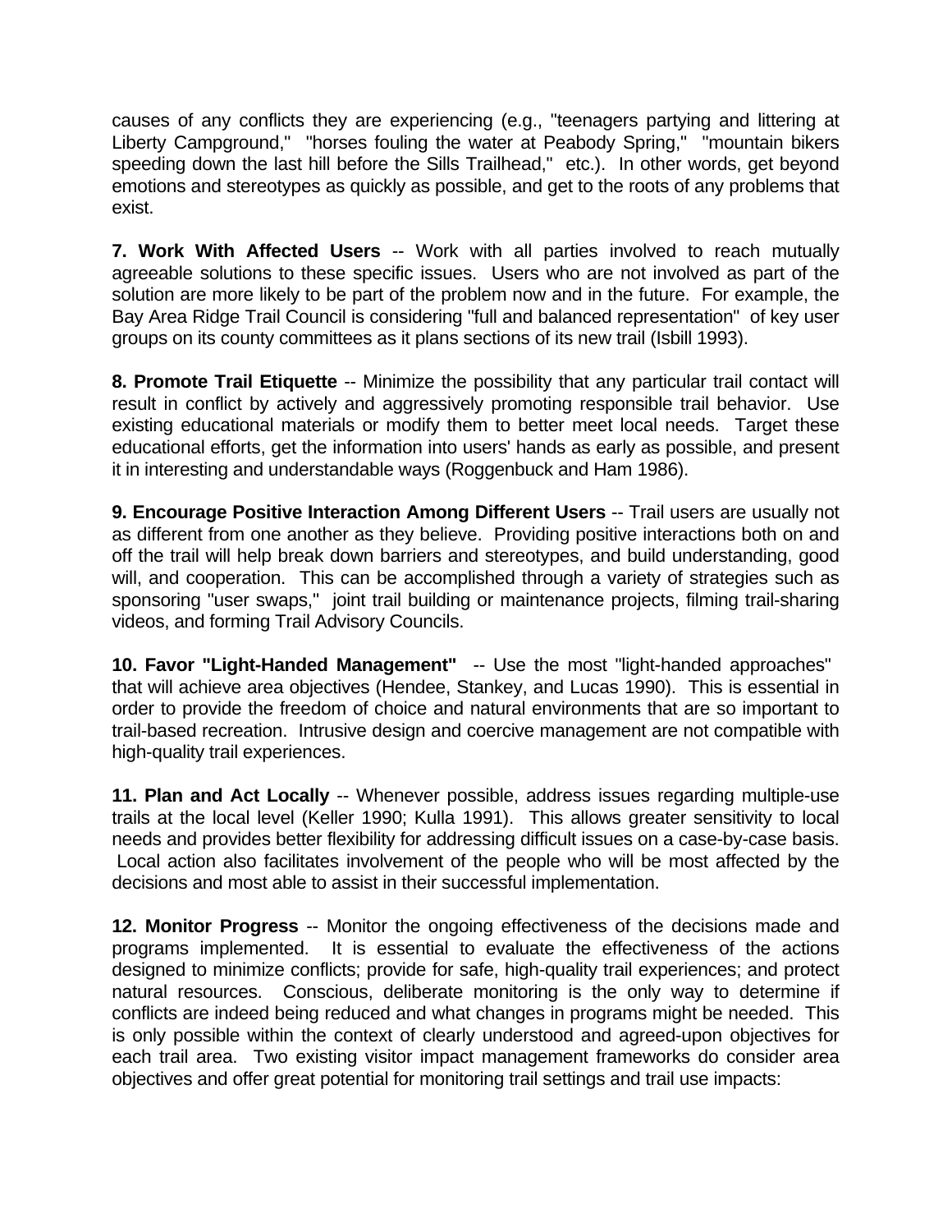causes of any conflicts they are experiencing (e.g., "teenagers partying and littering at Liberty Campground," "horses fouling the water at Peabody Spring," "mountain bikers speeding down the last hill before the Sills Trailhead," etc.). In other words, get beyond emotions and stereotypes as quickly as possible, and get to the roots of any problems that exist.

**7. Work With Affected Users** -- Work with all parties involved to reach mutually agreeable solutions to these specific issues. Users who are not involved as part of the solution are more likely to be part of the problem now and in the future. For example, the Bay Area Ridge Trail Council is considering "full and balanced representation" of key user groups on its county committees as it plans sections of its new trail (Isbill 1993).

**8. Promote Trail Etiquette** -- Minimize the possibility that any particular trail contact will result in conflict by actively and aggressively promoting responsible trail behavior. Use existing educational materials or modify them to better meet local needs. Target these educational efforts, get the information into users' hands as early as possible, and present it in interesting and understandable ways (Roggenbuck and Ham 1986).

**9. Encourage Positive Interaction Among Different Users** -- Trail users are usually not as different from one another as they believe. Providing positive interactions both on and off the trail will help break down barriers and stereotypes, and build understanding, good will, and cooperation. This can be accomplished through a variety of strategies such as sponsoring "user swaps," joint trail building or maintenance projects, filming trail-sharing videos, and forming Trail Advisory Councils.

**10. Favor "Light-Handed Management"** -- Use the most "light-handed approaches" that will achieve area objectives (Hendee, Stankey, and Lucas 1990). This is essential in order to provide the freedom of choice and natural environments that are so important to trail-based recreation. Intrusive design and coercive management are not compatible with high-quality trail experiences.

**11. Plan and Act Locally** -- Whenever possible, address issues regarding multiple-use trails at the local level (Keller 1990; Kulla 1991). This allows greater sensitivity to local needs and provides better flexibility for addressing difficult issues on a case-by-case basis. Local action also facilitates involvement of the people who will be most affected by the decisions and most able to assist in their successful implementation.

**12. Monitor Progress** -- Monitor the ongoing effectiveness of the decisions made and programs implemented. It is essential to evaluate the effectiveness of the actions designed to minimize conflicts; provide for safe, high-quality trail experiences; and protect natural resources. Conscious, deliberate monitoring is the only way to determine if conflicts are indeed being reduced and what changes in programs might be needed. This is only possible within the context of clearly understood and agreed-upon objectives for each trail area. Two existing visitor impact management frameworks do consider area objectives and offer great potential for monitoring trail settings and trail use impacts: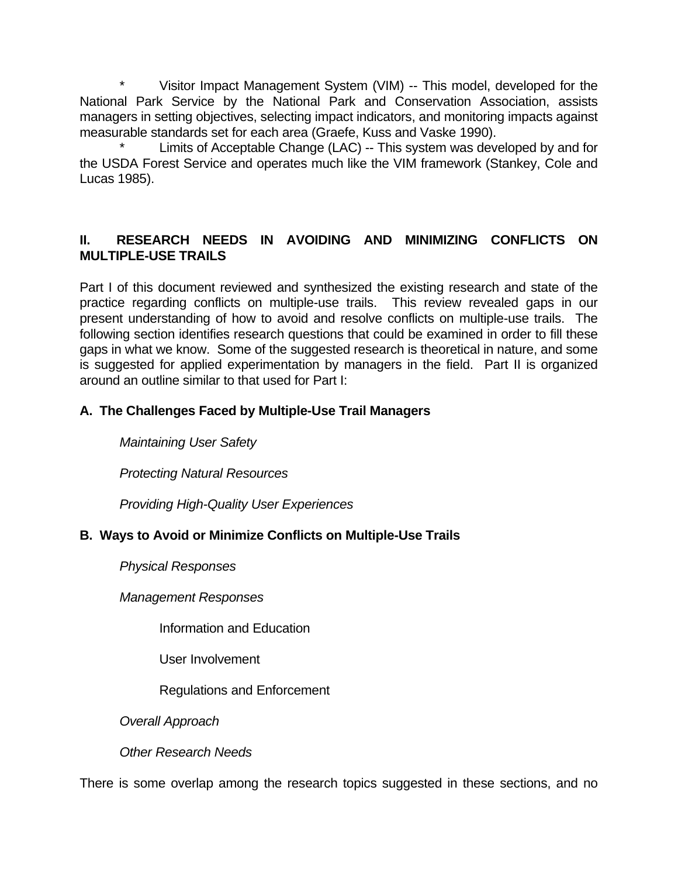* Visitor Impact Management System (VIM) -- This model, developed for the National Park Service by the National Park and Conservation Association, assists managers in setting objectives, selecting impact indicators, and monitoring impacts against measurable standards set for each area (Graefe, Kuss and Vaske 1990).

* Limits of Acceptable Change (LAC) -- This system was developed by and for the USDA Forest Service and operates much like the VIM framework (Stankey, Cole and Lucas 1985).

## II. RESEARCH NEEDS IN AVOIDING AND MINIMIZING CONFLICTS ON MULTIPLE-USE TRAILS

Part I of this document reviewed and synthesized the existing research and state of the practice regarding conflicts on multiple-use trails. This review revealed gaps in our present understanding of how to avoid and resolve conflicts on multiple-use trails. The following section identifies research questions that could be examined in order to fill these gaps in what we know. Some of the suggested research is theoretical in nature, and some is suggested for applied experimentation by managers in the field. Part II is organized around an outline similar to that used for Part I:

**A. The Challenges Faced by Multiple-Use Trail Managers**

*Maintaining User Safety*

*Protecting Natural Resources*

*Providing High-Quality User Experiences*

**B. Ways to Avoid or Minimize Conflicts on Multiple-Use Trails**

*Physical Responses*

*Management Responses*

Information and Education

User Involvement

Regulations and Enforcement

*Overall Approach*

*Other Research Needs*

There is some overlap among the research topics suggested in these sections, and no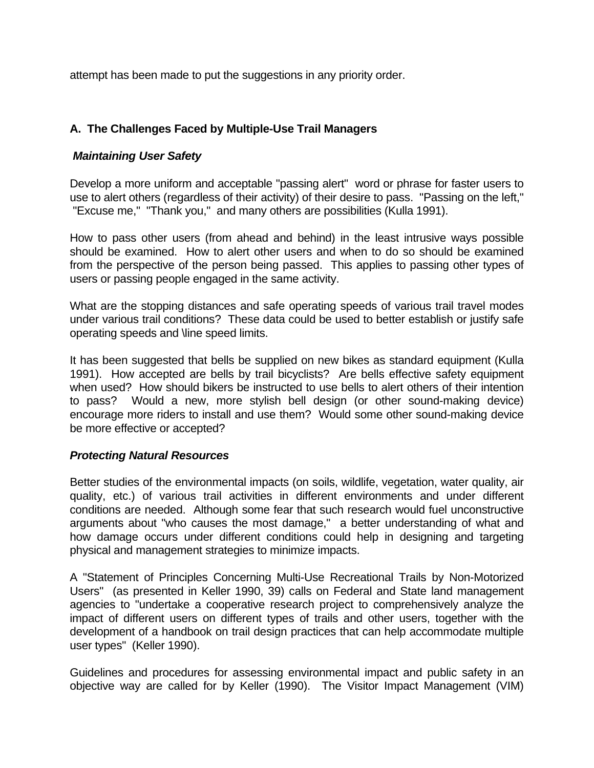attempt has been made to put the suggestions in any priority order.

## A. The Challenges Faced by Multiple-Use Trail Managers

***Maintaining User Safety***

Develop a more uniform and acceptable "passing alert" word or phrase for faster users to use to alert others (regardless of their activity) of their desire to pass. "Passing on the left," "Excuse me," "Thank you," and many others are possibilities (Kulla 1991).

How to pass other users (from ahead and behind) in the least intrusive ways possible should be examined. How to alert other users and when to do so should be examined from the perspective of the person being passed. This applies to passing other types of users or passing people engaged in the same activity.

What are the stopping distances and safe operating speeds of various trail travel modes under various trail conditions? These data could be used to better establish or justify safe operating speeds and \line speed limits.

It has been suggested that bells be supplied on new bikes as standard equipment (Kulla 1991). How accepted are bells by trail bicyclists? Are bells effective safety equipment when used? How should bikers be instructed to use bells to alert others of their intention to pass? Would a new, more stylish bell design (or other sound-making device) encourage more riders to install and use them? Would some other sound-making device be more effective or accepted?

***Protecting Natural Resources***

Better studies of the environmental impacts (on soils, wildlife, vegetation, water quality, air quality, etc.) of various trail activities in different environments and under different conditions are needed. Although some fear that such research would fuel unconstructive arguments about "who causes the most damage," a better understanding of what and how damage occurs under different conditions could help in designing and targeting physical and management strategies to minimize impacts.

A "Statement of Principles Concerning Multi-Use Recreational Trails by Non-Motorized Users" (as presented in Keller 1990, 39) calls on Federal and State land management agencies to "undertake a cooperative research project to comprehensively analyze the impact of different users on different types of trails and other users, together with the development of a handbook on trail design practices that can help accommodate multiple user types" (Keller 1990).

Guidelines and procedures for assessing environmental impact and public safety in an objective way are called for by Keller (1990). The Visitor Impact Management (VIM)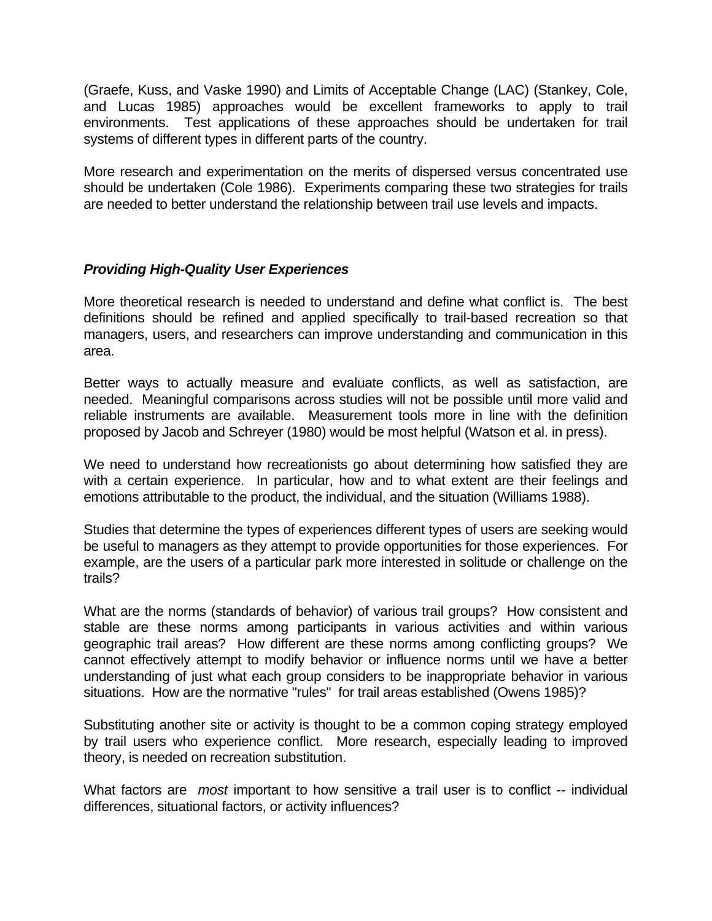(Graefe, Kuss, and Vaske 1990) and Limits of Acceptable Change (LAC) (Stankey, Cole, and Lucas 1985) approaches would be excellent frameworks to apply to trail environments. Test applications of these approaches should be undertaken for trail systems of different types in different parts of the country.

More research and experimentation on the merits of dispersed versus concentrated use should be undertaken (Cole 1986). Experiments comparing these two strategies for trails are needed to better understand the relationship between trail use levels and impacts.

### *Providing High-Quality User Experiences*

More theoretical research is needed to understand and define what conflict is. The best definitions should be refined and applied specifically to trail-based recreation so that managers, users, and researchers can improve understanding and communication in this area.

Better ways to actually measure and evaluate conflicts, as well as satisfaction, are needed. Meaningful comparisons across studies will not be possible until more valid and reliable instruments are available. Measurement tools more in line with the definition proposed by Jacob and Schreyer (1980) would be most helpful (Watson et al. in press).

We need to understand how recreationists go about determining how satisfied they are with a certain experience. In particular, how and to what extent are their feelings and emotions attributable to the product, the individual, and the situation (Williams 1988).

Studies that determine the types of experiences different types of users are seeking would be useful to managers as they attempt to provide opportunities for those experiences. For example, are the users of a particular park more interested in solitude or challenge on the trails?

What are the norms (standards of behavior) of various trail groups? How consistent and stable are these norms among participants in various activities and within various geographic trail areas? How different are these norms among conflicting groups? We cannot effectively attempt to modify behavior or influence norms until we have a better understanding of just what each group considers to be inappropriate behavior in various situations. How are the normative "rules" for trail areas established (Owens 1985)?

Substituting another site or activity is thought to be a common coping strategy employed by trail users who experience conflict. More research, especially leading to improved theory, is needed on recreation substitution.

What factors are *most* important to how sensitive a trail user is to conflict -- individual differences, situational factors, or activity influences?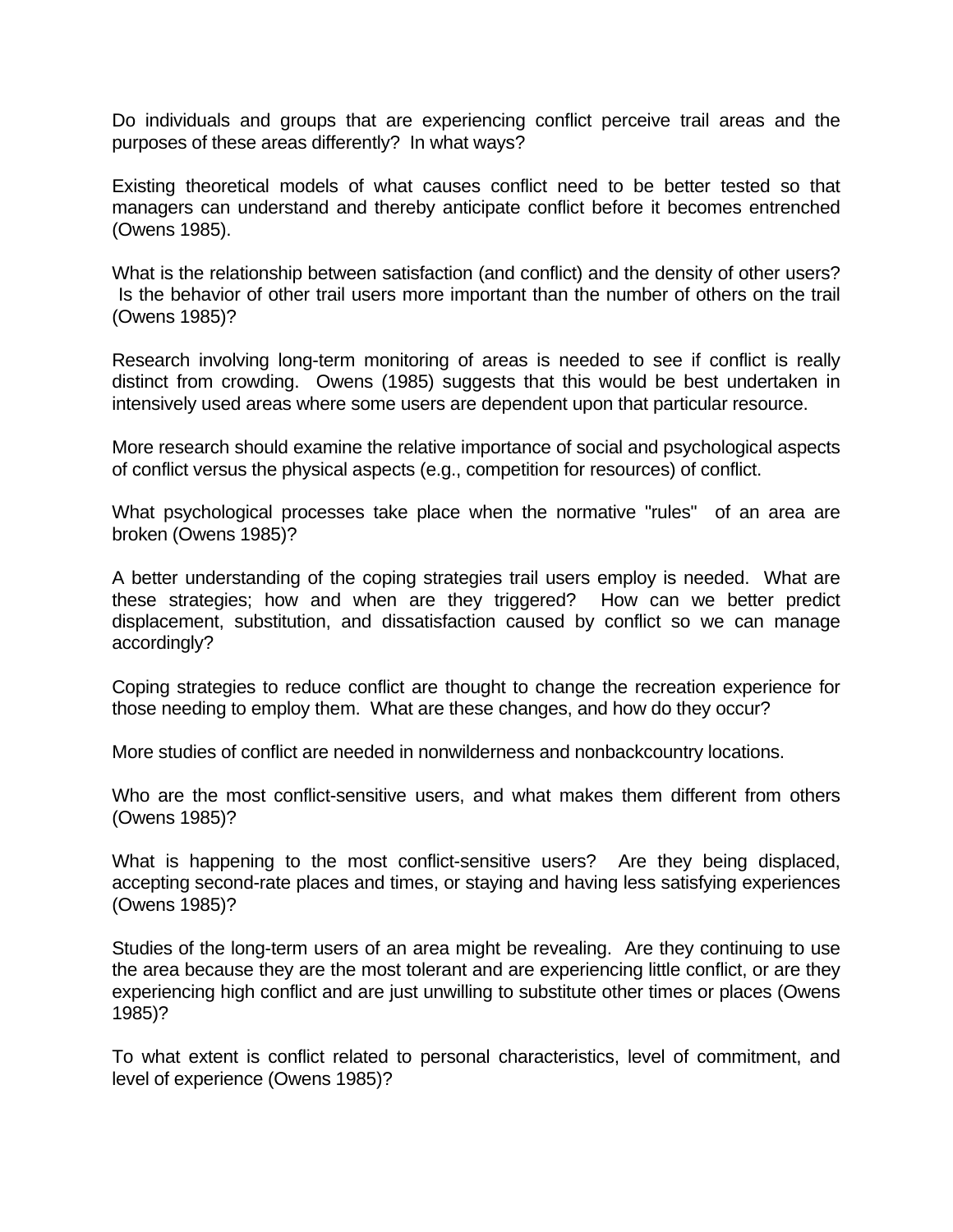Do individuals and groups that are experiencing conflict perceive trail areas and the purposes of these areas differently? In what ways?

Existing theoretical models of what causes conflict need to be better tested so that managers can understand and thereby anticipate conflict before it becomes entrenched (Owens 1985).

What is the relationship between satisfaction (and conflict) and the density of other users? Is the behavior of other trail users more important than the number of others on the trail (Owens 1985)?

Research involving long-term monitoring of areas is needed to see if conflict is really distinct from crowding. Owens (1985) suggests that this would be best undertaken in intensively used areas where some users are dependent upon that particular resource.

More research should examine the relative importance of social and psychological aspects of conflict versus the physical aspects (e.g., competition for resources) of conflict.

What psychological processes take place when the normative "rules" of an area are broken (Owens 1985)?

A better understanding of the coping strategies trail users employ is needed. What are these strategies; how and when are they triggered? How can we better predict displacement, substitution, and dissatisfaction caused by conflict so we can manage accordingly?

Coping strategies to reduce conflict are thought to change the recreation experience for those needing to employ them. What are these changes, and how do they occur?

More studies of conflict are needed in nonwilderness and nonbackcountry locations.

Who are the most conflict-sensitive users, and what makes them different from others (Owens 1985)?

What is happening to the most conflict-sensitive users? Are they being displaced, accepting second-rate places and times, or staying and having less satisfying experiences (Owens 1985)?

Studies of the long-term users of an area might be revealing. Are they continuing to use the area because they are the most tolerant and are experiencing little conflict, or are they experiencing high conflict and are just unwilling to substitute other times or places (Owens 1985)?

To what extent is conflict related to personal characteristics, level of commitment, and level of experience (Owens 1985)?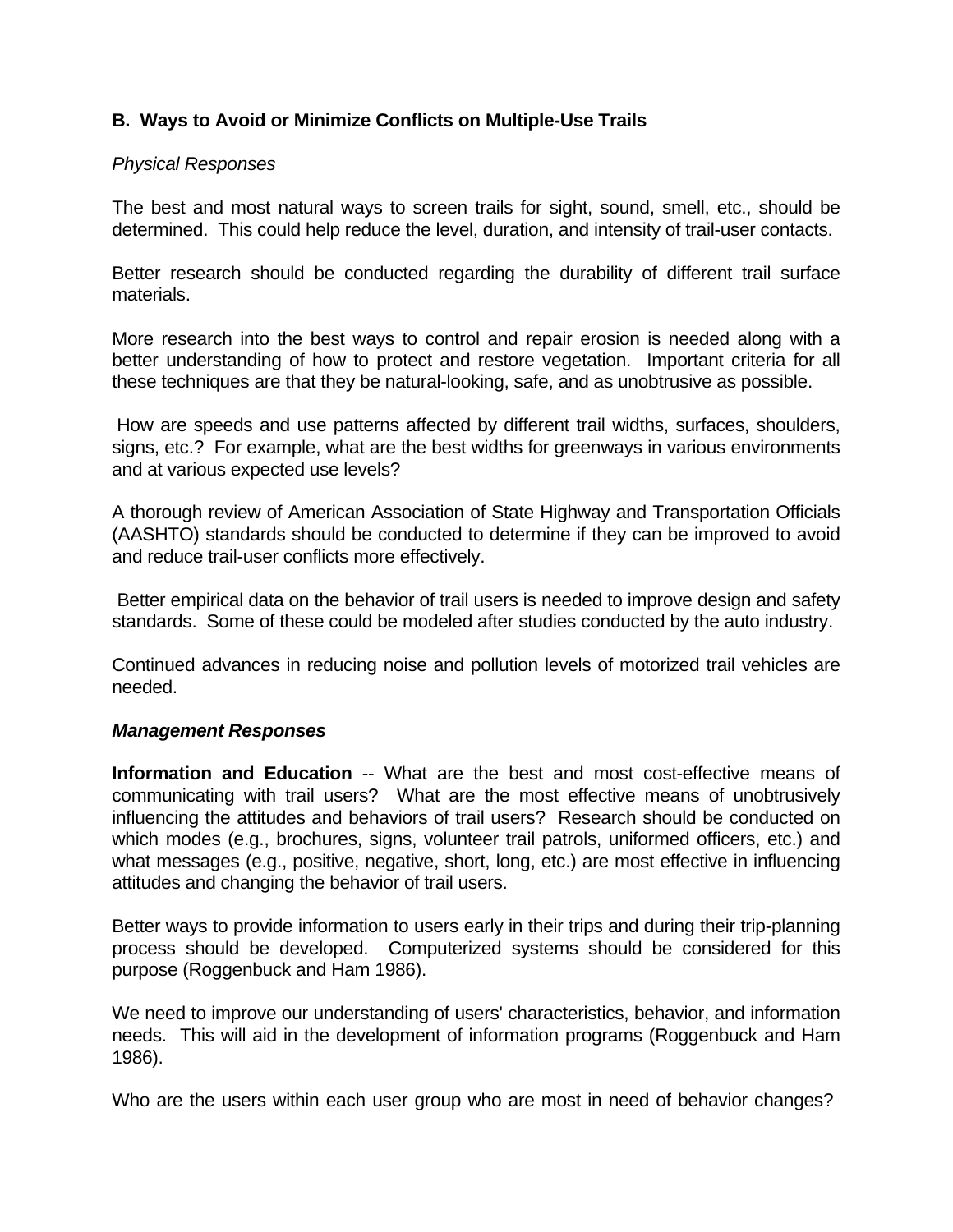### B. Ways to Avoid or Minimize Conflicts on Multiple-Use Trails

*Physical Responses*

The best and most natural ways to screen trails for sight, sound, smell, etc., should be determined. This could help reduce the level, duration, and intensity of trail-user contacts.

Better research should be conducted regarding the durability of different trail surface materials.

More research into the best ways to control and repair erosion is needed along with a better understanding of how to protect and restore vegetation. Important criteria for all these techniques are that they be natural-looking, safe, and as unobtrusive as possible.

How are speeds and use patterns affected by different trail widths, surfaces, shoulders, signs, etc.? For example, what are the best widths for greenways in various environments and at various expected use levels?

A thorough review of American Association of State Highway and Transportation Officials (AASHTO) standards should be conducted to determine if they can be improved to avoid and reduce trail-user conflicts more effectively.

Better empirical data on the behavior of trail users is needed to improve design and safety standards. Some of these could be modeled after studies conducted by the auto industry.

Continued advances in reducing noise and pollution levels of motorized trail vehicles are needed.

***Management Responses***

**Information and Education** -- What are the best and most cost-effective means of communicating with trail users? What are the most effective means of unobtrusively influencing the attitudes and behaviors of trail users? Research should be conducted on which modes (e.g., brochures, signs, volunteer trail patrols, uniformed officers, etc.) and what messages (e.g., positive, negative, short, long, etc.) are most effective in influencing attitudes and changing the behavior of trail users.

Better ways to provide information to users early in their trips and during their trip-planning process should be developed. Computerized systems should be considered for this purpose (Roggenbuck and Ham 1986).

We need to improve our understanding of users' characteristics, behavior, and information needs. This will aid in the development of information programs (Roggenbuck and Ham 1986).

Who are the users within each user group who are most in need of behavior changes?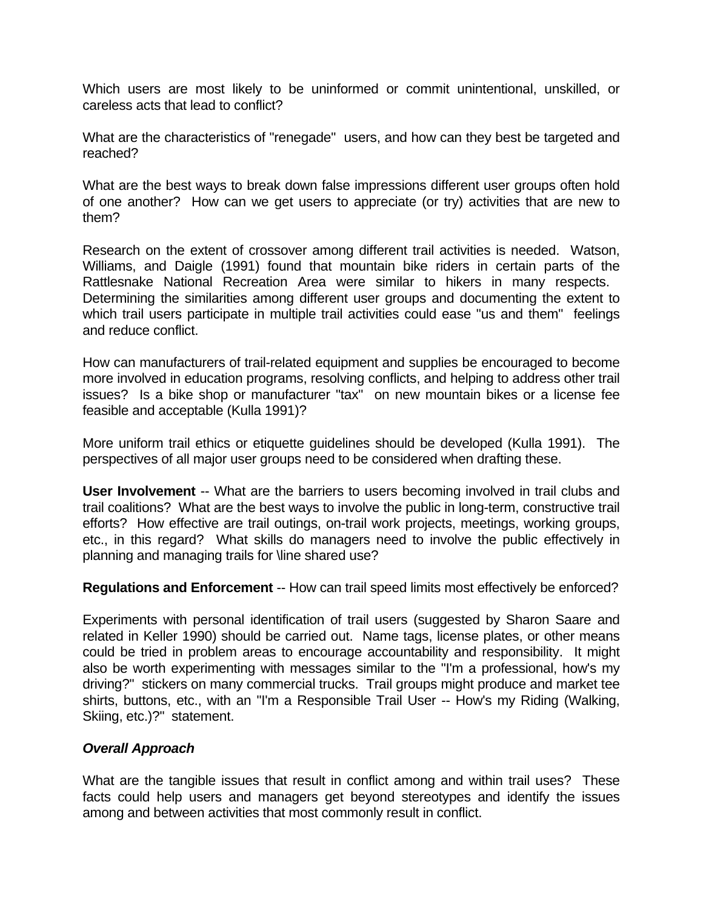Which users are most likely to be uninformed or commit unintentional, unskilled, or careless acts that lead to conflict?

What are the characteristics of "renegade" users, and how can they best be targeted and reached?

What are the best ways to break down false impressions different user groups often hold of one another? How can we get users to appreciate (or try) activities that are new to them?

Research on the extent of crossover among different trail activities is needed. Watson, Williams, and Daigle (1991) found that mountain bike riders in certain parts of the Rattlesnake National Recreation Area were similar to hikers in many respects. Determining the similarities among different user groups and documenting the extent to which trail users participate in multiple trail activities could ease "us and them" feelings and reduce conflict.

How can manufacturers of trail-related equipment and supplies be encouraged to become more involved in education programs, resolving conflicts, and helping to address other trail issues? Is a bike shop or manufacturer "tax" on new mountain bikes or a license fee feasible and acceptable (Kulla 1991)?

More uniform trail ethics or etiquette guidelines should be developed (Kulla 1991). The perspectives of all major user groups need to be considered when drafting these.

**User Involvement** -- What are the barriers to users becoming involved in trail clubs and trail coalitions? What are the best ways to involve the public in long-term, constructive trail efforts? How effective are trail outings, on-trail work projects, meetings, working groups, etc., in this regard? What skills do managers need to involve the public effectively in planning and managing trails for \line shared use?

**Regulations and Enforcement** -- How can trail speed limits most effectively be enforced?

Experiments with personal identification of trail users (suggested by Sharon Saare and related in Keller 1990) should be carried out. Name tags, license plates, or other means could be tried in problem areas to encourage accountability and responsibility. It might also be worth experimenting with messages similar to the "I'm a professional, how's my driving?" stickers on many commercial trucks. Trail groups might produce and market tee shirts, buttons, etc., with an "I'm a Responsible Trail User -- How's my Riding (Walking, Skiing, etc.)?" statement.

***Overall Approach***

What are the tangible issues that result in conflict among and within trail uses? These facts could help users and managers get beyond stereotypes and identify the issues among and between activities that most commonly result in conflict.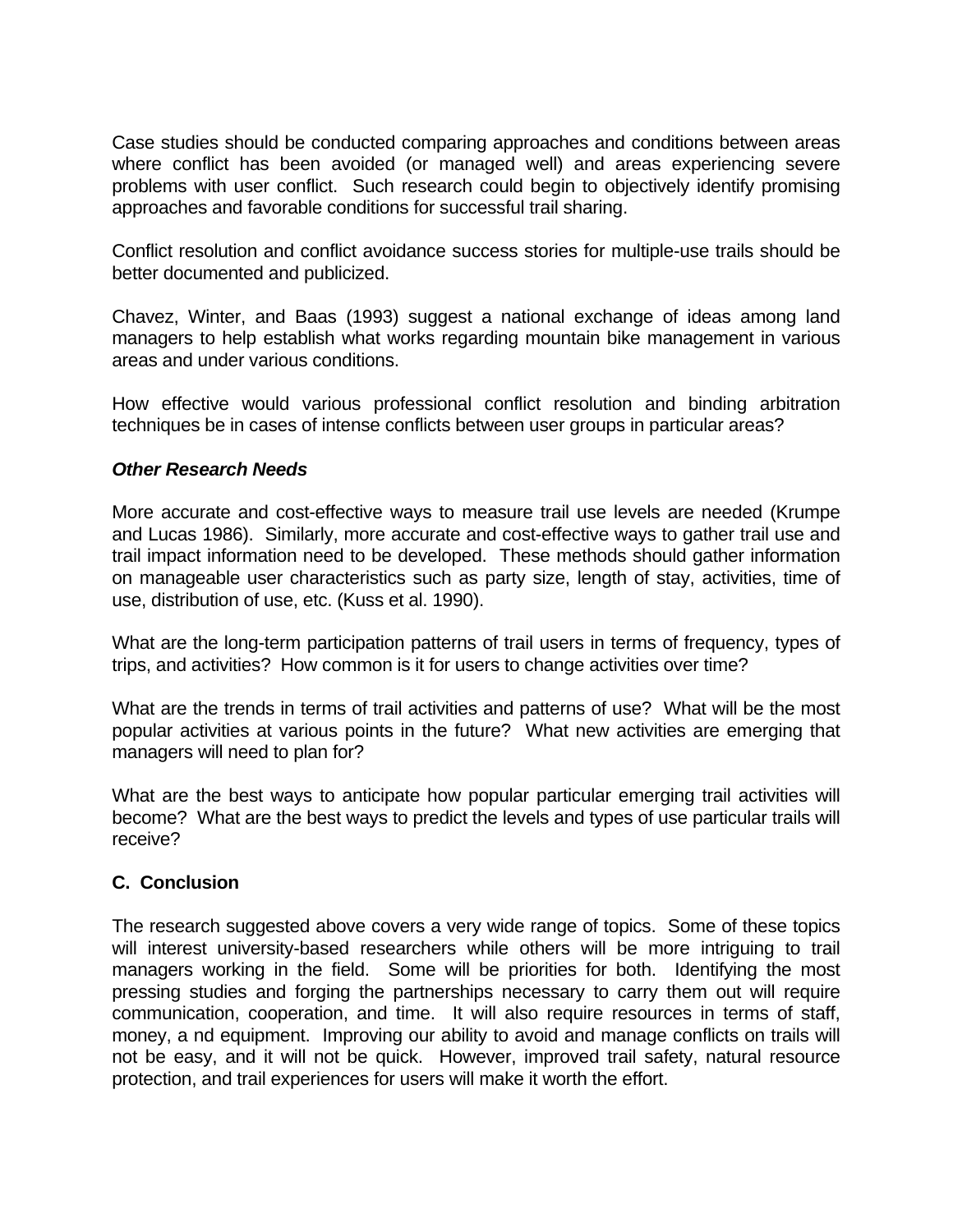Case studies should be conducted comparing approaches and conditions between areas where conflict has been avoided (or managed well) and areas experiencing severe problems with user conflict. Such research could begin to objectively identify promising approaches and favorable conditions for successful trail sharing.

Conflict resolution and conflict avoidance success stories for multiple-use trails should be better documented and publicized.

Chavez, Winter, and Baas (1993) suggest a national exchange of ideas among land managers to help establish what works regarding mountain bike management in various areas and under various conditions.

How effective would various professional conflict resolution and binding arbitration techniques be in cases of intense conflicts between user groups in particular areas?

***Other Research Needs***

More accurate and cost-effective ways to measure trail use levels are needed (Krumpe and Lucas 1986). Similarly, more accurate and cost-effective ways to gather trail use and trail impact information need to be developed. These methods should gather information on manageable user characteristics such as party size, length of stay, activities, time of use, distribution of use, etc. (Kuss et al. 1990).

What are the long-term participation patterns of trail users in terms of frequency, types of trips, and activities? How common is it for users to change activities over time?

What are the trends in terms of trail activities and patterns of use? What will be the most popular activities at various points in the future? What new activities are emerging that managers will need to plan for?

What are the best ways to anticipate how popular particular emerging trail activities will become? What are the best ways to predict the levels and types of use particular trails will receive?

## C. Conclusion

The research suggested above covers a very wide range of topics. Some of these topics will interest university-based researchers while others will be more intriguing to trail managers working in the field. Some will be priorities for both. Identifying the most pressing studies and forging the partnerships necessary to carry them out will require communication, cooperation, and time. It will also require resources in terms of staff, money, a nd equipment. Improving our ability to avoid and manage conflicts on trails will not be easy, and it will not be quick. However, improved trail safety, natural resource protection, and trail experiences for users will make it worth the effort.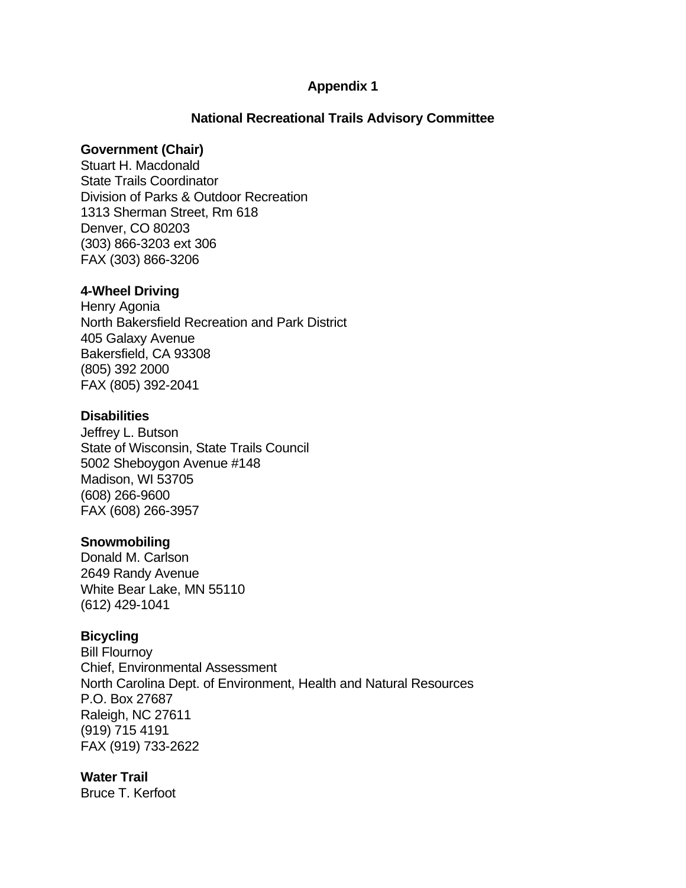## Appendix 1

### National Recreational Trails Advisory Committee

**Government (Chair)**
Stuart H. Macdonald
State Trails Coordinator
Division of Parks & Outdoor Recreation
1313 Sherman Street, Rm 618
Denver, CO 80203
(303) 866-3203 ext 306
FAX (303) 866-3206

**4-Wheel Driving**
Henry Agonia
North Bakersfield Recreation and Park District
405 Galaxy Avenue
Bakersfield, CA 93308
(805) 392 2000
FAX (805) 392-2041

**Disabilities**
Jeffrey L. Butson
State of Wisconsin, State Trails Council
5002 Sheboygon Avenue #148
Madison, WI 53705
(608) 266-9600
FAX (608) 266-3957

**Snowmobiling**
Donald M. Carlson
2649 Randy Avenue
White Bear Lake, MN 55110
(612) 429-1041

**Bicycling**
Bill Flournoy
Chief, Environmental Assessment
North Carolina Dept. of Environment, Health and Natural Resources
P.O. Box 27687
Raleigh, NC 27611
(919) 715 4191
FAX (919) 733-2622

**Water Trail**
Bruce T. Kerfoot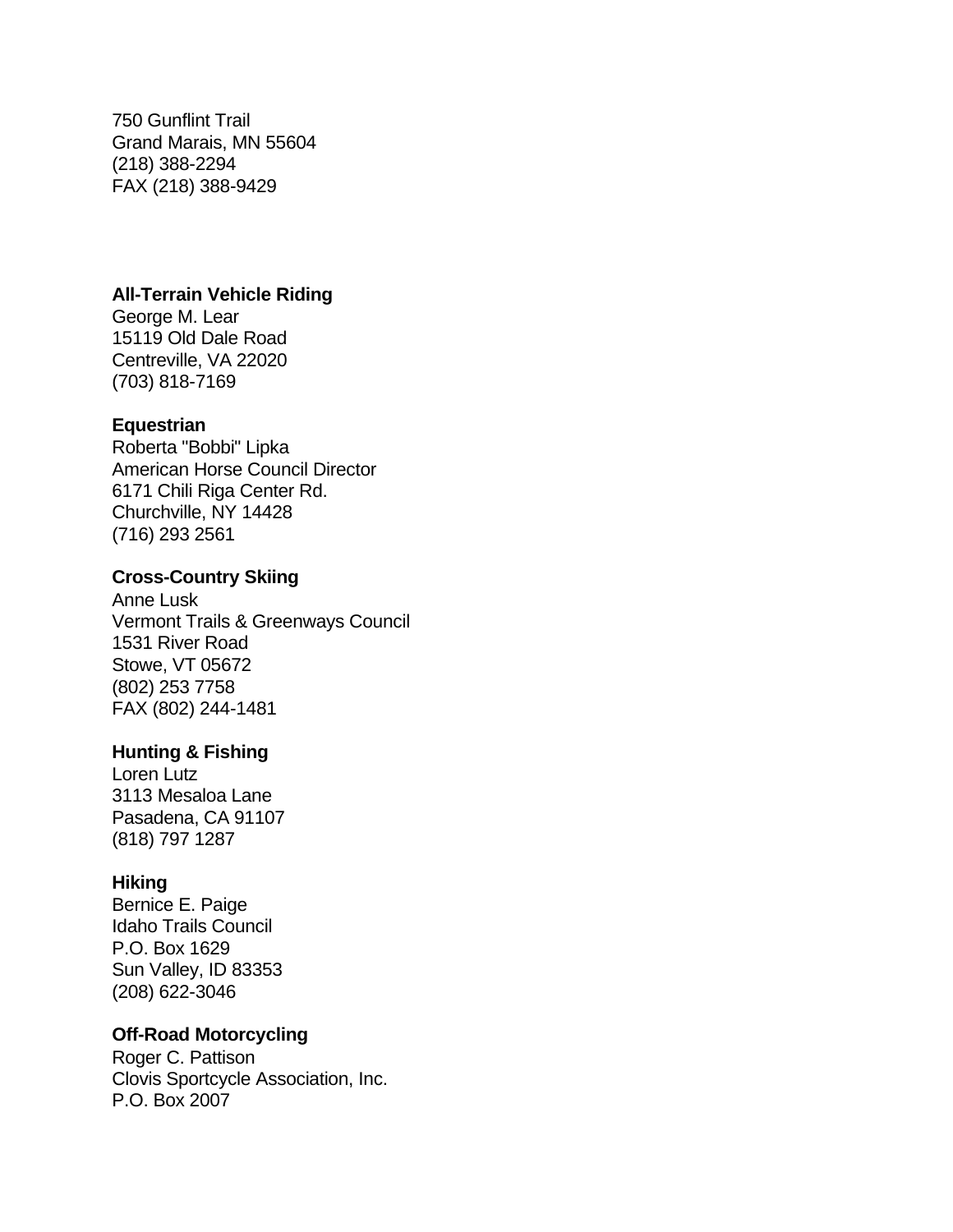750 Gunflint Trail
Grand Marais, MN 55604
(218) 388-2294
FAX (218) 388-9429

**All-Terrain Vehicle Riding**
George M. Lear
15119 Old Dale Road
Centreville, VA 22020
(703) 818-7169

**Equestrian**
Roberta "Bobbi" Lipka
American Horse Council Director
6171 Chili Riga Center Rd.
Churchville, NY 14428
(716) 293 2561

**Cross-Country Skiing**
Anne Lusk
Vermont Trails & Greenways Council
1531 River Road
Stowe, VT 05672
(802) 253 7758
FAX (802) 244-1481

**Hunting & Fishing**
Loren Lutz
3113 Mesaloa Lane
Pasadena, CA 91107
(818) 797 1287

**Hiking**
Bernice E. Paige
Idaho Trails Council
P.O. Box 1629
Sun Valley, ID 83353
(208) 622-3046

**Off-Road Motorcycling**
Roger C. Pattison
Clovis Sportcycle Association, Inc.
P.O. Box 2007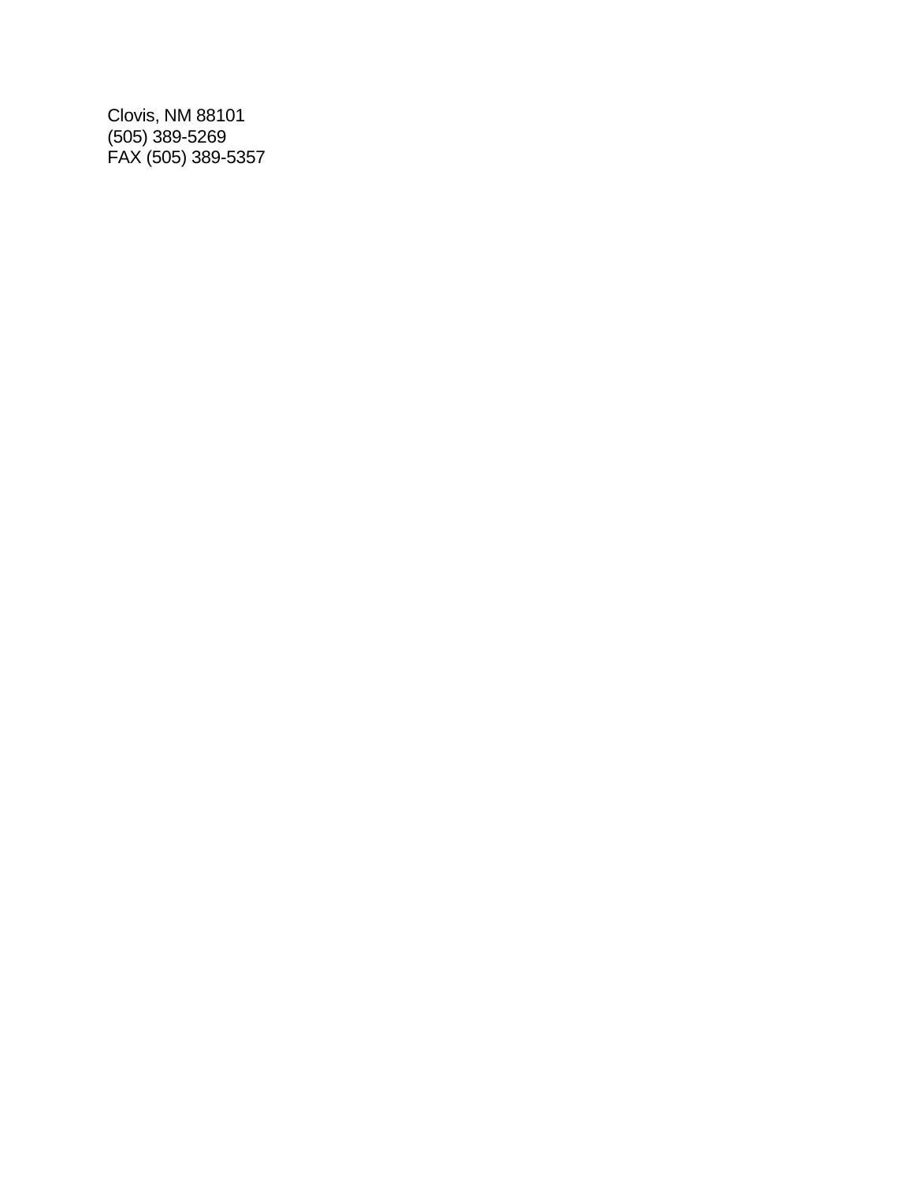Clovis, NM 88101  
(505) 389-5269  
FAX (505) 389-5357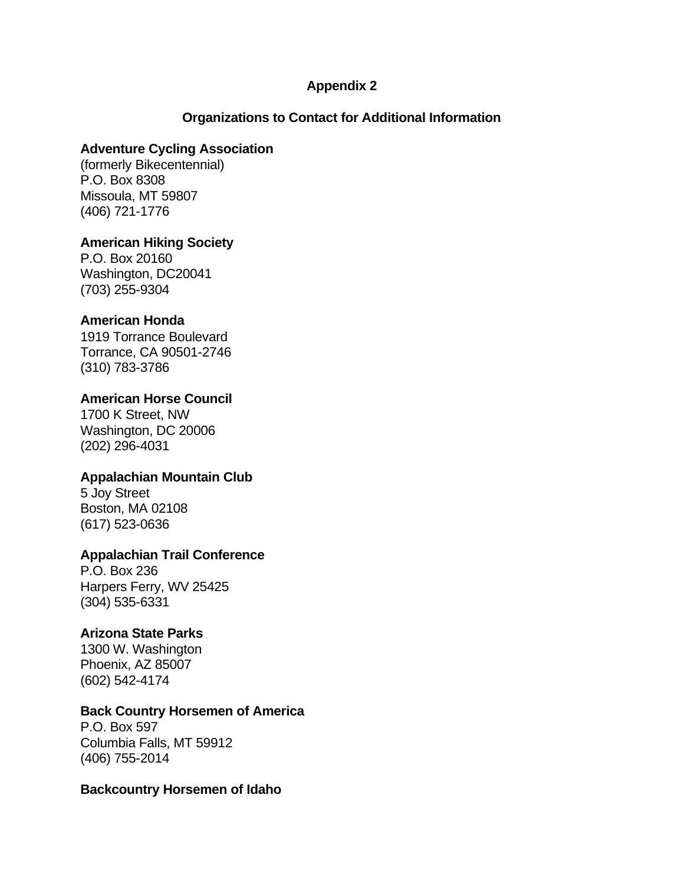## Appendix 2

### Organizations to Contact for Additional Information

**Adventure Cycling Association**
(formerly Bikecentennial)
P.O. Box 8308
Missoula, MT 59807
(406) 721-1776

**American Hiking Society**
P.O. Box 20160
Washington, DC20041
(703) 255-9304

**American Honda**
1919 Torrance Boulevard
Torrance, CA 90501-2746
(310) 783-3786

**American Horse Council**
1700 K Street, NW
Washington, DC 20006
(202) 296-4031

**Appalachian Mountain Club**
5 Joy Street
Boston, MA 02108
(617) 523-0636

**Appalachian Trail Conference**
P.O. Box 236
Harpers Ferry, WV 25425
(304) 535-6331

**Arizona State Parks**
1300 W. Washington
Phoenix, AZ 85007
(602) 542-4174

**Back Country Horsemen of America**
P.O. Box 597
Columbia Falls, MT 59912
(406) 755-2014

**Backcountry Horsemen of Idaho**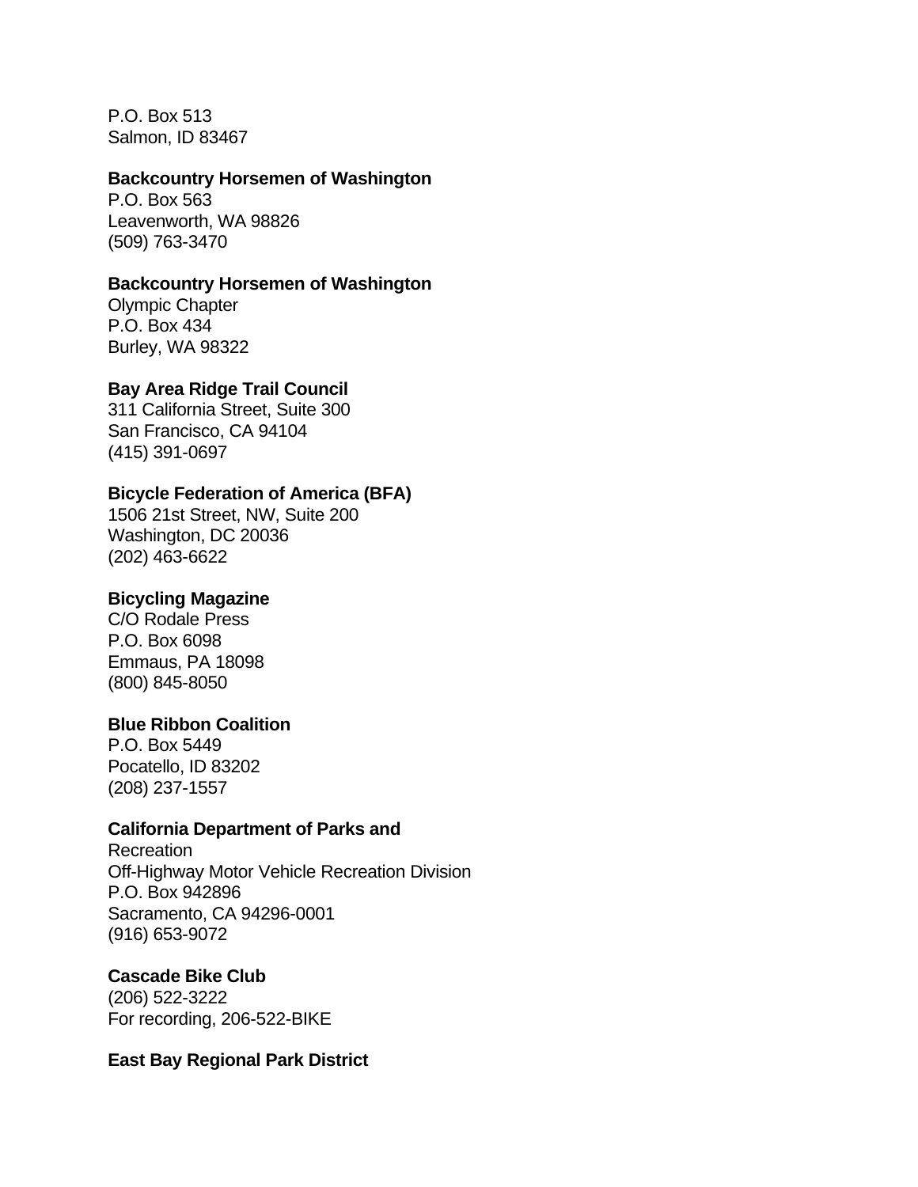P.O. Box 513
Salmon, ID 83467

**Backcountry Horsemen of Washington**
P.O. Box 563
Leavenworth, WA 98826
(509) 763-3470

**Backcountry Horsemen of Washington**
Olympic Chapter
P.O. Box 434
Burley, WA 98322

**Bay Area Ridge Trail Council**
311 California Street, Suite 300
San Francisco, CA 94104
(415) 391-0697

**Bicycle Federation of America (BFA)**
1506 21st Street, NW, Suite 200
Washington, DC 20036
(202) 463-6622

**Bicycling Magazine**
C/O Rodale Press
P.O. Box 6098
Emmaus, PA 18098
(800) 845-8050

**Blue Ribbon Coalition**
P.O. Box 5449
Pocatello, ID 83202
(208) 237-1557

**California Department of Parks and**
Recreation
Off-Highway Motor Vehicle Recreation Division
P.O. Box 942896
Sacramento, CA 94296-0001
(916) 653-9072

**Cascade Bike Club**
(206) 522-3222
For recording, 206-522-BIKE

**East Bay Regional Park District**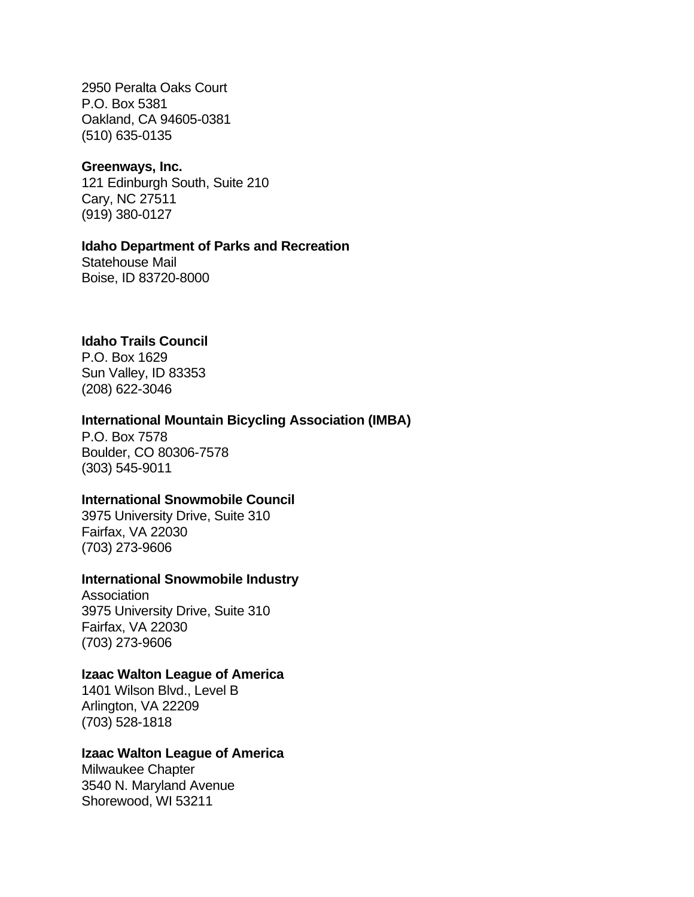2950 Peralta Oaks Court
P.O. Box 5381
Oakland, CA 94605-0381
(510) 635-0135

**Greenways, Inc.**
121 Edinburgh South, Suite 210
Cary, NC 27511
(919) 380-0127

**Idaho Department of Parks and Recreation**
Statehouse Mail
Boise, ID 83720-8000

**Idaho Trails Council**
P.O. Box 1629
Sun Valley, ID 83353
(208) 622-3046

**International Mountain Bicycling Association (IMBA)**
P.O. Box 7578
Boulder, CO 80306-7578
(303) 545-9011

**International Snowmobile Council**
3975 University Drive, Suite 310
Fairfax, VA 22030
(703) 273-9606

**International Snowmobile Industry**
Association
3975 University Drive, Suite 310
Fairfax, VA 22030
(703) 273-9606

**Izaac Walton League of America**
1401 Wilson Blvd., Level B
Arlington, VA 22209
(703) 528-1818

**Izaac Walton League of America**
Milwaukee Chapter
3540 N. Maryland Avenue
Shorewood, WI 53211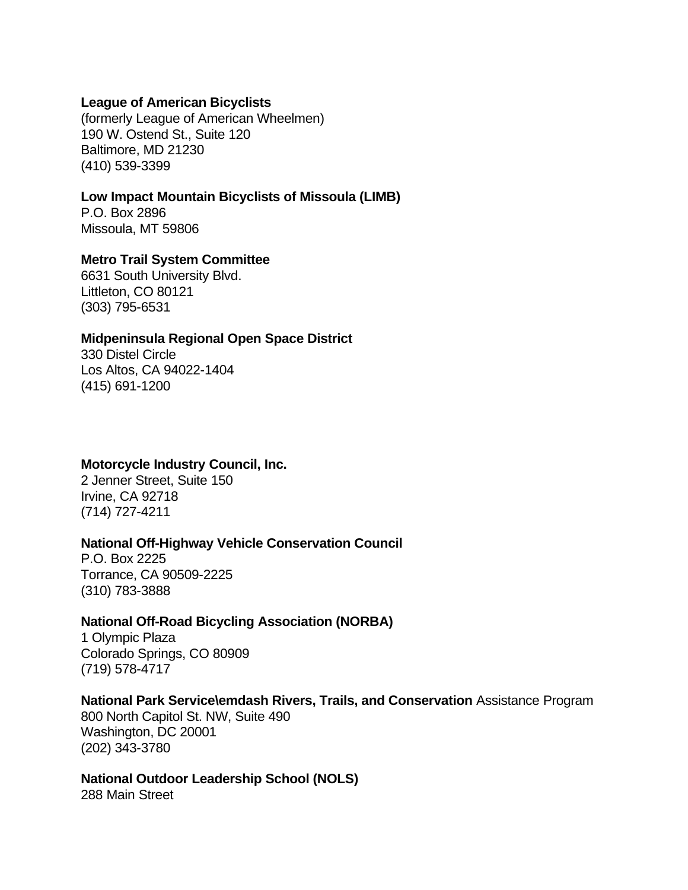**League of American Bicyclists**
(formerly League of American Wheelmen)
190 W. Ostend St., Suite 120
Baltimore, MD 21230
(410) 539-3399

**Low Impact Mountain Bicyclists of Missoula (LIMB)**
P.O. Box 2896
Missoula, MT 59806

**Metro Trail System Committee**
6631 South University Blvd.
Littleton, CO 80121
(303) 795-6531

**Midpeninsula Regional Open Space District**
330 Distel Circle
Los Altos, CA 94022-1404
(415) 691-1200

**Motorcycle Industry Council, Inc.**
2 Jenner Street, Suite 150
Irvine, CA 92718
(714) 727-4211

**National Off-Highway Vehicle Conservation Council**
P.O. Box 2225
Torrance, CA 90509-2225
(310) 783-3888

**National Off-Road Bicycling Association (NORBA)**
1 Olympic Plaza
Colorado Springs, CO 80909
(719) 578-4717

**National Park Service\emdash Rivers, Trails, and Conservation** Assistance Program
800 North Capitol St. NW, Suite 490
Washington, DC 20001
(202) 343-3780

**National Outdoor Leadership School (NOLS)**
288 Main Street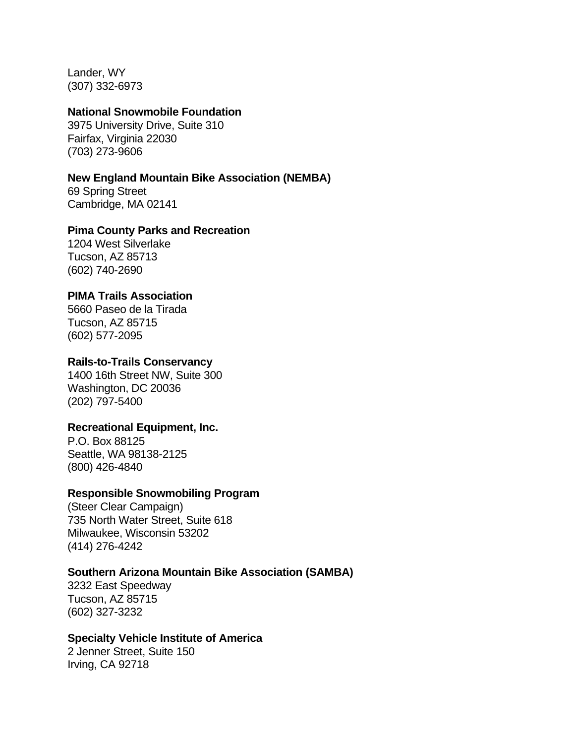Lander, WY
(307) 332-6973

**National Snowmobile Foundation**
3975 University Drive, Suite 310
Fairfax, Virginia 22030
(703) 273-9606

**New England Mountain Bike Association (NEMBA)**
69 Spring Street
Cambridge, MA 02141

**Pima County Parks and Recreation**
1204 West Silverlake
Tucson, AZ 85713
(602) 740-2690

**PIMA Trails Association**
5660 Paseo de la Tirada
Tucson, AZ 85715
(602) 577-2095

**Rails-to-Trails Conservancy**
1400 16th Street NW, Suite 300
Washington, DC 20036
(202) 797-5400

**Recreational Equipment, Inc.**
P.O. Box 88125
Seattle, WA 98138-2125
(800) 426-4840

**Responsible Snowmobiling Program**
(Steer Clear Campaign)
735 North Water Street, Suite 618
Milwaukee, Wisconsin 53202
(414) 276-4242

**Southern Arizona Mountain Bike Association (SAMBA)**
3232 East Speedway
Tucson, AZ 85715
(602) 327-3232

**Specialty Vehicle Institute of America**
2 Jenner Street, Suite 150
Irving, CA 92718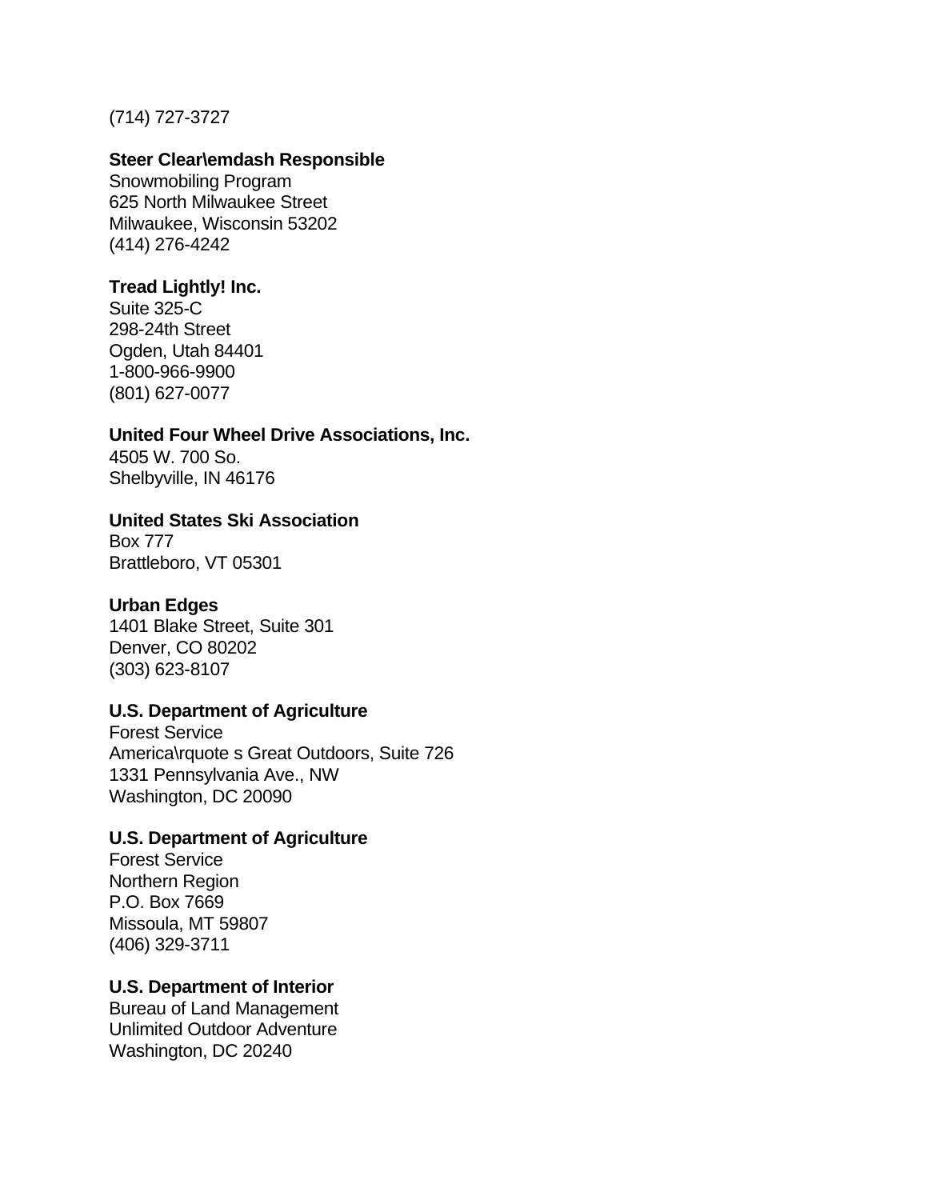(714) 727-3727

**Steer Clear\emdash Responsible**
Snowmobiling Program
625 North Milwaukee Street
Milwaukee, Wisconsin 53202
(414) 276-4242

**Tread Lightly! Inc.**
Suite 325-C
298-24th Street
Ogden, Utah 84401
1-800-966-9900
(801) 627-0077

**United Four Wheel Drive Associations, Inc.**
4505 W. 700 So.
Shelbyville, IN 46176

**United States Ski Association**
Box 777
Brattleboro, VT 05301

**Urban Edges**
1401 Blake Street, Suite 301
Denver, CO 80202
(303) 623-8107

**U.S. Department of Agriculture**
Forest Service
America\rquote s Great Outdoors, Suite 726
1331 Pennsylvania Ave., NW
Washington, DC 20090

**U.S. Department of Agriculture**
Forest Service
Northern Region
P.O. Box 7669
Missoula, MT 59807
(406) 329-3711

**U.S. Department of Interior**
Bureau of Land Management
Unlimited Outdoor Adventure
Washington, DC 20240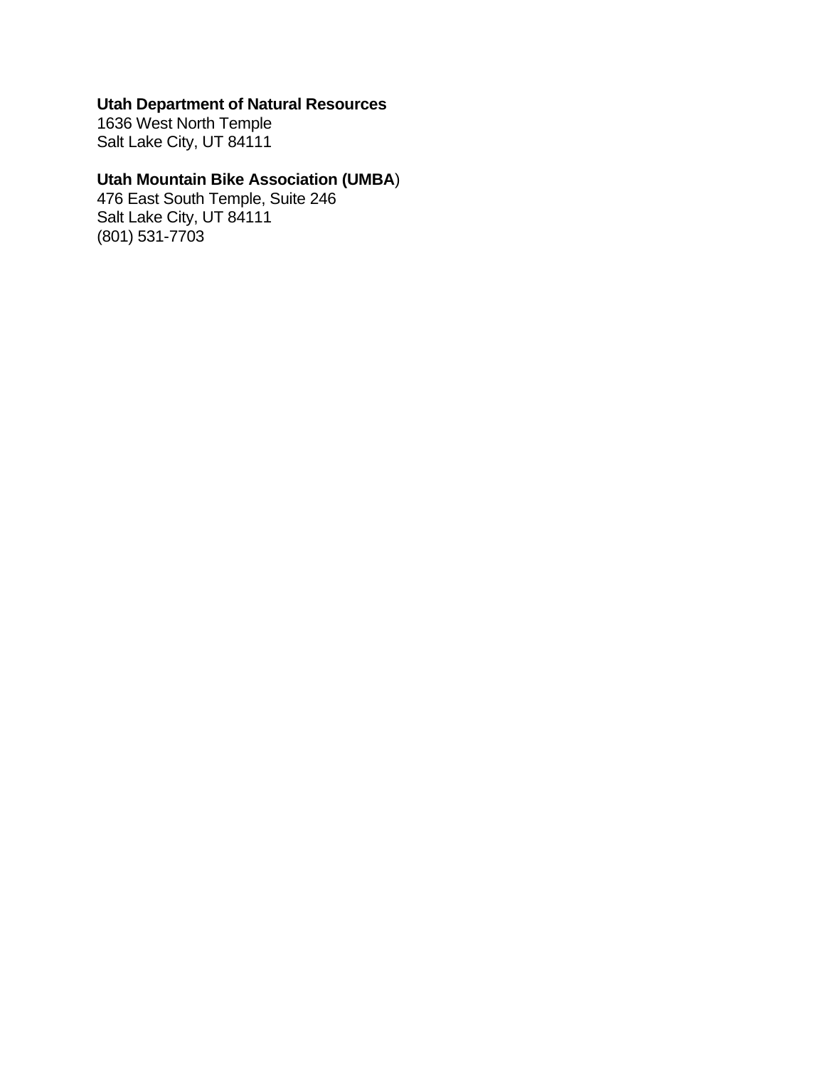**Utah Department of Natural Resources**
1636 West North Temple
Salt Lake City, UT 84111

**Utah Mountain Bike Association (UMBA**)
476 East South Temple, Suite 246
Salt Lake City, UT 84111
(801) 531-7703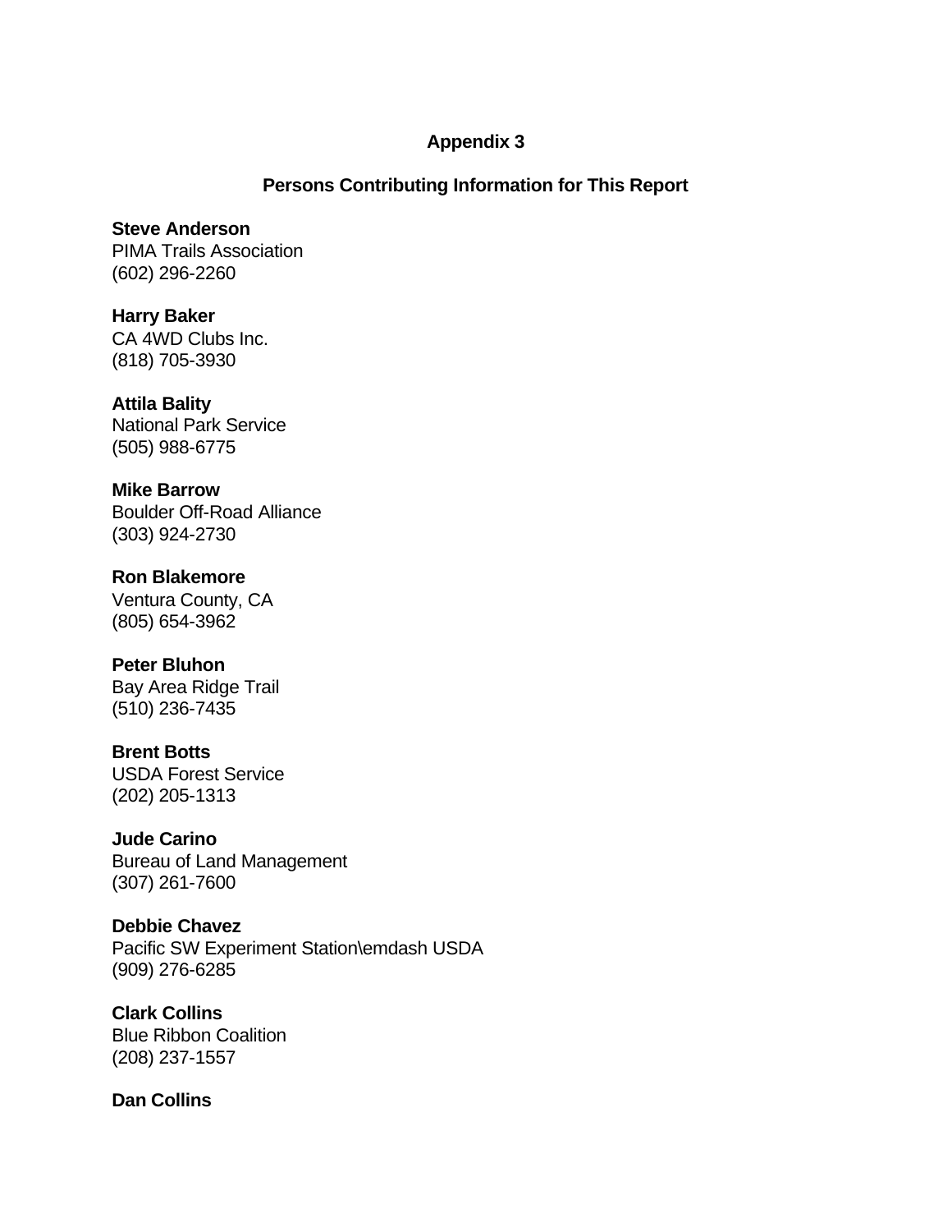# Appendix 3

## Persons Contributing Information for This Report

**Steve Anderson**
PIMA Trails Association
(602) 296-2260

**Harry Baker**
CA 4WD Clubs Inc.
(818) 705-3930

**Attila Bality**
National Park Service
(505) 988-6775

**Mike Barrow**
Boulder Off-Road Alliance
(303) 924-2730

**Ron Blakemore**
Ventura County, CA
(805) 654-3962

**Peter Bluhon**
Bay Area Ridge Trail
(510) 236-7435

**Brent Botts**
USDA Forest Service
(202) 205-1313

**Jude Carino**
Bureau of Land Management
(307) 261-7600

**Debbie Chavez**
Pacific SW Experiment Station\emdash USDA
(909) 276-6285

**Clark Collins**
Blue Ribbon Coalition
(208) 237-1557

**Dan Collins**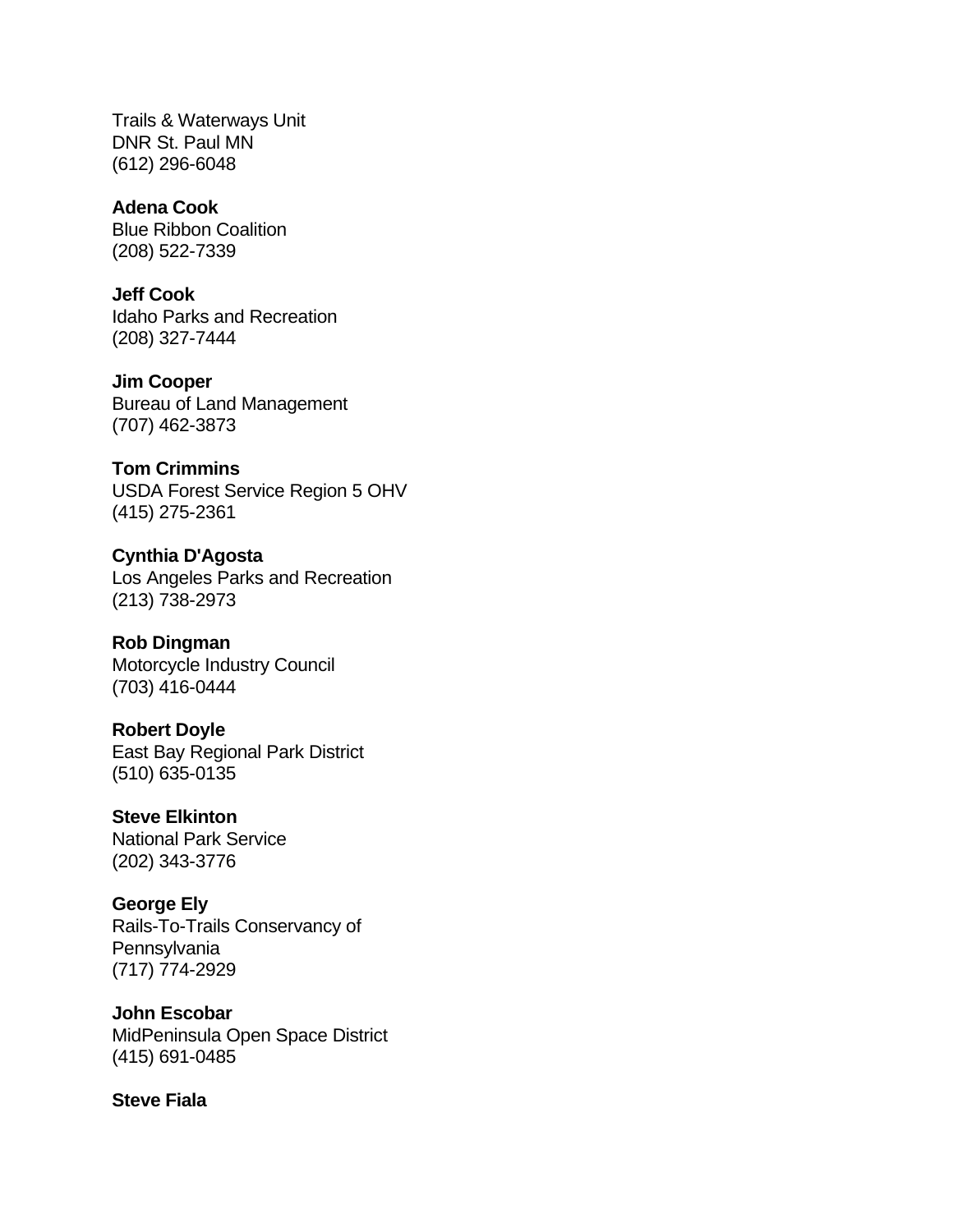Trails & Waterways Unit
DNR St. Paul MN
(612) 296-6048

**Adena Cook**
Blue Ribbon Coalition
(208) 522-7339

**Jeff Cook**
Idaho Parks and Recreation
(208) 327-7444

**Jim Cooper**
Bureau of Land Management
(707) 462-3873

**Tom Crimmins**
USDA Forest Service Region 5 OHV
(415) 275-2361

**Cynthia D'Agosta**
Los Angeles Parks and Recreation
(213) 738-2973

**Rob Dingman**
Motorcycle Industry Council
(703) 416-0444

**Robert Doyle**
East Bay Regional Park District
(510) 635-0135

**Steve Elkinton**
National Park Service
(202) 343-3776

**George Ely**
Rails-To-Trails Conservancy of
Pennsylvania
(717) 774-2929

**John Escobar**
MidPeninsula Open Space District
(415) 691-0485

**Steve Fiala**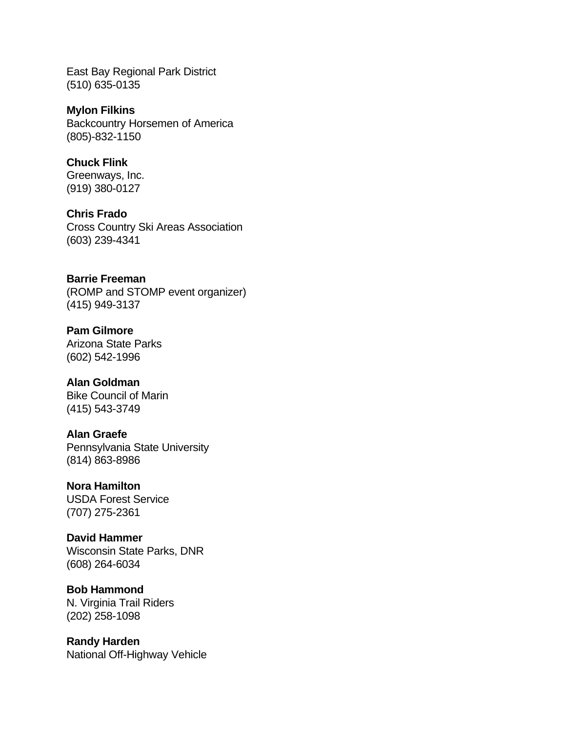East Bay Regional Park District
(510) 635-0135

**Mylon Filkins**
Backcountry Horsemen of America
(805)-832-1150

**Chuck Flink**
Greenways, Inc.
(919) 380-0127

**Chris Frado**
Cross Country Ski Areas Association
(603) 239-4341

**Barrie Freeman**
(ROMP and STOMP event organizer)
(415) 949-3137

**Pam Gilmore**
Arizona State Parks
(602) 542-1996

**Alan Goldman**
Bike Council of Marin
(415) 543-3749

**Alan Graefe**
Pennsylvania State University
(814) 863-8986

**Nora Hamilton**
USDA Forest Service
(707) 275-2361

**David Hammer**
Wisconsin State Parks, DNR
(608) 264-6034

**Bob Hammond**
N. Virginia Trail Riders
(202) 258-1098

**Randy Harden**
National Off-Highway Vehicle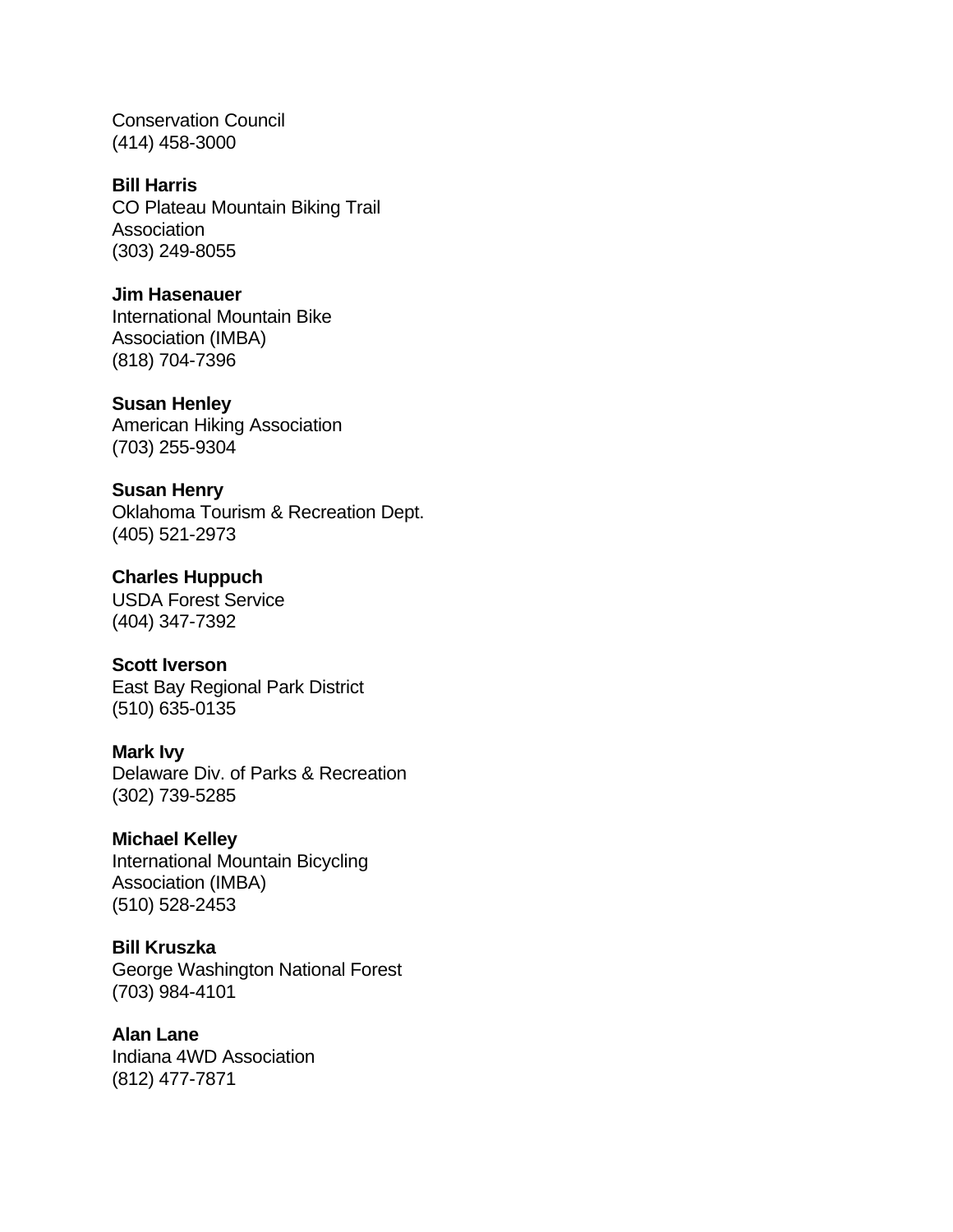Conservation Council
(414) 458-3000

**Bill Harris**
CO Plateau Mountain Biking Trail Association
(303) 249-8055

**Jim Hasenauer**
International Mountain Bike Association (IMBA)
(818) 704-7396

**Susan Henley**
American Hiking Association
(703) 255-9304

**Susan Henry**
Oklahoma Tourism & Recreation Dept.
(405) 521-2973

**Charles Huppuch**
USDA Forest Service
(404) 347-7392

**Scott Iverson**
East Bay Regional Park District
(510) 635-0135

**Mark Ivy**
Delaware Div. of Parks & Recreation
(302) 739-5285

**Michael Kelley**
International Mountain Bicycling Association (IMBA)
(510) 528-2453

**Bill Kruszka**
George Washington National Forest
(703) 984-4101

**Alan Lane**
Indiana 4WD Association
(812) 477-7871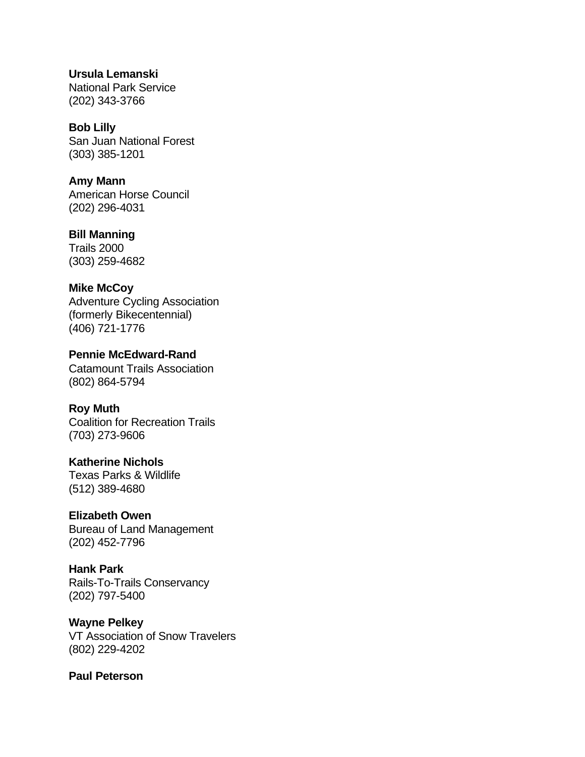**Ursula Lemanski**
National Park Service
(202) 343-3766

**Bob Lilly**
San Juan National Forest
(303) 385-1201

**Amy Mann**
American Horse Council
(202) 296-4031

**Bill Manning**
Trails 2000
(303) 259-4682

**Mike McCoy**
Adventure Cycling Association
(formerly Bikecentennial)
(406) 721-1776

**Pennie McEdward-Rand**
Catamount Trails Association
(802) 864-5794

**Roy Muth**
Coalition for Recreation Trails
(703) 273-9606

**Katherine Nichols**
Texas Parks & Wildlife
(512) 389-4680

**Elizabeth Owen**
Bureau of Land Management
(202) 452-7796

**Hank Park**
Rails-To-Trails Conservancy
(202) 797-5400

**Wayne Pelkey**
VT Association of Snow Travelers
(802) 229-4202

**Paul Peterson**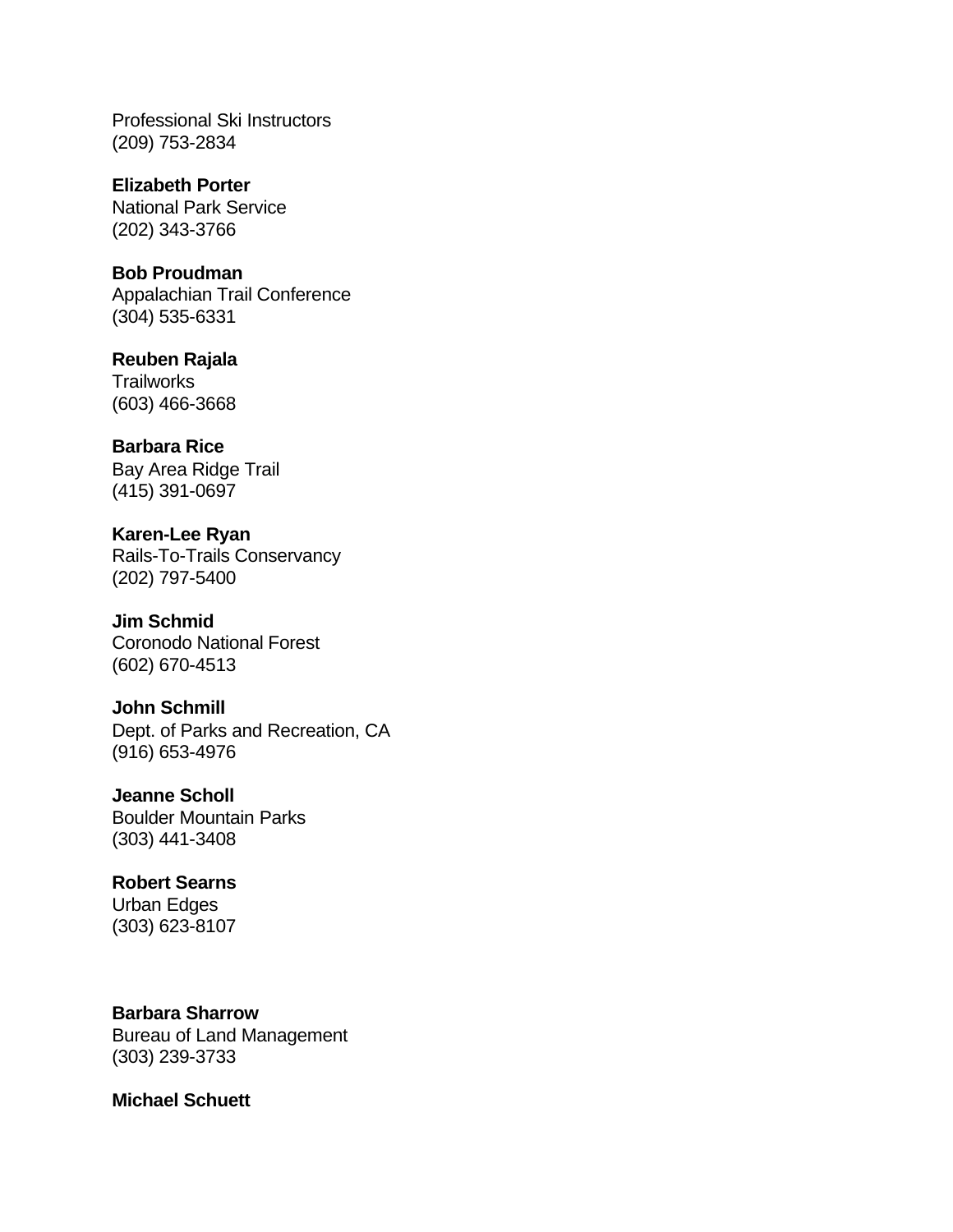Professional Ski Instructors
(209) 753-2834

**Elizabeth Porter**
National Park Service
(202) 343-3766

**Bob Proudman**
Appalachian Trail Conference
(304) 535-6331

**Reuben Rajala**
Trailworks
(603) 466-3668

**Barbara Rice**
Bay Area Ridge Trail
(415) 391-0697

**Karen-Lee Ryan**
Rails-To-Trails Conservancy
(202) 797-5400

**Jim Schmid**
Coronodo National Forest
(602) 670-4513

**John Schmill**
Dept. of Parks and Recreation, CA
(916) 653-4976

**Jeanne Scholl**
Boulder Mountain Parks
(303) 441-3408

**Robert Searns**
Urban Edges
(303) 623-8107

**Barbara Sharrow**
Bureau of Land Management
(303) 239-3733

**Michael Schuett**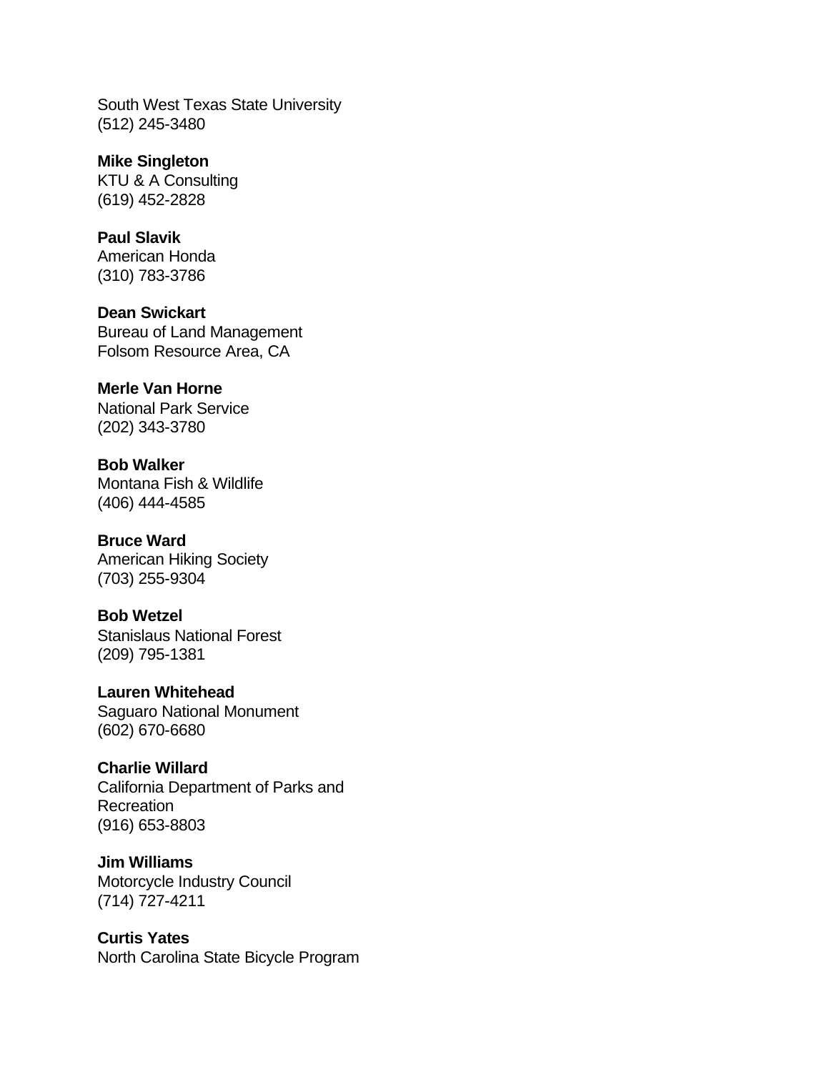South West Texas State University
(512) 245-3480

**Mike Singleton**
KTU & A Consulting
(619) 452-2828

**Paul Slavik**
American Honda
(310) 783-3786

**Dean Swickart**
Bureau of Land Management
Folsom Resource Area, CA

**Merle Van Horne**
National Park Service
(202) 343-3780

**Bob Walker**
Montana Fish & Wildlife
(406) 444-4585

**Bruce Ward**
American Hiking Society
(703) 255-9304

**Bob Wetzel**
Stanislaus National Forest
(209) 795-1381

**Lauren Whitehead**
Saguaro National Monument
(602) 670-6680

**Charlie Willard**
California Department of Parks and Recreation
(916) 653-8803

**Jim Williams**
Motorcycle Industry Council
(714) 727-4211

**Curtis Yates**
North Carolina State Bicycle Program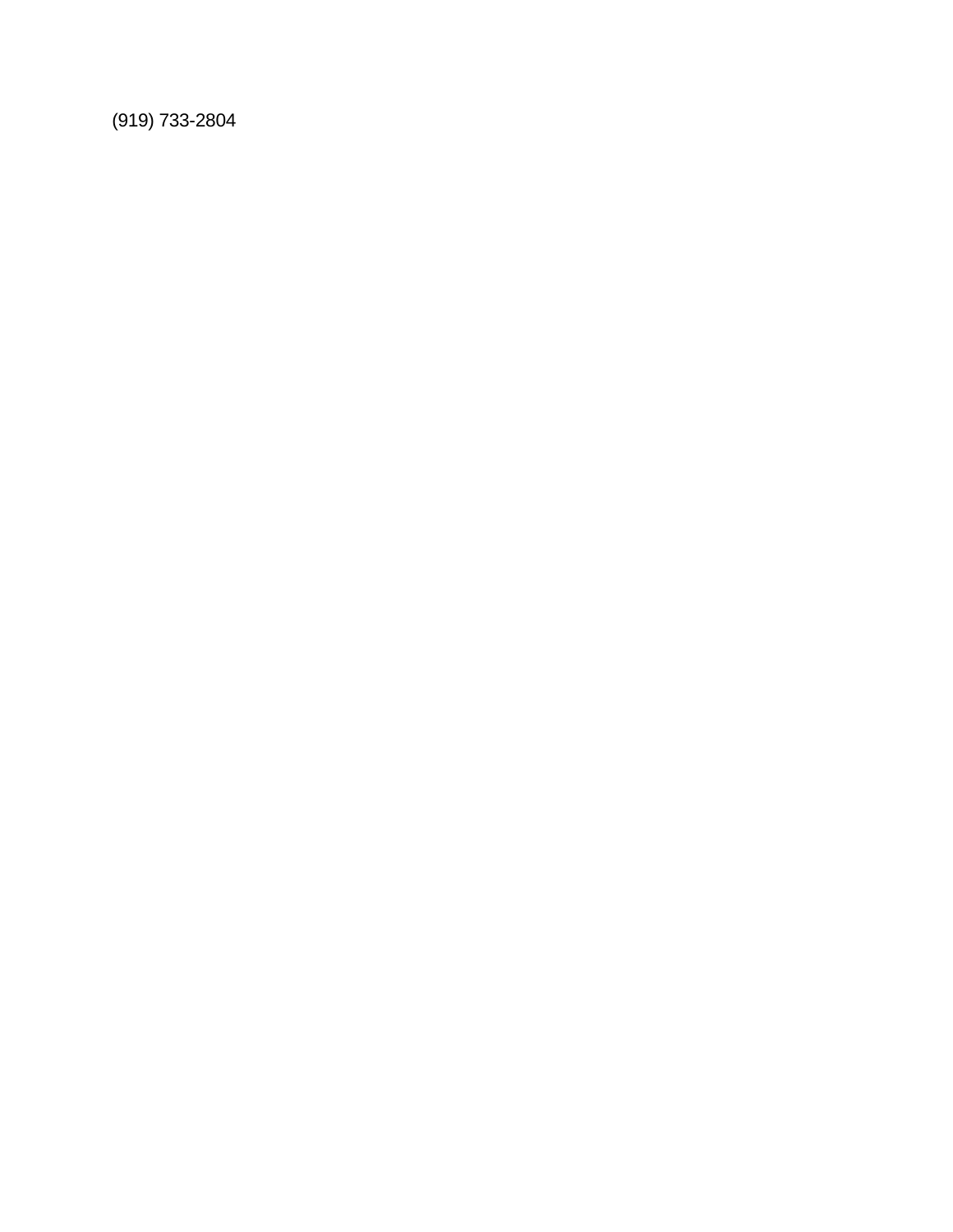(919) 733-2804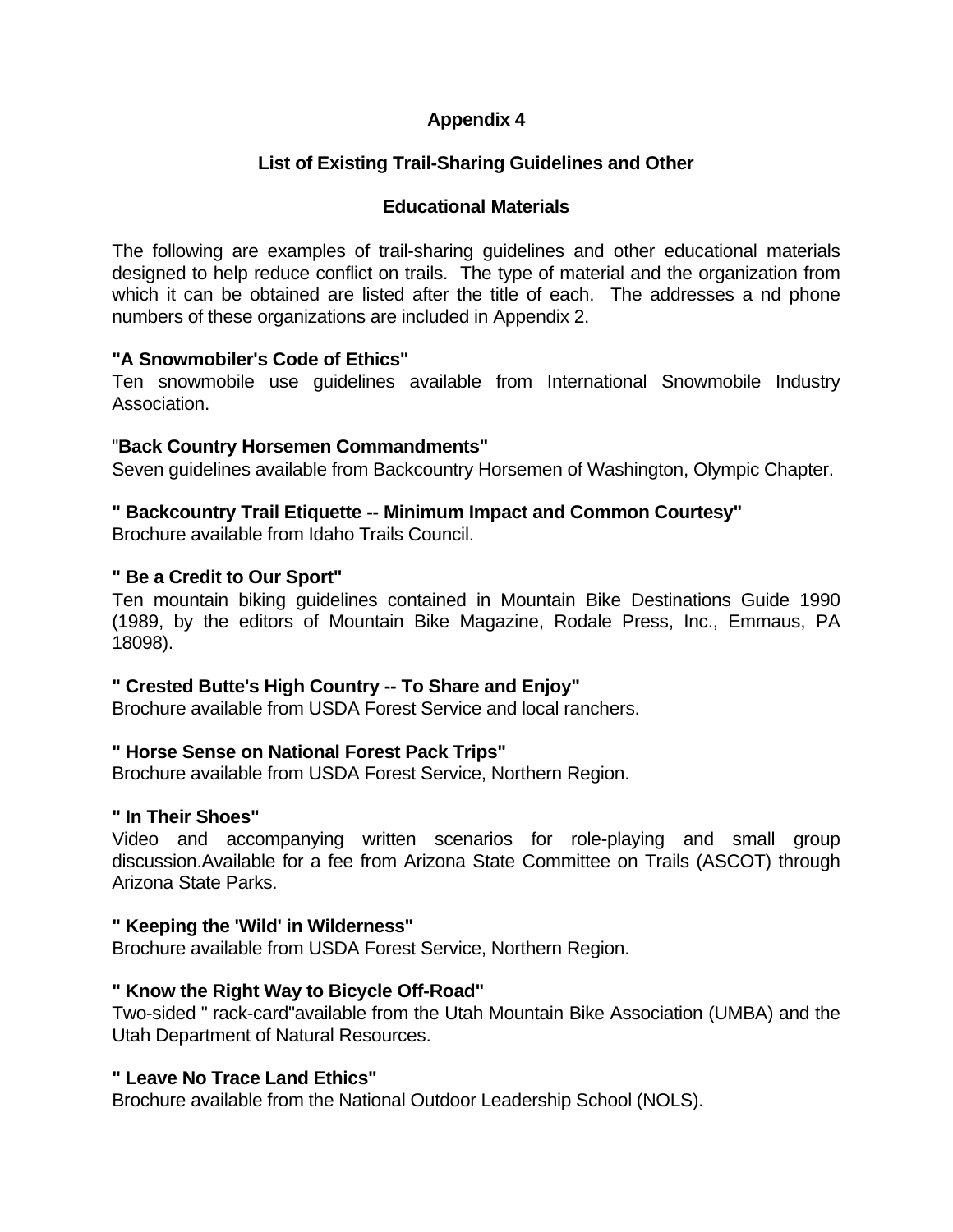# Appendix 4

## List of Existing Trail-Sharing Guidelines and Other

## Educational Materials

The following are examples of trail-sharing guidelines and other educational materials designed to help reduce conflict on trails. The type of material and the organization from which it can be obtained are listed after the title of each. The addresses a nd phone numbers of these organizations are included in Appendix 2.

**"A Snowmobiler's Code of Ethics"**
Ten snowmobile use guidelines available from International Snowmobile Industry Association.

"**Back Country Horsemen Commandments"**
Seven guidelines available from Backcountry Horsemen of Washington, Olympic Chapter.

**" Backcountry Trail Etiquette -- Minimum Impact and Common Courtesy"**
Brochure available from Idaho Trails Council.

**" Be a Credit to Our Sport"**
Ten mountain biking guidelines contained in Mountain Bike Destinations Guide 1990 (1989, by the editors of Mountain Bike Magazine, Rodale Press, Inc., Emmaus, PA 18098).

**" Crested Butte's High Country -- To Share and Enjoy"**
Brochure available from USDA Forest Service and local ranchers.

**" Horse Sense on National Forest Pack Trips"**
Brochure available from USDA Forest Service, Northern Region.

**" In Their Shoes"**
Video and accompanying written scenarios for role-playing and small group discussion.Available for a fee from Arizona State Committee on Trails (ASCOT) through Arizona State Parks.

**" Keeping the 'Wild' in Wilderness"**
Brochure available from USDA Forest Service, Northern Region.

**" Know the Right Way to Bicycle Off-Road"**
Two-sided " rack-card"available from the Utah Mountain Bike Association (UMBA) and the Utah Department of Natural Resources.

**" Leave No Trace Land Ethics"**
Brochure available from the National Outdoor Leadership School (NOLS).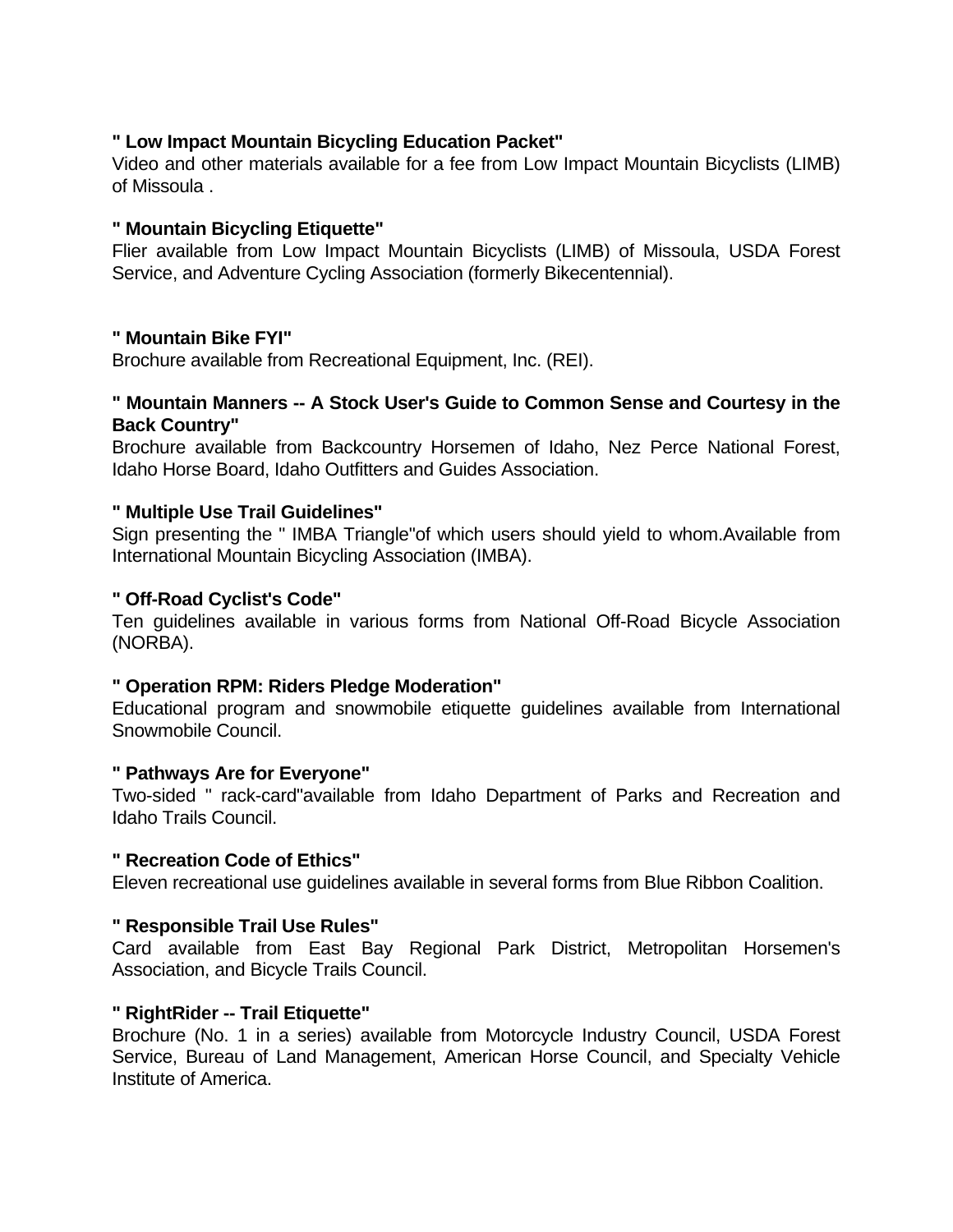**" Low Impact Mountain Bicycling Education Packet"**
Video and other materials available for a fee from Low Impact Mountain Bicyclists (LIMB) of Missoula .

**" Mountain Bicycling Etiquette"**
Flier available from Low Impact Mountain Bicyclists (LIMB) of Missoula, USDA Forest Service, and Adventure Cycling Association (formerly Bikecentennial).

**" Mountain Bike FYI"**
Brochure available from Recreational Equipment, Inc. (REI).

**" Mountain Manners -- A Stock User's Guide to Common Sense and Courtesy in the Back Country"**
Brochure available from Backcountry Horsemen of Idaho, Nez Perce National Forest, Idaho Horse Board, Idaho Outfitters and Guides Association.

**" Multiple Use Trail Guidelines"**
Sign presenting the " IMBA Triangle"of which users should yield to whom.Available from International Mountain Bicycling Association (IMBA).

**" Off-Road Cyclist's Code"**
Ten guidelines available in various forms from National Off-Road Bicycle Association (NORBA).

**" Operation RPM: Riders Pledge Moderation"**
Educational program and snowmobile etiquette guidelines available from International Snowmobile Council.

**" Pathways Are for Everyone"**
Two-sided " rack-card"available from Idaho Department of Parks and Recreation and Idaho Trails Council.

**" Recreation Code of Ethics"**
Eleven recreational use guidelines available in several forms from Blue Ribbon Coalition.

**" Responsible Trail Use Rules"**
Card available from East Bay Regional Park District, Metropolitan Horsemen's Association, and Bicycle Trails Council.

**" RightRider -- Trail Etiquette"**
Brochure (No. 1 in a series) available from Motorcycle Industry Council, USDA Forest Service, Bureau of Land Management, American Horse Council, and Specialty Vehicle Institute of America.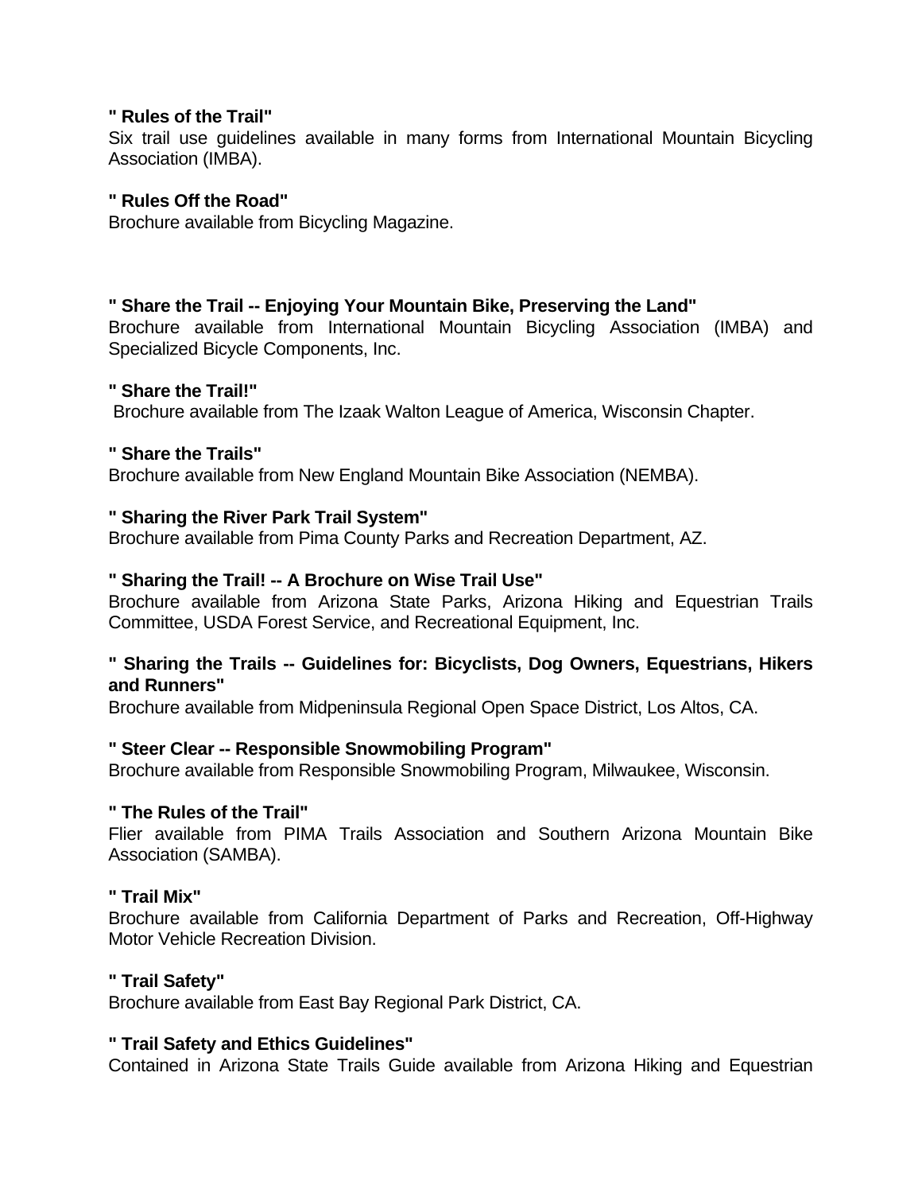**" Rules of the Trail"**
Six trail use guidelines available in many forms from International Mountain Bicycling Association (IMBA).

**" Rules Off the Road"**
Brochure available from Bicycling Magazine.

**" Share the Trail -- Enjoying Your Mountain Bike, Preserving the Land"**
Brochure available from International Mountain Bicycling Association (IMBA) and Specialized Bicycle Components, Inc.

**" Share the Trail!"**
Brochure available from The Izaak Walton League of America, Wisconsin Chapter.

**" Share the Trails"**
Brochure available from New England Mountain Bike Association (NEMBA).

**" Sharing the River Park Trail System"**
Brochure available from Pima County Parks and Recreation Department, AZ.

**" Sharing the Trail! -- A Brochure on Wise Trail Use"**
Brochure available from Arizona State Parks, Arizona Hiking and Equestrian Trails Committee, USDA Forest Service, and Recreational Equipment, Inc.

**" Sharing the Trails -- Guidelines for: Bicyclists, Dog Owners, Equestrians, Hikers and Runners"**
Brochure available from Midpeninsula Regional Open Space District, Los Altos, CA.

**" Steer Clear -- Responsible Snowmobiling Program"**
Brochure available from Responsible Snowmobiling Program, Milwaukee, Wisconsin.

**" The Rules of the Trail"**
Flier available from PIMA Trails Association and Southern Arizona Mountain Bike Association (SAMBA).

**" Trail Mix"**
Brochure available from California Department of Parks and Recreation, Off-Highway Motor Vehicle Recreation Division.

**" Trail Safety"**
Brochure available from East Bay Regional Park District, CA.

**" Trail Safety and Ethics Guidelines"**
Contained in Arizona State Trails Guide available from Arizona Hiking and Equestrian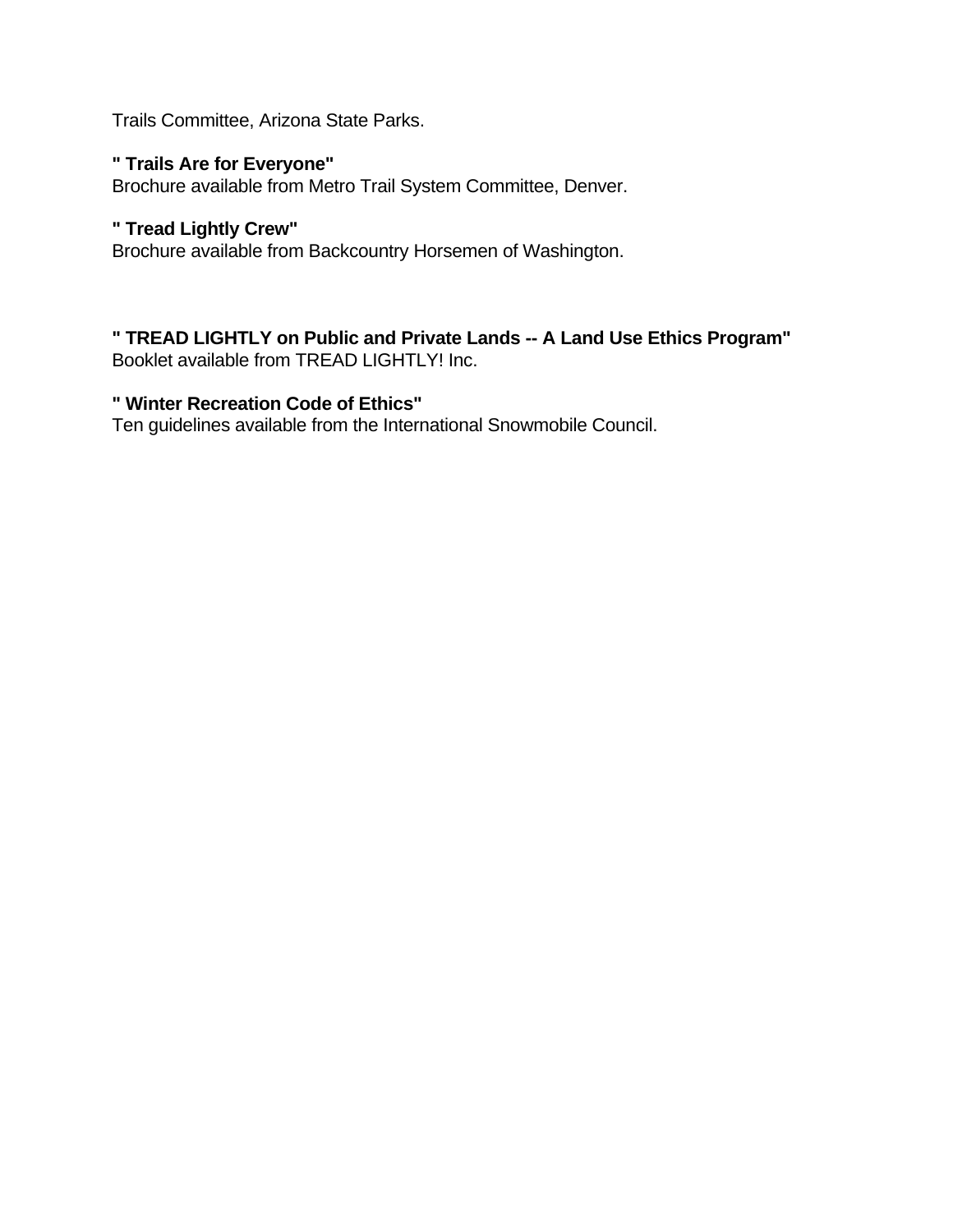Trails Committee, Arizona State Parks.

**" Trails Are for Everyone"**
Brochure available from Metro Trail System Committee, Denver.

**" Tread Lightly Crew"**
Brochure available from Backcountry Horsemen of Washington.

**" TREAD LIGHTLY on Public and Private Lands -- A Land Use Ethics Program"**
Booklet available from TREAD LIGHTLY! Inc.

**" Winter Recreation Code of Ethics"**
Ten guidelines available from the International Snowmobile Council.